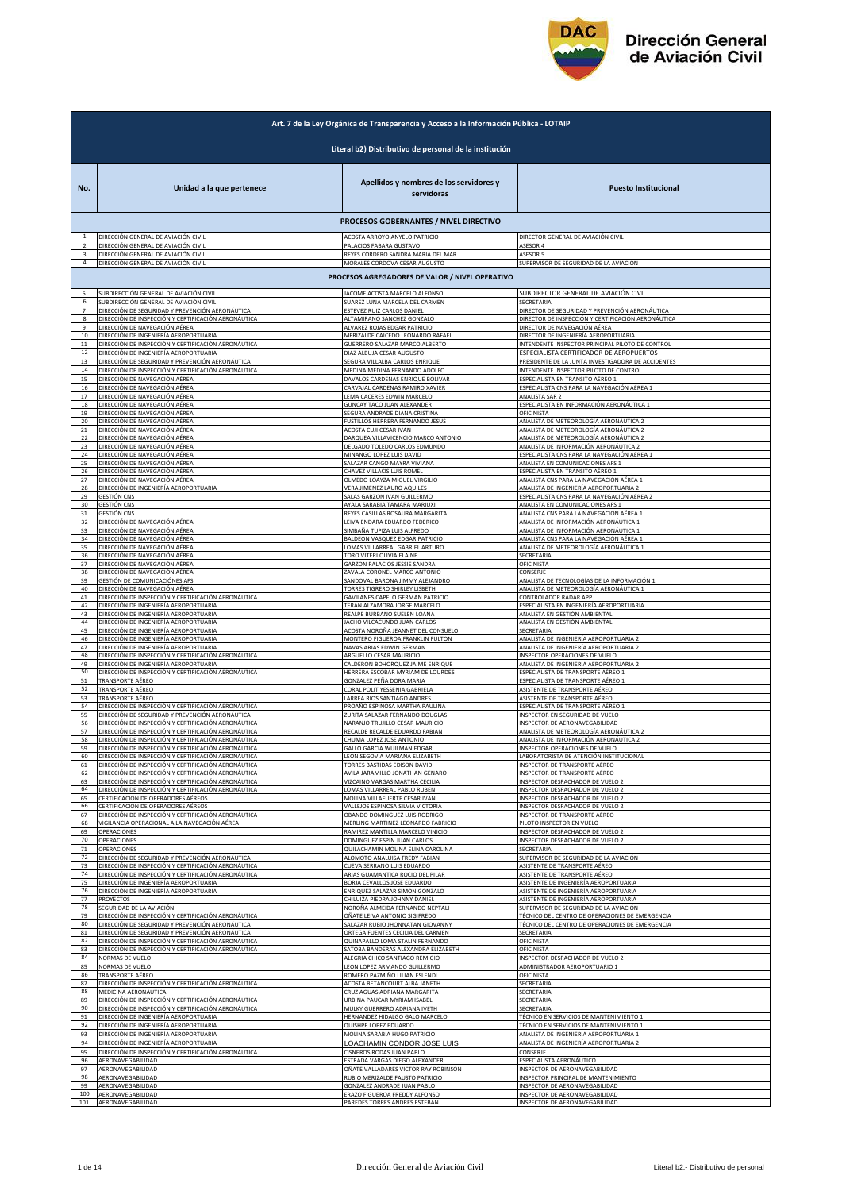Dirección General de Aviación Civil

| Art. 7 de la Ley Orgánica de Transparencia y Acceso a la Información Pública - LOTAIP | | | |
|---|---|---|---|
| **Literal b2) Distributivo de personal de la institución** | | | |
| **No.** | **Unidad a la que pertenece** | **Apellidos y nombres de los servidores y servidoras** | **Puesto Institucional** |
| **PROCESOS GOBERNANTES / NIVEL DIRECTIVO** | | | |
| 1 | DIRECCIÓN GENERAL DE AVIACIÓN CIVIL | ACOSTA ARROYO ANYELO PATRICIO | DIRECTOR GENERAL DE AVIACIÓN CIVIL |
| 2 | DIRECCIÓN GENERAL DE AVIACIÓN CIVIL | PALACIOS FABARA GUSTAVO | ASESOR 4 |
| 3 | DIRECCIÓN GENERAL DE AVIACIÓN CIVIL | REYES CORDERO SANDRA MARIA DEL MAR | ASESOR 5 |
| 4 | DIRECCIÓN GENERAL DE AVIACIÓN CIVIL | MORALES CORDOVA CESAR AUGUSTO | SUPERVISOR DE SEGURIDAD DE LA AVIACIÓN |
| **PROCESOS AGREGADORES DE VALOR / NIVEL OPERATIVO** | | | |
| 5 | SUBDIRECCIÓN GENERAL DE AVIACIÓN CIVIL | JACOME ACOSTA MARCELO ALFONSO | SUBDIRECTOR GENERAL DE AVIACIÓN CIVIL |
| 6 | SUBDIRECCIÓN GENERAL DE AVIACIÓN CIVIL | SUAREZ LUNA MARCELA DEL CARMEN | SECRETARIA |
| 7 | DIRECCIÓN DE SEGURIDAD Y PREVENCIÓN AERONÁUTICA | ESTEVEZ RUIZ CARLOS DANIEL | DIRECTOR DE SEGURIDAD Y PREVENCIÓN AERONÁUTICA |
| 8 | DIRECCIÓN DE INSPECCIÓN Y CERTIFICACIÓN AERONÁUTICA | ALTAMIRANO SANCHEZ GONZALO | DIRECTOR DE INSPECCIÓN Y CERTIFICACIÓN AERONÁUTICA |
| 9 | DIRECCIÓN DE NAVEGACIÓN AÉREA | ALVAREZ ROJAS EDGAR PATRICIO | DIRECTOR DE NAVEGACIÓN AÉREA |
| 10 | DIRECCIÓN DE INGENIERÍA AEROPORTUARIA | MERIZALDE CAICEDO LEONARDO RAFAEL | DIRECTOR DE INGENIERÍA AEROPORTUARIA |
| 11 | DIRECCIÓN DE INSPECCIÓN Y CERTIFICACIÓN AERONÁUTICA | GUERRERO SALAZAR MARCO ALBERTO | INTENDENTE INSPECTOR PRINCIPAL PILOTO DE CONTROL |
| 12 | DIRECCIÓN DE INGENIERÍA AEROPORTUARIA | DIAZ ALBUJA CESAR AUGUSTO | ESPECIALISTA CERTIFICADOR DE AEROPUERTOS |
| 13 | DIRECCIÓN DE SEGURIDAD Y PREVENCIÓN AERONÁUTICA | SEGURA VILLALBA CARLOS ENRIQUE | PRESIDENTE DE LA JUNTA INVESTIGADORA DE ACCIDENTES |
| 14 | DIRECCIÓN DE INSPECCIÓN Y CERTIFICACIÓN AERONÁUTICA | MEDINA MEDINA FERNANDO ADOLFO | INTENDENTE INSPECTOR PILOTO DE CONTROL |
| 15 | DIRECCIÓN DE NAVEGACIÓN AÉREA | DAVALOS CARDENAS ENRIQUE BOLIVAR | ESPECIALISTA EN TRANSITO AÉREO 1 |
| 16 | DIRECCIÓN DE NAVEGACIÓN AÉREA | CARVAJAL CARDENAS RAMIRO XAVIER | ESPECIALISTA CNS PARA LA NAVEGACIÓN AÉREA 1 |
| 17 | DIRECCIÓN DE NAVEGACIÓN AÉREA | LEMA CACERES EDWIN MARCELO | ANALISTA SAR 2 |
| 18 | DIRECCIÓN DE NAVEGACIÓN AÉREA | GUNCAY TACO JUAN ALEXANDER | ESPECIALISTA EN INFORMACIÓN AERONÁUTICA 1 |
| 19 | DIRECCIÓN DE NAVEGACIÓN AÉREA | SEGURA ANDRADE DIANA CRISTINA | OFICINISTA |
| 20 | DIRECCIÓN DE NAVEGACIÓN AÉREA | FUSTILLOS HERRERA FERNANDO JESUS | ANALISTA DE METEOROLOGÍA AERONÁUTICA 2 |
| 21 | DIRECCIÓN DE NAVEGACIÓN AÉREA | ACOSTA CUJI CESAR IVAN | ANALISTA DE METEOROLOGÍA AERONÁUTICA 2 |
| 22 | DIRECCIÓN DE NAVEGACIÓN AÉREA | DARQUEA VILLAVICENCIO MARCO ANTONIO | ANALISTA DE METEOROLOGÍA AERONÁUTICA 2 |
| 23 | DIRECCIÓN DE NAVEGACIÓN AÉREA | DELGADO TOLEDO CARLOS EDMUNDO | ANALISTA DE INFORMACIÓN AERONÁUTICA 2 |
| 24 | DIRECCIÓN DE NAVEGACIÓN AÉREA | MINANGO LOPEZ LUIS DAVID | ESPECIALISTA CNS PARA LA NAVEGACIÓN AÉREA 1 |
| 25 | DIRECCIÓN DE NAVEGACIÓN AÉREA | SALAZAR CANGO MAYRA VIVIANA | ANALISTA EN COMUNICACIONES AFS 1 |
| 26 | DIRECCIÓN DE NAVEGACIÓN AÉREA | CHAVEZ VILLACIS LUIS ROMEL | ESPECIALISTA EN TRANSITO AÉREO 1 |
| 27 | DIRECCIÓN DE NAVEGACIÓN AÉREA | OLMEDO LOAYZA MIGUEL VIRGILIO | ANALISTA CNS PARA LA NAVEGACIÓN AÉREA 1 |
| 28 | DIRECCIÓN DE INGENIERÍA AEROPORTUARIA | VERA JIMENEZ LAURO AQUILES | ANALISTA DE INGENIERÍA AEROPORTUARIA 2 |
| 29 | GESTIÓN CNS | SALAS GARZON IVAN GUILLERMO | ESPECIALISTA CNS PARA LA NAVEGACIÓN AÉREA 2 |
| 30 | GESTIÓN CNS | AYALA SARABIA TAMARA MARIUXI | ANALISTA EN COMUNICACIONES AFS 1 |
| 31 | GESTIÓN CNS | REYES CASILLAS ROSAURA MARGARITA | ANALISTA CNS PARA LA NAVEGACIÓN AÉREA 1 |
| 32 | DIRECCIÓN DE NAVEGACIÓN AÉREA | LEIVA ENDARA EDUARDO FEDERICO | ANALISTA DE INFORMACIÓN AERONÁUTICA 1 |
| 33 | DIRECCIÓN DE NAVEGACIÓN AÉREA | SIMBAÑA TUPIZA LUIS ALFREDO | ANALISTA DE INFORMACIÓN AERONÁUTICA 1 |
| 34 | DIRECCIÓN DE NAVEGACIÓN AÉREA | BALDEON VASQUEZ EDGAR PATRICIO | ANALISTA CNS PARA LA NAVEGACIÓN AÉREA 1 |
| 35 | DIRECCIÓN DE NAVEGACIÓN AÉREA | LOMAS VILLARREAL GABRIEL ARTURO | ANALISTA DE METEOROLOGÍA AERONÁUTICA 1 |
| 36 | DIRECCIÓN DE NAVEGACIÓN AÉREA | TORO VITERI OLIVIA ELAINE | SECRETARIA |
| 37 | DIRECCIÓN DE NAVEGACIÓN AÉREA | GARZON PALACIOS JESSIE SANDRA | OFICINISTA |
| 38 | DIRECCIÓN DE NAVEGACIÓN AÉREA | ZAVALA CORONEL MARCO ANTONIO | CONSERJE |
| 39 | GESTIÓN DE COMUNICACIÓNES AFS | SANDOVAL BARONA JIMMY ALEJANDRO | ANALISTA DE TECNOLOGÍAS DE LA INFORMACIÓN 1 |
| 40 | DIRECCIÓN DE NAVEGACIÓN AÉREA | TORRES TIGRERO SHIRLEY LISBETH | ANALISTA DE METEOROLOGÍA AERONÁUTICA 1 |
| 41 | DIRECCIÓN DE INSPECCIÓN Y CERTIFICACIÓN AERONÁUTICA | GAVILANES CAPELO GERMAN PATRICIO | CONTROLADOR RADAR APP |
| 42 | DIRECCIÓN DE INGENIERÍA AEROPORTUARIA | TERAN ALZAMORA JORGE MARCELO | ESPECIALISTA EN INGENIERÍA AEROPORTUARIA |
| 43 | DIRECCIÓN DE INGENIERÍA AEROPORTUARIA | REALPE BURBANO SUELEN LOANA | ANALISTA EN GESTIÓN AMBIENTAL |
| 44 | DIRECCIÓN DE INGENIERÍA AEROPORTUARIA | JACHO VILCACUNDO JUAN CARLOS | ANALISTA EN GESTIÓN AMBIENTAL |
| 45 | DIRECCIÓN DE INGENIERÍA AEROPORTUARIA | ACOSTA NOROÑA JEANNET DEL CONSUELO | SECRETARIA |
| 46 | DIRECCIÓN DE INGENIERÍA AEROPORTUARIA | MONTERO FIGUEROA FRANKLIN FULTON | ANALISTA DE INGENIERÍA AEROPORTUARIA 2 |
| 47 | DIRECCIÓN DE INGENIERÍA AEROPORTUARIA | NAVAS ARIAS EDWIN GERMAN | ANALISTA DE INGENIERÍA AEROPORTUARIA 2 |
| 48 | DIRECCIÓN DE INSPECCIÓN Y CERTIFICACIÓN AERONÁUTICA | ARGUELLO CESAR MAURICIO | INSPECTOR OPERACIONES DE VUELO |
| 49 | DIRECCIÓN DE INGENIERÍA AEROPORTUARIA | CALDERON BOHORQUEZ JAIME ENRIQUE | ANALISTA DE INGENIERÍA AEROPORTUARIA 2 |
| 50 | DIRECCIÓN DE INSPECCIÓN Y CERTIFICACIÓN AERONÁUTICA | HERRERA ESCOBAR MYRIAM DE LOURDES | ESPECIALISTA DE TRANSPORTE AÉREO 1 |
| 51 | TRANSPORTE AÉREO | GONZALEZ PEÑA DORA MARIA | ESPECIALISTA DE TRANSPORTE AÉREO 1 |
| 52 | TRANSPORTE AÉREO | CORAL POLIT YESSENIA GABRIELA | ASISTENTE DE TRANSPORTE AÉREO |
| 53 | TRANSPORTE AÉREO | LARREA RIOS SANTIAGO ANDRES | ASISTENTE DE TRANSPORTE AÉREO |
| 54 | DIRECCIÓN DE INSPECCIÓN Y CERTIFICACIÓN AERONÁUTICA | PROAÑO ESPINOSA MARTHA PAULINA | ESPECIALISTA DE TRANSPORTE AÉREO 1 |
| 55 | DIRECCIÓN DE SEGURIDAD Y PREVENCIÓN AERONÁUTICA | ZURITA SALAZAR FERNANDO DOUGLAS | INSPECTOR EN SEGURIDAD DE VUELO |
| 56 | DIRECCIÓN DE INSPECCIÓN Y CERTIFICACIÓN AERONÁUTICA | NARANJO TRUJILLO CESAR MAURICIO | INSPECTOR DE AERONAVEGABILIDAD |
| 57 | DIRECCIÓN DE INSPECCIÓN Y CERTIFICACIÓN AERONÁUTICA | RECALDE RECALDE EDUARDO FABIAN | ANALISTA DE METEOROLOGÍA AERONÁUTICA 2 |
| 58 | DIRECCIÓN DE INSPECCIÓN Y CERTIFICACIÓN AERONÁUTICA | CHUMA LOPEZ JOSE ANTONIO | ANALISTA DE INFORMACIÓN AERONÁUTICA 2 |
| 59 | DIRECCIÓN DE INSPECCIÓN Y CERTIFICACIÓN AERONÁUTICA | GALLO GARCIA WUILMAN EDGAR | INSPECTOR OPERACIONES DE VUELO |
| 60 | DIRECCIÓN DE INSPECCIÓN Y CERTIFICACIÓN AERONÁUTICA | LEON SEGOVIA MARIANA ELIZABETH | LABORATORISTA DE ATENCIÓN INSTITUCIONAL |
| 61 | DIRECCIÓN DE INSPECCIÓN Y CERTIFICACIÓN AERONÁUTICA | TORRES BASTIDAS EDISON DAVID | INSPECTOR DE TRANSPORTE AÉREO |
| 62 | DIRECCIÓN DE INSPECCIÓN Y CERTIFICACIÓN AERONÁUTICA | AVILA JARAMILLO JONATHAN GENARO | INSPECTOR DE TRANSPORTE AÉREO |
| 63 | DIRECCIÓN DE INSPECCIÓN Y CERTIFICACIÓN AERONÁUTICA | VIZCAINO VARGAS MARTHA CECILIA | INSPECTOR DESPACHADOR DE VUELO 2 |
| 64 | DIRECCIÓN DE INSPECCIÓN Y CERTIFICACIÓN AERONÁUTICA | LOMAS VILLARREAL PABLO RUBEN | INSPECTOR DESPACHADOR DE VUELO 2 |
| 65 | CERTIFICACIÓN DE OPERADORES AÉREOS | MOLINA VILLAFUERTE CESAR IVAN | INSPECTOR DESPACHADOR DE VUELO 2 |
| 66 | CERTIFICACIÓN DE OPERADORES AÉREOS | VALLEJOS ESPINOSA SILVIA VICTORIA | INSPECTOR DESPACHADOR DE VUELO 2 |
| 67 | DIRECCIÓN DE INSPECCIÓN Y CERTIFICACIÓN AERONÁUTICA | OBANDO DOMINGUEZ LUIS RODRIGO | INSPECTOR DE TRANSPORTE AÉREO |
| 68 | VIGILANCIA OPERACIONAL A LA NAVEGACIÓN AÉREA | MERLING MARTINEZ LEONARDO FABRICIO | PILOTO INSPECTOR EN VUELO |
| 69 | OPERACIONES | RAMIREZ MANTILLA MARCELO VINICIO | INSPECTOR DESPACHADOR DE VUELO 2 |
| 70 | OPERACIONES | DOMINGUEZ ESPIN JUAN CARLOS | INSPECTOR DESPACHADOR DE VUELO 2 |
| 71 | OPERACIONES | QUILACHAMIN MOLINA ELINA CAROLINA | SECRETARIA |
| 72 | DIRECCIÓN DE SEGURIDAD Y PREVENCIÓN AERONÁUTICA | ALOMOTO ANALUISA FREDY FABIAN | SUPERVISOR DE SEGURIDAD DE LA AVIACIÓN |
| 73 | DIRECCIÓN DE INSPECCIÓN Y CERTIFICACIÓN AERONÁUTICA | CUEVA SERRANO LUIS EDUARDO | ASISTENTE DE TRANSPORTE AÉREO |
| 74 | DIRECCIÓN DE INSPECCIÓN Y CERTIFICACIÓN AERONÁUTICA | ARIAS GUAMANTICA ROCIO DEL PILAR | ASISTENTE DE TRANSPORTE AÉREO |
| 75 | DIRECCIÓN DE INGENIERÍA AEROPORTUARIA | BORJA CEVALLOS JOSE EDUARDO | ASISTENTE DE INGENIERÍA AEROPORTUARIA |
| 76 | DIRECCIÓN DE INGENIERÍA AEROPORTUARIA | ENRIQUEZ SALAZAR SIMON GONZALO | ASISTENTE DE INGENIERÍA AEROPORTUARIA |
| 77 | PROYECTOS | CHILUIZA PIEDRA JOHNNY DANIEL | ASISTENTE DE INGENIERÍA AEROPORTUARIA |
| 78 | SEGURIDAD DE LA AVIACIÓN | NOROÑA ALMEIDA FERNANDO NEPTALI | SUPERVISOR DE SEGURIDAD DE LA AVIACIÓN |
| 79 | DIRECCIÓN DE INSPECCIÓN Y CERTIFICACIÓN AERONÁUTICA | OÑATE LEIVA ANTONIO SIGIFREDO | TÉCNICO DEL CENTRO DE OPERACIONES DE EMERGENCIA |
| 80 | DIRECCIÓN DE SEGURIDAD Y PREVENCIÓN AERONÁUTICA | SALAZAR RUBIO JHONNATAN GIOVANNY | TÉCNICO DEL CENTRO DE OPERACIONES DE EMERGENCIA |
| 81 | DIRECCIÓN DE SEGURIDAD Y PREVENCIÓN AERONÁUTICA | ORTEGA FUENTES CECILIA DEL CARMEN | SECRETARIA |
| 82 | DIRECCIÓN DE INSPECCIÓN Y CERTIFICACIÓN AERONÁUTICA | QUINAPALLO LOMA STALIN FERNANDO | OFICINISTA |
| 83 | DIRECCIÓN DE INSPECCIÓN Y CERTIFICACIÓN AERONÁUTICA | SATOBA BANDERAS ALEXANDRA ELIZABETH | OFICINISTA |
| 84 | NORMAS DE VUELO | ALEGRIA CHICO SANTIAGO REMIGIO | INSPECTOR DESPACHADOR DE VUELO 2 |
| 85 | NORMAS DE VUELO | LEON LOPEZ ARMANDO GUILLERMO | ADMINISTRADOR AEROPORTUARIO 1 |
| 86 | TRANSPORTE AÉREO | ROMERO PAZMIÑO LILIAN ESLENDI | OFICINISTA |
| 87 | DIRECCIÓN DE INSPECCIÓN Y CERTIFICACIÓN AERONÁUTICA | ACOSTA BETANCOURT ALBA JANETH | SECRETARIA |
| 88 | MEDICINA AERONÁUTICA | CRUZ AGUAS ADRIANA MARGARITA | SECRETARIA |
| 89 | DIRECCIÓN DE INSPECCIÓN Y CERTIFICACIÓN AERONÁUTICA | URBINA PAUCAR MYRIAM ISABEL | SECRETARIA |
| 90 | DIRECCIÓN DE INSPECCIÓN Y CERTIFICACIÓN AERONÁUTICA | MULKY GUERRERO ADRIANA IVETH | SECRETARIA |
| 91 | DIRECCIÓN DE INGENIERÍA AEROPORTUARIA | HERNANDEZ HIDALGO GALO MARCELO | TÉCNICO EN SERVICIOS DE MANTENIMIENTO 1 |
| 92 | DIRECCIÓN DE INGENIERÍA AEROPORTUARIA | QUISHPE LOPEZ EDUARDO | TÉCNICO EN SERVICIOS DE MANTENIMIENTO 1 |
| 93 | DIRECCIÓN DE INGENIERÍA AEROPORTUARIA | MOLINA SARABIA HUGO PATRICIO | ANALISTA DE INGENIERÍA AEROPORTUARIA 1 |
| 94 | DIRECCIÓN DE INGENIERÍA AEROPORTUARIA | LOACHAMIN CONDOR JOSE LUIS | ANALISTA DE INGENIERÍA AEROPORTUARIA 2 |
| 95 | DIRECCIÓN DE INSPECCIÓN Y CERTIFICACIÓN AERONÁUTICA | CISNEROS RODAS JUAN PABLO | CONSERJE |
| 96 | AERONAVEGABILIDAD | ESTRADA VARGAS DIEGO ALEXANDER | ESPECIALISTA AERONÁUTICO |
| 97 | AERONAVEGABILIDAD | OÑATE VALLADARES VICTOR RAY ROBINSON | INSPECTOR DE AERONAVEGABILIDAD |
| 98 | AERONAVEGABILIDAD | RUBIO MERIZALDE FAUSTO PATRICIO | INSPECTOR PRINCIPAL DE MANTENIMIENTO |
| 99 | AERONAVEGABILIDAD | GONZALEZ ANDRADE JUAN PABLO | INSPECTOR DE AERONAVEGABILIDAD |
| 100 | AERONAVEGABILIDAD | ERAZO FIGUEROA FREDDY ALFONSO | INSPECTOR DE AERONAVEGABILIDAD |
| 101 | AERONAVEGABILIDAD | PAREDES TORRES ANDRES ESTEBAN | INSPECTOR DE AERONAVEGABILIDAD |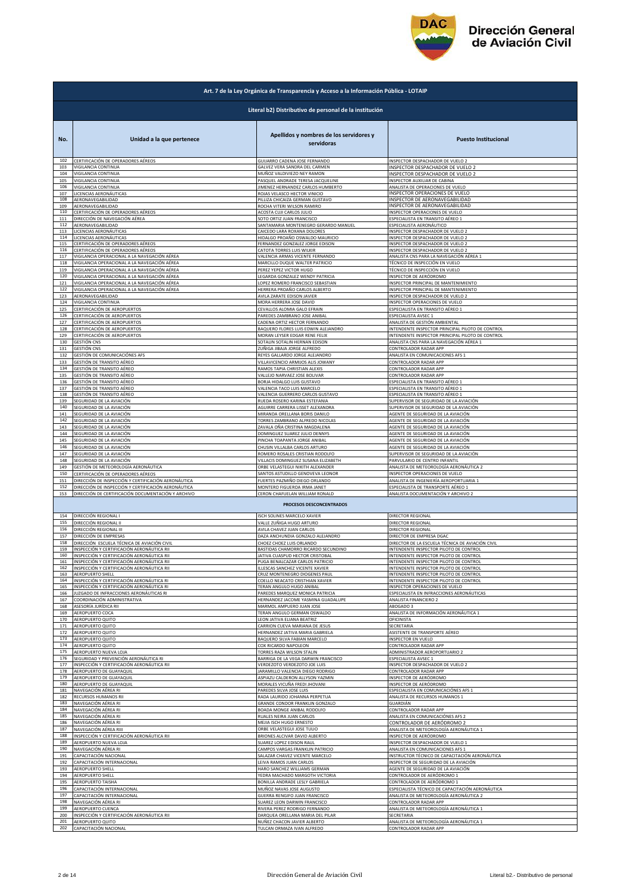## Art. 7 de la Ley Orgánica de Transparencia y Acceso a la Información Pública - LOTAIP

### Literal b2) Distributivo de personal de la institución

| No. | Unidad a la que pertenece | Apellidos y nombres de los servidores y servidoras | Puesto Institucional |
|---|---|---|---|
| 102 | CERTIFICACIÓN DE OPERADORES AÉREOS | GUIJARRO CADENA JOSE FERNANDO | INSPECTOR DESPACHADOR DE VUELO 2 |
| 103 | VIGILANCIA CONTINUA | GALVEZ VERA SANDRA DEL CARMEN | INSPECTOR DESPACHADOR DE VUELO 2 |
| 104 | VIGILANCIA CONTINUA | MUÑOZ VALDIVIEZO NEY RAMON | INSPECTOR DESPACHADOR DE VUELO 2 |
| 105 | VIGILANCIA CONTINUA | PASQUEL ANDRADE TERESA JACQUELINE | INSPECTOR AUXILIAR DE CABINA |
| 106 | VIGILANCIA CONTINUA | JIMENEZ HERNANDEZ CARLOS HUMBERTO | ANALISTA DE OPERACIONES DE VUELO |
| 107 | LICENCIAS AERONÁUTICAS | ROJAS VELASCO HECTOR VINICIO | INSPECTOR OPERACIONES DE VUELO |
| 108 | AERONAVEGABILIDAD | PILLIZA CHICAIZA GERMAN GUSTAVO | INSPECTOR DE AERONAVEGABILIDAD |
| 109 | AERONAVEGABILIDAD | ROCHA VITERI WILSON RAMIRO | INSPECTOR DE AERONAVEGABILIDAD |
| 110 | CERTIFICACIÓN DE OPERADORES AÉREOS | ACOSTA CUJI CARLOS JULIO | INSPECTOR OPERACIONES DE VUELO |
| 111 | DIRECCIÓN DE NAVEGACIÓN AÉREA | SOTO ORTIZ JUAN FRANCISCO | ESPECIALISTA EN TRANSITO AÉREO 1 |
| 112 | AERONAVEGABILIDAD | SANTAMARIA MONTENEGRO GERARDO MANUEL | ESPECIALISTA AERONÁUTICO |
| 113 | LICENCIAS AERONÁUTICAS | CAICEDO LARA ROXANA DOLORES | INSPECTOR DESPACHADOR DE VUELO 2 |
| 114 | LICENCIAS AERONÁUTICAS | HIDALGO PROAÑO OSWALDO MAURICIO | INSPECTOR DESPACHADOR DE VUELO 2 |
| 115 | CERTIFICACIÓN DE OPERADORES AÉREOS | FERNANDEZ GONZALEZ JORGE EDISON | INSPECTOR DESPACHADOR DE VUELO 2 |
| 116 | CERTIFICACIÓN DE OPERADORES AÉREOS | CATOTA TORRES LUIS WILKIR | INSPECTOR DESPACHADOR DE VUELO 2 |
| 117 | VIGILANCIA OPERACIONAL A LA NAVEGACIÓN AÉREA | VALENCIA ARMAS VICENTE FERNANDO | ANALISTA CNS PARA LA NAVEGACIÓN AÉREA 1 |
| 118 | VIGILANCIA OPERACIONAL A LA NAVEGACIÓN AÉREA | MARCILLO DUQUE WALTER PATRICIO | TÉCNICO DE INSPECCIÓN EN VUELO |
| 119 | VIGILANCIA OPERACIONAL A LA NAVEGACIÓN AÉREA | PEREZ YEPEZ VICTOR HUGO | TÉCNICO DE INSPECCIÓN EN VUELO |
| 120 | VIGILANCIA OPERACIONAL A LA NAVEGACIÓN AÉREA | LEGARDA GONZALEZ WENDY PATRICIA | INSPECTOR DE AERÓDROMO |
| 121 | VIGILANCIA OPERACIONAL A LA NAVEGACIÓN AÉREA | LOPEZ ROMERO FRANCISCO SEBASTIAN | INSPECTOR PRINCIPAL DE MANTENIMIENTO |
| 122 | VIGILANCIA OPERACIONAL A LA NAVEGACIÓN AÉREA | HERRERA PROAÑO CARLOS ALBERTO | INSPECTOR PRINCIPAL DE MANTENIMIENTO |
| 123 | AERONAVEGABILIDAD | AVILA ZARATE EDISON JAVIER | INSPECTOR DESPACHADOR DE VUELO 2 |
| 124 | VIGILANCIA CONTINUA | MORA HERRERA JOSE DAVID | INSPECTOR OPERACIONES DE VUELO |
| 125 | CERTIFICACIÓN DE AEROPUERTOS | CEVALLOS ALOMIA GALO EFRAIN | ESPECIALISTA EN TRANSITO AÉREO 1 |
| 126 | CERTIFICACIÓN DE AEROPUERTOS | PAREDES ZAMBRANO JOSE ANIBAL | ESPECIALISTA AVSEC 1 |
| 127 | CERTIFICACIÓN DE AEROPUERTOS | CADENA ORTIZ HECTOR FERNANDO | ANALISTA DE GESTIÓN AMBIENTAL |
| 128 | CERTIFICACIÓN DE AEROPUERTOS | BAQUERO FLORES LUIS EDWIN ALEJANDRO | INTENDENTE INSPECTOR PRINCIPAL PILOTO DE CONTROL |
| 129 | CERTIFICACIÓN DE AEROPUERTOS | MORAN LEYSER EDGAR RENE FELIX | INTENDENTE INSPECTOR PRINCIPAL PILOTO DE CONTROL |
| 130 | GESTIÓN CNS | SOTALIN SOTALIN HERNAN EDISON | ANALISTA CNS PARA LA NAVEGACIÓN AÉREA 1 |
| 131 | GESTIÓN CNS | ZUÑIGA JIBAJA JORGE ALFREDO | CONTROLADOR RADAR APP |
| 132 | GESTIÓN DE COMUNICACIÓNES AFS | REYES GALLARDO JORGE ALEJANDRO | ANALISTA EN COMUNICACIONES AFS 1 |
| 133 | GESTIÓN DE TRANSITO AÉREO | VILLAVICENCIO ARMIJOS ALIS JOWANY | CONTROLADOR RADAR APP |
| 134 | GESTIÓN DE TRANSITO AÉREO | RAMOS TAPIA CHRISTIAN ALEXIS | CONTROLADOR RADAR APP |
| 135 | GESTIÓN DE TRANSITO AÉREO | VALLEJO NARVAEZ JOSE BOLIVAR | CONTROLADOR RADAR APP |
| 136 | GESTIÓN DE TRANSITO AÉREO | BORJA HIDALGO LUIS GUSTAVO | ESPECIALISTA EN TRANSITO AÉREO 1 |
| 137 | GESTIÓN DE TRANSITO AÉREO | VALENCIA TACO LUIS MARCELO | ESPECIALISTA EN TRANSITO AÉREO 1 |
| 138 | GESTIÓN DE TRANSITO AÉREO | VALENCIA GUERRERO CARLOS GUSTAVO | ESPECIALISTA EN TRANSITO AÉREO 1 |
| 139 | SEGURIDAD DE LA AVIACIÓN | RUEDA ROSERO KARINA ESTEFANIA | SUPERVISOR DE SEGURIDAD DE LA AVIACIÓN |
| 140 | SEGURIDAD DE LA AVIACIÓN | AGUIRRE CARRERA LISSET ALEXANDRA | SUPERVISOR DE SEGURIDAD DE LA AVIACIÓN |
| 141 | SEGURIDAD DE LA AVIACIÓN | MIRANDA ORELLANA BORIS DANILO | AGENTE DE SEGURIDAD DE LA AVIACIÓN |
| 142 | SEGURIDAD DE LA AVIACIÓN | TORRES ZAMBRANO ALFREDO NICOLAS | AGENTE DE SEGURIDAD DE LA AVIACIÓN |
| 143 | SEGURIDAD DE LA AVIACIÓN | ZAVALA OÑA CRISTINA MAGDALENA | AGENTE DE SEGURIDAD DE LA AVIACIÓN |
| 144 | SEGURIDAD DE LA AVIACIÓN | DOMINGUEZ SUAREZ JULIO DENNYS | AGENTE DE SEGURIDAD DE LA AVIACIÓN |
| 145 | SEGURIDAD DE LA AVIACIÓN | PINCHA TOAPANTA JORGE ANIBAL | AGENTE DE SEGURIDAD DE LA AVIACIÓN |
| 146 | SEGURIDAD DE LA AVIACIÓN | CHUSIN VILLALBA CARLOS ARTURO | AGENTE DE SEGURIDAD DE LA AVIACIÓN |
| 147 | SEGURIDAD DE LA AVIACIÓN | ROMERO ROSALES CRISTIAN RODOLFO | SUPERVISOR DE SEGURIDAD DE LA AVIACIÓN |
| 148 | SEGURIDAD DE LA AVIACIÓN | VILLACIS DOMINGUEZ SUSANA ELIZABETH | PARVULARIO DE CENTRO INFANTIL |
| 149 | GESTIÓN DE METEOROLOGÍA AERONÁUTICA | ORBE VELASTEGUI NIKITH ALEXANDER | ANALISTA DE METEOROLOGÍA AERONÁUTICA 2 |
| 150 | CERTIFICACIÓN DE OPERADORES AÉREOS | SANTOS ASTUDILLO GENOVEVA LEONOR | INSPECTOR OPERACIONES DE VUELO |
| 151 | DIRECCIÓN DE INSPECCIÓN Y CERTIFICACIÓN AERONÁUTICA | FUERTES PAZMIÑO DIEGO ORLANDO | ANALISTA DE INGENIERÍA AEROPORTUARIA 1 |
| 152 | DIRECCIÓN DE INSPECCIÓN Y CERTIFICACIÓN AERONÁUTICA | MONTERO FIGUEROA IRMA JANET | ESPECIALISTA DE TRANSPORTE AÉREO 1 |
| 153 | DIRECCIÓN DE CERTIFICACIÓN DOCUMENTACIÓN Y ARCHIVO | CERON CHAFUELAN WILLIAM RONALD | ANALISTA DOCUMENTACIÓN Y ARCHIVO 2 |
| | **PROCESOS DESCONCENTRADOS** | | |
| 154 | DIRECCIÓN REGIONAL I | ISCH SOLINES MARCELO XAVIER | DIRECTOR REGIONAL |
| 155 | DIRECCIÓN REGIONAL II | VALLE ZUÑIGA HUGO ARTURO | DIRECTOR REGIONAL |
| 156 | DIRECCIÓN REGIONAL III | AVILA CHAVEZ JUAN CARLOS | DIRECTOR REGIONAL |
| 157 | DIRECCIÓN DE EMPRESAS | DAZA ANCHUNDIA GONZALO ALEJANDRO | DIRECTOR DE EMPRESA DGAC |
| 158 | DIRECCIÓN ESCUELA TÉCNICA DE AVIACIÓN CIVIL | CHOEZ CHOEZ LUIS ORLANDO | DIRECTOR DE LA ESCUELA TÉCNICA DE AVIACIÓN CIVIL |
| 159 | INSPECCIÓN Y CERTIFICACIÓN AERONÁUTICA RII | BASTIDAS CHAMORRO RICARDO SECUNDINO | INTENDENTE INSPECTOR PILOTO DE CONTROL |
| 160 | INSPECCIÓN Y CERTIFICACIÓN AERONÁUTICA RII | JATIVA CUASPUD HECTOR CRISTOBAL | INTENDENTE INSPECTOR PILOTO DE CONTROL |
| 161 | INSPECCIÓN Y CERTIFICACIÓN AERONÁUTICA RII | PUGA BENALCAZAR CARLOS PATRICIO | INTENDENTE INSPECTOR PILOTO DE CONTROL |
| 162 | INSPECCIÓN Y CERTIFICACIÓN AERONÁUTICA RII | ILLESCAS SANCHEZ VICENTE XAVIER | INTENDENTE INSPECTOR PILOTO DE CONTROL |
| 163 | AEROPUERTO SHELL | CRUZ MONTENEGRO DIOGENES PAUL | INTENDENTE INSPECTOR PILOTO DE CONTROL |
| 164 | INSPECCIÓN Y CERTIFICACIÓN AERONÁUTICA RI | COELLO NEACATO CRISTHIAN XAVIER | INTENDENTE INSPECTOR PILOTO DE CONTROL |
| 165 | INSPECCIÓN Y CERTIFICACIÓN AERONÁUTICA RI | TERAN ANGULO HUGO ANIBAL | INSPECTOR OPERACIONES DE VUELO |
| 166 | JUZGADO DE INFRACCIONES AERONÁUTICAS RI | PAREDES MARQUEZ MONICA PATRICIA | ESPECIALISTA EN INFRACCIONES AERONÁUTICAS |
| 167 | COORDINACIÓN ADMINISTRATIVA | HERNANDEZ JACOME YASMINA GUADALUPE | ANALISTA FINANCIERO 2 |
| 168 | ASESORÍA JURÍDICA RII | MARMOL AMPUERO JUAN JOSE | ABOGADO 3 |
| 169 | AEROPUERTO COCA | TERAN ANGULO GERMAN OSWALDO | ANALISTA DE INFORMACIÓN AERONÁUTICA 1 |
| 170 | AEROPUERTO QUITO | LEON JATIVA ELIANA BEATRIZ | OFICINISTA |
| 171 | AEROPUERTO QUITO | CARRION CUEVA MARIANA DE JESUS | SECRETARIA |
| 172 | AEROPUERTO QUITO | HERNANDEZ JATIVA MARIA GABRIELA | ASISTENTE DE TRANSPORTE AÉREO |
| 173 | AEROPUERTO QUITO | BAQUERO SILVA FABIAN MARCELO | INSPECTOR EN VUELO |
| 174 | AEROPUERTO QUITO | COX RICARDO NAPOLEON | CONTROLADOR RADAR APP |
| 175 | AEROPUERTO NUEVA LOJA | TORRES RAZA WILSON STALIN | ADMINISTRADOR AEROPORTUARIO 2 |
| 176 | SEGURIDAD Y PREVENCIÓN AERONÁUTICA RI | BARRIGA DE LA VEGA DARWIN FRANCISCO | ESPECIALISTA AVSEC 1 |
| 177 | INSPECCIÓN Y CERTIFICACIÓN AERONÁUTICA RII | VERDEZOTO VERDEZOTO JOE LUIS | INSPECTOR DESPACHADOR DE VUELO 2 |
| 178 | AEROPUERTO DE GUAYAQUIL | JARAMILLO VALENCIA DIEGO RODRIGO | CONTROLADOR RADAR APP |
| 179 | AEROPUERTO DE GUAYAQUIL | ASPIAZU CALDERON ALLYSON YAZMIN | INSPECTOR DE AERÓDROMO |
| 180 | AEROPUERTO DE GUAYAQUIL | MORALES VICUÑA FREDI JHOVANI | INSPECTOR DE AERÓDROMO |
| 181 | NAVEGACIÓN AÉREA RI | PAREDES SILVA JOSE LUIS | ESPECIALISTA EN COMUNICACIÓNES AFS 1 |
| 182 | RECURSOS HUMANOS RII | RADA LAURIDO JOHANNA PERPETUA | ANALISTA DE RECURSOS HUMANOS 1 |
| 183 | NAVEGACIÓN AÉREA RI | GRANDE CONDOR FRANKLIN GONZALO | GUARDIÁN |
| 184 | NAVEGACIÓN AÉREA RI | BOADA MONGE ANIBAL RODOLFO | CONTROLADOR RADAR APP |
| 185 | NAVEGACIÓN AÉREA RI | RUALES NEIRA JUAN CARLOS | ANALISTA EN COMUNICACIÓNES AFS 2 |
| 186 | NAVEGACIÓN AÉREA RI | MEJIA ISCH HUGO ERNESTO | CONTROLADOR DE AERÓDROMO 2 |
| 187 | NAVEGACIÓN AÉREA RIII | ORBE VELASTEGUI JOSE TULIO | ANALISTA DE METEOROLOGÍA AERONÁUTICA 1 |
| 188 | INSPECCIÓN Y CERTIFICACIÓN AERONÁUTICA RII | BRIONES ALCIVAR DAVID ALBERTO | INSPECTOR DE AERÓDROMO |
| 189 | AEROPUERTO NUEVA LOJA | SUAREZ LOPEZ EDISON RAUL | INSPECTOR DESPACHADOR DE VUELO 1 |
| 190 | NAVEGACIÓN AÉREA RI | CAMPOS VARGAS FRANKLIN PATRICIO | ANALISTA EN COMUNICACIONES AFS 1 |
| 191 | CAPACITACIÓN NACIONAL | SALAZAR CHAVEZ VICENTE MARCELO | INSTRUCTOR TÉCNICO DE CAPACITACIÓN AERONÁUTICA |
| 192 | CAPACITACIÓN INTERNACIONAL | LEIVA RAMOS JUAN CARLOS | INSPECTOR DE SEGURIDAD DE LA AVIACIÓN |
| 193 | AEROPUERTO SHELL | HARO SANCHEZ WILLIAMS GERMAN | AGENTE DE SEGURIDAD DE LA AVIACIÓN |
| 194 | AEROPUERTO SHELL | YEDRA MACHADO MARGOTH VICTORIA | CONTROLADOR DE AERÓDROMO 1 |
| 195 | AEROPUERTO TAISHA | BONILLA ANDRADE LESLY GABRIELA | CONTROLADOR DE AERÓDROMO 1 |
| 196 | CAPACITACIÓN INTERNACIONAL | MUÑOZ NAVAS JOSE AUGUSTO | ESPECIALISTA TÉCNICO DE CAPACITACIÓN AERONÁUTICA |
| 197 | CAPACITACIÓN INTERNACIONAL | GUERRA RENGIFO JUAN FRANCISCO | ANALISTA DE METEOROLOGÍA AERONÁUTICA 2 |
| 198 | NAVEGACIÓN AÉREA RI | SUAREZ LEON DARWIN FRANCISCO | CONTROLADOR RADAR APP |
| 199 | AEROPUERTO CUENCA | RIVERA PEREZ RODRIGO FERNANDO | ANALISTA DE METEOROLOGÍA AERONÁUTICA 1 |
| 200 | INSPECCIÓN Y CERTIFICACIÓN AERONÁUTICA RII | ENRIQUEZ ORELLANA MARIA DEL PILAR | SECRETARIA |
| 201 | AEROPUERTO QUITO | NUÑEZ CHACON JAVIER ALBERTO | ANALISTA DE METEOROLOGÍA AERONÁUTICA 1 |
| 202 | CAPACITACIÓN NACIONAL | TULCAN ORMAZA IVAN ALFREDO | CONTROLADOR RADAR APP |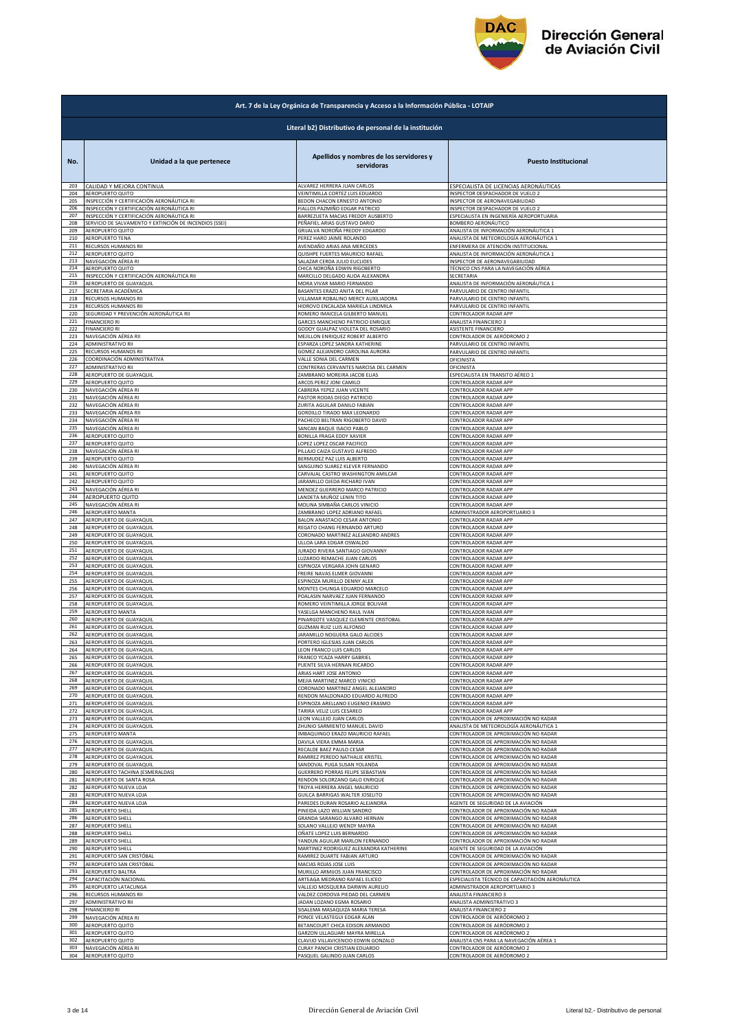**Art. 7 de la Ley Orgánica de Transparencia y Acceso a la Información Pública - LOTAIP**

**Literal b2) Distributivo de personal de la institución**

| No. | Unidad a la que pertenece | Apellidos y nombres de los servidores y servidoras | Puesto Institucional |
|---|---|---|---|
| 203 | CALIDAD Y MEJORA CONTINUA | ALVAREZ HERRERA JUAN CARLOS | ESPECIALISTA DE LICENCIAS AERONÁUTICAS |
| 204 | AEROPUERTO QUITO | VEINTIMILLA CORTEZ LUIS EDUARDO | INSPECTOR DESPACHADOR DE VUELO 2 |
| 205 | INSPECCIÓN Y CERTIFICACIÓN AERONÁUTICA RI | BEDON CHACON ERNESTO ANTONIO | INSPECTOR DE AERONAVEGABILIDAD |
| 206 | INSPECCIÓN Y CERTIFICACIÓN AERONÁUTICA RI | FIALLOS PAZMIÑO EDGAR PATRICIO | INSPECTOR DESPACHADOR DE VUELO 2 |
| 207 | INSPECCIÓN Y CERTIFICACIÓN AERONÁUTICA RI | BARREZUETA MACIAS FREDDY AUSBERTO | ESPECIALISTA EN INGENIERÍA AEROPORTUARIA |
| 208 | SERVICIO DE SALVAMENTO Y EXTINCIÓN DE INCENDIOS (SSEI) | PEÑAFIEL ARIAS GUSTAVO DARIO | BOMBERO AERONÁUTICO |
| 209 | AEROPUERTO QUITO | GRIJALVA NOROÑA FREDDY EDGARDO | ANALISTA DE INFORMACIÓN AERONÁUTICA 1 |
| 210 | AEROPUERTO TENA | PEREZ HARO JAIME ROLANDO | ANALISTA DE METEOROLOGÍA AERONÁUTICA 1 |
| 211 | RECURSOS HUMANOS RII | AVENDAÑO ARIAS ANA MERCEDES | ENFERMERA DE ATENCIÓN INSTITUCIONAL |
| 212 | AEROPUERTO QUITO | QUISHPE FUERTES MAURICIO RAFAEL | ANALISTA DE INFORMACIÓN AERONÁUTICA 1 |
| 213 | NAVEGACIÓN AÉREA RI | SALAZAR CERDA JULIO EUCLIDES | INSPECTOR DE AERONAVEGABILIDAD |
| 214 | AEROPUERTO QUITO | CHICA NOROÑA EDWIN RIGOBERTO | TÉCNICO CNS PARA LA NAVEGACIÓN AÉREA |
| 215 | INSPECCIÓN Y CERTIFICACIÓN AERONÁUTICA RII | MARCILLO DELGADO ALIDA ALEXANDRA | SECRETARIA |
| 216 | AEROPUERTO DE GUAYAQUIL | MORA VIVAR MARIO FERNANDO | ANALISTA DE INFORMACIÓN AERONÁUTICA 1 |
| 217 | SECRETARIA ACADÉMICA | BASANTES ERAZO ANITA DEL PILAR | PARVULARIO DE CENTRO INFANTIL |
| 218 | RECURSOS HUMANOS RII | VILLAMAR ROBALINO MERCY AUXILIADORA | PARVULARIO DE CENTRO INFANTIL |
| 219 | RECURSOS HUMANOS RII | HIDROVO ENCALADA MARIELA LINDMILA | PARVULARIO DE CENTRO INFANTIL |
| 220 | SEGURIDAD Y PREVENCIÓN AERONÁUTICA RII | ROMERO IMAICELA GILBERTO MANUEL | CONTROLADOR RADAR APP |
| 221 | FINANCIERO RI | GARCES MANCHENO PATRICIO ENRIQUE | ANALISTA FINANCIERO 3 |
| 222 | FINANCIERO RI | GODOY GUALPAZ VIOLETA DEL ROSARIO | ASISTENTE FINANCIERO |
| 223 | NAVEGACIÓN AÉREA RII | MEJILLON ENRIQUEZ ROBERT ALBERTO | CONTROLADOR DE AERÓDROMO 2 |
| 224 | ADMINISTRATIVO RII | ESPARZA LOPEZ SANDRA KATHERINE | PARVULARIO DE CENTRO INFANTIL |
| 225 | RECURSOS HUMANOS RII | GOMEZ ALEJANDRO CAROLINA AURORA | PARVULARIO DE CENTRO INFANTIL |
| 226 | COORDINACIÓN ADMINISTRATIVA | VALLE SONIA DEL CARMEN | OFICINISTA |
| 227 | ADMINISTRATIVO RII | CONTRERAS CERVANTES NARCISA DEL CARMEN | OFICINISTA |
| 228 | AEROPUERTO DE GUAYAQUIL | ZAMBRANO MOREIRA JACOB ELIAS | ESPECIALISTA EN TRANSITO AÉREO 1 |
| 229 | AEROPUERTO QUITO | ARCOS PEREZ JONI CAMILO | CONTROLADOR RADAR APP |
| 230 | NAVEGACIÓN AÉREA RI | CABRERA YEPEZ JUAN VICENTE | CONTROLADOR RADAR APP |
| 231 | NAVEGACIÓN AÉREA RI | PASTOR RODAS DIEGO PATRICIO | CONTROLADOR RADAR APP |
| 232 | NAVEGACIÓN AÉREA RI | ZURITA AGUILAR DANILO FABIAN | CONTROLADOR RADAR APP |
| 233 | NAVEGACIÓN AÉREA RII | GORDILLO TIRADO MAX LEONARDO | CONTROLADOR RADAR APP |
| 234 | NAVEGACIÓN AÉREA RI | PACHECO BELTRAN RIGOBERTO DAVID | CONTROLADOR RADAR APP |
| 235 | NAVEGACIÓN AÉREA RI | SANCAN BAQUE ISACIO PABLO | CONTROLADOR RADAR APP |
| 236 | AEROPUERTO QUITO | BONILLA FRAGA EDDY XAVIER | CONTROLADOR RADAR APP |
| 237 | AEROPUERTO QUITO | LOPEZ LOPEZ OSCAR PACIFICO | CONTROLADOR RADAR APP |
| 238 | NAVEGACIÓN AÉREA RI | PILLAJO CAIZA GUSTAVO ALFREDO | CONTROLADOR RADAR APP |
| 239 | AEROPUERTO QUITO | BERMUDEZ PAZ LUIS ALBERTO | CONTROLADOR RADAR APP |
| 240 | NAVEGACIÓN AÉREA RI | SANGUINO SUAREZ KLEVER FERNANDO | CONTROLADOR RADAR APP |
| 241 | AEROPUERTO QUITO | CARVAJAL CASTRO WASHINGTON AMILCAR | CONTROLADOR RADAR APP |
| 242 | AEROPUERTO QUITO | JARAMILLO OJEDA RICHARD IVAN | CONTROLADOR RADAR APP |
| 243 | NAVEGACIÓN AÉREA RI | MENDEZ GUERRERO MARCO PATRICIO | CONTROLADOR RADAR APP |
| 244 | AEROPUERTO QUITO | LANDETA MUÑOZ LENIN TITO | CONTROLADOR RADAR APP |
| 245 | NAVEGACIÓN AÉREA RI | MOLINA SIMBAÑA CARLOS VINICIO | CONTROLADOR RADAR APP |
| 246 | AEROPUERTO MANTA | ZAMBRANO LOPEZ ADRIANO RAFAEL | ADMINISTRADOR AEROPORTUARIO 3 |
| 247 | AEROPUERTO DE GUAYAQUIL | BALON ANASTACIO CESAR ANTONIO | CONTROLADOR RADAR APP |
| 248 | AEROPUERTO DE GUAYAQUIL | REGATO CHANG FERNANDO ARTURO | CONTROLADOR RADAR APP |
| 249 | AEROPUERTO DE GUAYAQUIL | CORONADO MARTINEZ ALEJANDRO ANDRES | CONTROLADOR RADAR APP |
| 250 | AEROPUERTO DE GUAYAQUIL | ULLOA LARA EDGAR OSWALDO | CONTROLADOR RADAR APP |
| 251 | AEROPUERTO DE GUAYAQUIL | JURADO RIVERA SANTIAGO GIOVANNY | CONTROLADOR RADAR APP |
| 252 | AEROPUERTO DE GUAYAQUIL | LUZARDO REMACHE JUAN CARLOS | CONTROLADOR RADAR APP |
| 253 | AEROPUERTO DE GUAYAQUIL | ESPINOZA VERGARA JOHN GENARO | CONTROLADOR RADAR APP |
| 254 | AEROPUERTO DE GUAYAQUIL | FREIRE NAVAS ELMER GIOVANNI | CONTROLADOR RADAR APP |
| 255 | AEROPUERTO DE GUAYAQUIL | ESPINOZA MURILLO DENNY ALEX | CONTROLADOR RADAR APP |
| 256 | AEROPUERTO DE GUAYAQUIL | MONTES CHUNGA EDUARDO MARCELO | CONTROLADOR RADAR APP |
| 257 | AEROPUERTO DE GUAYAQUIL | POALASIN NARVAEZ JUAN FERNANDO | CONTROLADOR RADAR APP |
| 258 | AEROPUERTO DE GUAYAQUIL | ROMERO VEINTIMILLA JORGE BOLIVAR | CONTROLADOR RADAR APP |
| 259 | AEROPUERTO MANTA | YASELGA MANCHENO RAUL IVAN | CONTROLADOR RADAR APP |
| 260 | AEROPUERTO DE GUAYAQUIL | PINARGOTE VASQUEZ CLEMENTE CRISTOBAL | CONTROLADOR RADAR APP |
| 261 | AEROPUERTO DE GUAYAQUIL | GUZMAN RUIZ LUIS ALFONSO | CONTROLADOR RADAR APP |
| 262 | AEROPUERTO DE GUAYAQUIL | JARAMILLO NOGUERA GALO ALCIDES | CONTROLADOR RADAR APP |
| 263 | AEROPUERTO DE GUAYAQUIL | PORTERO IGLESIAS JUAN CARLOS | CONTROLADOR RADAR APP |
| 264 | AEROPUERTO DE GUAYAQUIL | LEON FRANCO LUIS CARLOS | CONTROLADOR RADAR APP |
| 265 | AEROPUERTO DE GUAYAQUIL | FRANCO YCAZA HARRY GABRIEL | CONTROLADOR RADAR APP |
| 266 | AEROPUERTO DE GUAYAQUIL | PUENTE SILVA HERNAN RICARDO | CONTROLADOR RADAR APP |
| 267 | AEROPUERTO DE GUAYAQUIL | ARIAS HART JOSE ANTONIO | CONTROLADOR RADAR APP |
| 268 | AEROPUERTO DE GUAYAQUIL | MEJIA MARTINEZ MARCO VINICIO | CONTROLADOR RADAR APP |
| 269 | AEROPUERTO DE GUAYAQUIL | CORONADO MARTINEZ ANGEL ALEJANDRO | CONTROLADOR RADAR APP |
| 270 | AEROPUERTO DE GUAYAQUIL | RENDON MALDONADO EDUARDO ALFREDO | CONTROLADOR RADAR APP |
| 271 | AEROPUERTO DE GUAYAQUIL | ESPINOZA ARELLANO EUGENIO ERASMO | CONTROLADOR RADAR APP |
| 272 | AEROPUERTO DE GUAYAQUIL | TARIRA VELIZ LUIS CESAREO | CONTROLADOR RADAR APP |
| 273 | AEROPUERTO DE GUAYAQUIL | LEON VALLEJO JUAN CARLOS | CONTROLADOR DE APROXIMACIÓN NO RADAR |
| 274 | AEROPUERTO DE GUAYAQUIL | ZHUNIO SARMIENTO MANUEL DAVID | ANALISTA DE METEOROLOGÍA AERONÁUTICA 1 |
| 275 | AEROPUERTO MANTA | IMBAQUINGO ERAZO MAURICIO RAFAEL | CONTROLADOR DE APROXIMACIÓN NO RADAR |
| 276 | AEROPUERTO DE GUAYAQUIL | DAVILA VIERA EMMA MARIA | CONTROLADOR DE APROXIMACIÓN NO RADAR |
| 277 | AEROPUERTO DE GUAYAQUIL | RECALDE BAEZ PAULO CESAR | CONTROLADOR DE APROXIMACIÓN NO RADAR |
| 278 | AEROPUERTO DE GUAYAQUIL | RAMIREZ PEREDO NATHALIE KRISTEL | CONTROLADOR DE APROXIMACIÓN NO RADAR |
| 279 | AEROPUERTO DE GUAYAQUIL | SANDOVAL PUGA SUSAN YOLANDA | CONTROLADOR DE APROXIMACIÓN NO RADAR |
| 280 | AEROPUERTO TACHINA (ESMERALDAS) | GUERRERO PORRAS FELIPE SEBASTIAN | CONTROLADOR DE APROXIMACIÓN NO RADAR |
| 281 | AEROPUERTO DE SANTA ROSA | RENDON SOLORZANO GALO ENRIQUE | CONTROLADOR DE APROXIMACIÓN NO RADAR |
| 282 | AEROPUERTO NUEVA LOJA | TROYA HERRERA ANGEL MAURICIO | CONTROLADOR DE APROXIMACIÓN NO RADAR |
| 283 | AEROPUERTO NUEVA LOJA | GUILCA BARRIGAS WALTER JOSELITO | CONTROLADOR DE APROXIMACIÓN NO RADAR |
| 284 | AEROPUERTO NUEVA LOJA | PAREDES DURAN ROSARIO ALEJANDRA | AGENTE DE SEGURIDAD DE LA AVIACIÓN |
| 285 | AEROPUERTO SHELL | PINEIDA LAZO WILLIAN SANDRO | CONTROLADOR DE APROXIMACIÓN NO RADAR |
| 286 | AEROPUERTO SHELL | GRANDA SARANGO ALVARO HERNAN | CONTROLADOR DE APROXIMACIÓN NO RADAR |
| 287 | AEROPUERTO SHELL | SOLANO VALLEJO WENDY MAYRA | CONTROLADOR DE APROXIMACIÓN NO RADAR |
| 288 | AEROPUERTO SHELL | OÑATE LOPEZ LUIS BERNARDO | CONTROLADOR DE APROXIMACIÓN NO RADAR |
| 289 | AEROPUERTO SHELL | YANDUN AGUILAR MARLON FERNANDO | CONTROLADOR DE APROXIMACIÓN NO RADAR |
| 290 | AEROPUERTO SHELL | MARTINEZ RODRIGUEZ ALEXANDRA KATHERINE | AGENTE DE SEGURIDAD DE LA AVIACIÓN |
| 291 | AEROPUERTO SAN CRISTÓBAL | RAMIREZ DUARTE FABIAN ARTURO | CONTROLADOR DE APROXIMACIÓN NO RADAR |
| 292 | AEROPUERTO SAN CRISTÓBAL | MACIAS ROJAS JOSE LUIS | CONTROLADOR DE APROXIMACIÓN NO RADAR |
| 293 | AEROPUERTO BALTRA | MURILLO ARMIJOS JUAN FRANCISCO | CONTROLADOR DE APROXIMACIÓN NO RADAR |
| 294 | CAPACITACIÓN NACIONAL | ARTEAGA MEDRANO RAFAEL ELICEO | ESPECIALISTA TÉCNICO DE CAPACITACIÓN AERONÁUTICA |
| 295 | AEROPUERTO LATACUNGA | VALLEJO MOSQUERA DARWIN AURELIO | ADMINISTRADOR AEROPORTUARIO 3 |
| 296 | RECURSOS HUMANOS RII | VALDEZ CORDOVA PIEDAD DEL CARMEN | ANALISTA FINANCIERO 3 |
| 297 | ADMINISTRATIVO RII | JADAN LOZANO EGMA ROSARIO | ANALISTA ADMINISTRATIVO 3 |
| 298 | FINANCIERO RI | SISALEMA MASAQUIZA MARIA TERESA | ANALISTA FINANCIERO 2 |
| 299 | NAVEGACIÓN AÉREA RI | PONCE VELASTEGUI EDGAR ALAN | CONTROLADOR DE AERÓDROMO 2 |
| 300 | AEROPUERTO QUITO | BETANCOURT CHICA EDISON ARMANDO | CONTROLADOR DE AERÓDROMO 2 |
| 301 | AEROPUERTO QUITO | GARZON ULLAGUARI MAYRA MIRELLA | CONTROLADOR DE AERÓDROMO 2 |
| 302 | AEROPUERTO QUITO | CLAVIJO VILLAVICENCIO EDWIN GONZALO | ANALISTA CNS PARA LA NAVEGACIÓN AÉREA 1 |
| 303 | NAVEGACIÓN AÉREA RI | CURAY PANCHI CRISTIAN EDUARDO | CONTROLADOR DE AERÓDROMO 2 |
| 304 | AEROPUERTO QUITO | PASQUEL GALINDO JUAN CARLOS | CONTROLADOR DE AERÓDROMO 2 |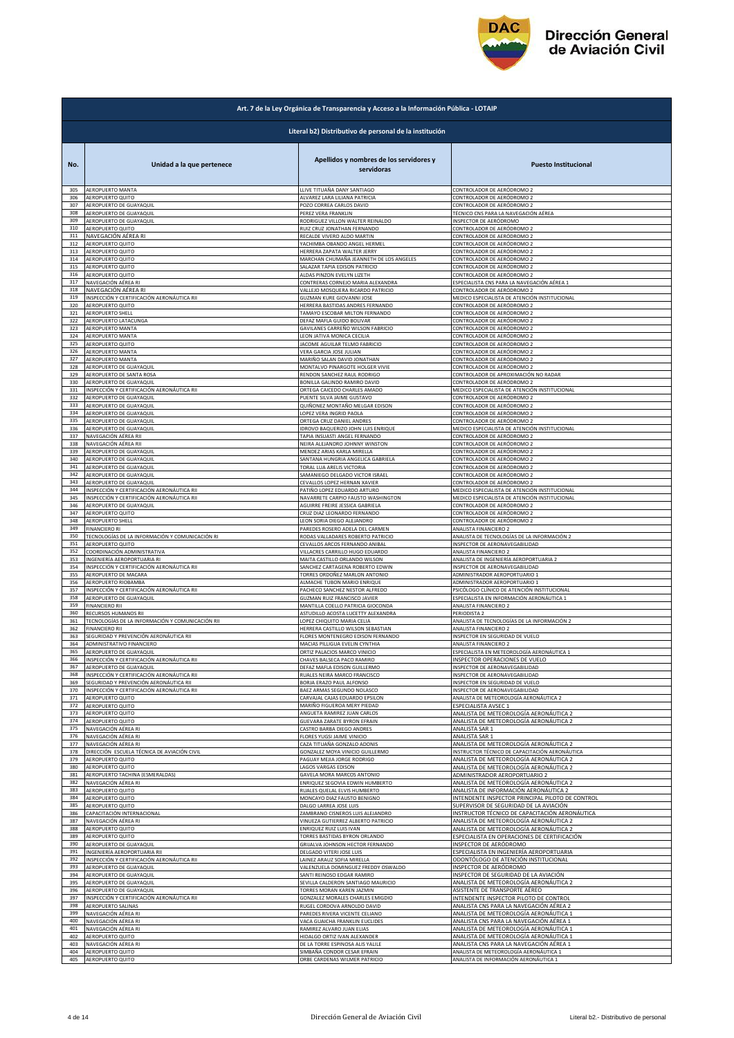Dirección General de Aviación Civil

| Art. 7 de la Ley Orgánica de Transparencia y Acceso a la Información Pública - LOTAIP | | | |
|---|---|---|---|
| **Literal b2) Distributivo de personal de la institución** | | | |
| **No.** | **Unidad a la que pertenece** | **Apellidos y nombres de los servidores y servidoras** | **Puesto Institucional** |
| 305 | AEROPUERTO MANTA | LLIVE TITUAÑA DANY SANTIAGO | CONTROLADOR DE AERÓDROMO 2 |
| 306 | AEROPUERTO QUITO | ALVAREZ LARA LILIANA PATRICIA | CONTROLADOR DE AERÓDROMO 2 |
| 307 | AEROPUERTO DE GUAYAQUIL | POZO CORREA CARLOS DAVID | CONTROLADOR DE AERÓDROMO 2 |
| 308 | AEROPUERTO DE GUAYAQUIL | PEREZ VERA FRANKLIN | TÉCNICO CNS PARA LA NAVEGACIÓN AÉREA |
| 309 | AEROPUERTO DE GUAYAQUIL | RODRIGUEZ VILLON WALTER REINALDO | INSPECTOR DE AERÓDROMO |
| 310 | AEROPUERTO QUITO | RUIZ CRUZ JONATHAN FERNANDO | CONTROLADOR DE AERÓDROMO 2 |
| 311 | NAVEGACIÓN AÉREA RI | RECALDE VIVERO ALDO MARTIN | CONTROLADOR DE AERÓDROMO 2 |
| 312 | AEROPUERTO QUITO | YACHIMBA OBANDO ANGEL HERMEL | CONTROLADOR DE AERÓDROMO 2 |
| 313 | AEROPUERTO QUITO | HERRERA ZAPATA WALTER JERRY | CONTROLADOR DE AERÓDROMO 2 |
| 314 | AEROPUERTO QUITO | MARCHAN CHUMAÑA JEANNETH DE LOS ANGELES | CONTROLADOR DE AERÓDROMO 2 |
| 315 | AEROPUERTO QUITO | SALAZAR TAPIA EDISON PATRICIO | CONTROLADOR DE AERÓDROMO 2 |
| 316 | AEROPUERTO QUITO | ALDAS PINZON EVELYN LIZETH | CONTROLADOR DE AERÓDROMO 2 |
| 317 | NAVEGACIÓN AÉREA RI | CONTRERAS CORNEJO MARIA ALEXANDRA | ESPECIALISTA CNS PARA LA NAVEGACIÓN AÉREA 1 |
| 318 | NAVEGACIÓN AÉREA RI | VALLEJO MOSQUERA RICARDO PATRICIO | CONTROLADOR DE AERÓDROMO 2 |
| 319 | INSPECCIÓN Y CERTIFICACIÓN AERONÁUTICA RII | GUZMAN KURE GIOVANNI JOSE | MEDICO ESPECIALISTA DE ATENCIÓN INSTITUCIONAL |
| 320 | AEROPUERTO QUITO | HERRERA BASTIDAS ANDRES FERNANDO | CONTROLADOR DE AERÓDROMO 2 |
| 321 | AEROPUERTO SHELL | TAMAYO ESCOBAR MILTON FERNANDO | CONTROLADOR DE AERÓDROMO 2 |
| 322 | AEROPUERTO LATACUNGA | DEFAZ MAFLA GUIDO BOLIVAR | CONTROLADOR DE AERÓDROMO 2 |
| 323 | AEROPUERTO MANTA | GAVILANES CARREÑO WILSON FABRICIO | CONTROLADOR DE AERÓDROMO 2 |
| 324 | AEROPUERTO MANTA | LEON JATIVA MONICA CECILIA | CONTROLADOR DE AERÓDROMO 2 |
| 325 | AEROPUERTO QUITO | JACOME AGUILAR TELMO FABRICIO | CONTROLADOR DE AERÓDROMO 2 |
| 326 | AEROPUERTO MANTA | VERA GARCIA JOSE JULIAN | CONTROLADOR DE AERÓDROMO 2 |
| 327 | AEROPUERTO MANTA | MARIÑO SALAN DAVID JONATHAN | CONTROLADOR DE AERÓDROMO 2 |
| 328 | AEROPUERTO DE GUAYAQUIL | MONTALVO PINARGOTE HOLGER VIVIE | CONTROLADOR DE AERÓDROMO 2 |
| 329 | AEROPUERTO DE SANTA ROSA | RENDON SANCHEZ RAUL RODRIGO | CONTROLADOR DE APROXIMACIÓN NO RADAR |
| 330 | AEROPUERTO DE GUAYAQUIL | BONILLA GALINDO RAMIRO DAVID | CONTROLADOR DE AERÓDROMO 2 |
| 331 | INSPECCIÓN Y CERTIFICACIÓN AERONÁUTICA RII | ORTEGA CAICEDO CHARLES AMADO | MEDICO ESPECIALISTA DE ATENCIÓN INSTITUCIONAL |
| 332 | AEROPUERTO DE GUAYAQUIL | PUENTE SILVA JAIME GUSTAVO | CONTROLADOR DE AERÓDROMO 2 |
| 333 | AEROPUERTO DE GUAYAQUIL | QUIÑONEZ MONTAÑO MELGAR EDISON | CONTROLADOR DE AERÓDROMO 2 |
| 334 | AEROPUERTO DE GUAYAQUIL | LOPEZ VERA INGRID PAOLA | CONTROLADOR DE AERÓDROMO 2 |
| 335 | AEROPUERTO DE GUAYAQUIL | ORTEGA CRUZ DANIEL ANDRES | CONTROLADOR DE AERÓDROMO 2 |
| 336 | AEROPUERTO DE GUAYAQUIL | IDROVO BAQUERIZO JOHN LUIS ENRIQUE | MEDICO ESPECIALISTA DE ATENCIÓN INSTITUCIONAL |
| 337 | NAVEGACIÓN AÉREA RII | TAPIA INSUASTI ANGEL FERNANDO | CONTROLADOR DE AERÓDROMO 2 |
| 338 | NAVEGACIÓN AÉREA RII | NEIRA ALEJANDRO JOHNNY WINSTON | CONTROLADOR DE AERÓDROMO 2 |
| 339 | AEROPUERTO DE GUAYAQUIL | MENDEZ ARIAS KARLA MIRELLA | CONTROLADOR DE AERÓDROMO 2 |
| 340 | AEROPUERTO DE GUAYAQUIL | SANTANA HUNGRIA ANGELICA GABRIELA | CONTROLADOR DE AERÓDROMO 2 |
| 341 | AEROPUERTO DE GUAYAQUIL | TORAL LUA ARELIS VICTORIA | CONTROLADOR DE AERÓDROMO 2 |
| 342 | AEROPUERTO DE GUAYAQUIL | SAMANIEGO DELGADO VICTOR ISRAEL | CONTROLADOR DE AERÓDROMO 2 |
| 343 | AEROPUERTO DE GUAYAQUIL | CEVALLOS LOPEZ HERNAN XAVIER | CONTROLADOR DE AERÓDROMO 2 |
| 344 | INSPECCIÓN Y CERTIFICACIÓN AERONÁUTICA RII | PATIÑO LOPEZ EDUARDO ARTURO | MEDICO ESPECIALISTA DE ATENCIÓN INSTITUCIONAL |
| 345 | INSPECCIÓN Y CERTIFICACIÓN AERONÁUTICA RII | NAVARRETE CARPIO FAUSTO WASHINGTON | MEDICO ESPECIALISTA DE ATENCIÓN INSTITUCIONAL |
| 346 | AEROPUERTO DE GUAYAQUIL | AGUIRRE FREIRE JESSICA GABRIELA | CONTROLADOR DE AERÓDROMO 2 |
| 347 | AEROPUERTO QUITO | CRUZ DIAZ LEONARDO FERNANDO | CONTROLADOR DE AERÓDROMO 2 |
| 348 | AEROPUERTO SHELL | LEON SORIA DIEGO ALEJANDRO | CONTROLADOR DE AERÓDROMO 2 |
| 349 | FINANCIERO RI | PAREDES ROSERO ADELA DEL CARMEN | ANALISTA FINANCIERO 2 |
| 350 | TECNOLOGÍAS DE LA INFORMACIÓN Y COMUNICACIÓN RI | RODAS VALLADARES ROBERTO PATRICIO | ANALISTA DE TECNOLOGÍAS DE LA INFORMACIÓN 2 |
| 351 | AEROPUERTO QUITO | CEVALLOS ARCOS FERNANDO ANIBAL | INSPECTOR DE AERONAVEGABILIDAD |
| 352 | COORDINACIÓN ADMINISTRATIVA | VILLACRES CARRILLO HUGO EDUARDO | ANALISTA FINANCIERO 2 |
| 353 | INGENIERÍA AEROPORTUARIA RI | MAITA CASTILLO ORLANDO WILSON | ANALISTA DE INGENIERÍA AEROPORTUARIA 2 |
| 354 | INSPECCIÓN Y CERTIFICACIÓN AERONÁUTICA RII | SANCHEZ CARTAGENA ROBERTO EDWIN | INSPECTOR DE AERONAVEGABILIDAD |
| 355 | AEROPUERTO DE MACARA | TORRES ORDOÑEZ MARLON ANTONIO | ADMINISTRADOR AEROPORTUARIO 1 |
| 356 | AEROPUERTO RIOBAMBA | ALMACHE TUBON MARIO ENRIQUE | ADMINISTRADOR AEROPORTUARIO 1 |
| 357 | INSPECCIÓN Y CERTIFICACIÓN AERONÁUTICA RII | PACHECO SANCHEZ NESTOR ALFREDO | PSICÓLOGO CLÍNICO DE ATENCIÓN INSTITUCIONAL |
| 358 | AEROPUERTO DE GUAYAQUIL | GUZMAN RUIZ FRANCISCO JAVIER | ESPECIALISTA EN INFORMACIÓN AERONÁUTICA 1 |
| 359 | FINANCIERO RII | MANTILLA COELLO PATRICIA GIOCONDA | ANALISTA FINANCIERO 2 |
| 360 | RECURSOS HUMANOS RII | ASTUDILLO ACOSTA LUCETTY ALEXANDRA | PERIODISTA 2 |
| 361 | TECNOLOGÍAS DE LA INFORMACIÓN Y COMUNICACIÓN RII | LOPEZ CHIQUITO MARIA CELIA | ANALISTA DE TECNOLOGÍAS DE LA INFORMACIÓN 2 |
| 362 | FINANCIERO RII | HERRERA CASTILLO WILSON SEBASTIAN | ANALISTA FINANCIERO 2 |
| 363 | SEGURIDAD Y PREVENCIÓN AERONÁUTICA RII | FLORES MONTENEGRO EDISON FERNANDO | INSPECTOR EN SEGURIDAD DE VUELO |
| 364 | ADMINISTRATIVO FINANCIERO | MACIAS PILLIGUA EVELIN CYNTHIA | ANALISTA FINANCIERO 2 |
| 365 | AEROPUERTO DE GUAYAQUIL | ORTIZ PALACIOS MARCO VINICIO | ESPECIALISTA EN METEOROLOGÍA AERONÁUTICA 1 |
| 366 | INSPECCIÓN Y CERTIFICACIÓN AERONÁUTICA RII | CHAVES BALSECA PACO RAMIRO | INSPECTOR OPERACIONES DE VUELO |
| 367 | AEROPUERTO DE GUAYAQUIL | DEFAZ MAFLA EDISON GUILLERMO | INSPECTOR DE AERONAVEGABILIDAD |
| 368 | INSPECCIÓN Y CERTIFICACIÓN AERONÁUTICA RII | RUALES NEIRA MARCO FRANCISCO | INSPECTOR DE AERONAVEGABILIDAD |
| 369 | SEGURIDAD Y PREVENCIÓN AERONÁUTICA RII | BORJA ERAZO PAUL ALFONSO | INSPECTOR EN SEGURIDAD DE VUELO |
| 370 | INSPECCIÓN Y CERTIFICACIÓN AERONÁUTICA RII | BAEZ ARMAS SEGUNDO NOLASCO | INSPECTOR DE AERONAVEGABILIDAD |
| 371 | AEROPUERTO QUITO | CARVAJAL CAJAS EDUARDO EPSILON | ANALISTA DE METEOROLOGÍA AERONÁUTICA 2 |
| 372 | AEROPUERTO QUITO | MARIÑO FIGUEROA MERY PIEDAD | ESPECIALISTA AVSEC 1 |
| 373 | AEROPUERTO QUITO | ANGUETA RAMIREZ JUAN CARLOS | ANALISTA DE METEOROLOGÍA AERONÁUTICA 2 |
| 374 | AEROPUERTO QUITO | GUEVARA ZARATE BYRON EFRAIN | ANALISTA DE METEOROLOGÍA AERONÁUTICA 2 |
| 375 | NAVEGACIÓN AÉREA RI | CASTRO BARBA DIEGO ANDRES | ANALISTA SAR 1 |
| 376 | NAVEGACIÓN AÉREA RI | FLORES YUGSI JAIME VINICIO | ANALISTA SAR 1 |
| 377 | NAVEGACIÓN AÉREA RI | CAZA TITUAÑA GONZALO ADONIS | ANALISTA DE METEOROLOGÍA AERONÁUTICA 2 |
| 378 | DIRECCIÓN ESCUELA TÉCNICA DE AVIACIÓN CIVIL | GONZALEZ MOYA VINICIO GUILLERMO | INSTRUCTOR TÉCNICO DE CAPACITACIÓN AERONÁUTICA |
| 379 | AEROPUERTO QUITO | PAGUAY MEJIA JORGE RODRIGO | ANALISTA DE METEOROLOGÍA AERONÁUTICA 2 |
| 380 | AEROPUERTO QUITO | LAGOS VARGAS EDISON | ANALISTA DE METEOROLOGÍA AERONÁUTICA 2 |
| 381 | AEROPUERTO TACHINA (ESMERALDAS) | GAVELA MORA MARCOS ANTONIO | ADMINISTRADOR AEROPORTUARIO 2 |
| 382 | NAVEGACIÓN AÉREA RI | ENRIQUEZ SEGOVIA EDWIN HUMBERTO | ANALISTA DE METEOROLOGÍA AERONÁUTICA 2 |
| 383 | AEROPUERTO QUITO | RUALES QUELAL ELVIS HUMBERTO | ANALISTA DE INFORMACIÓN AERONÁUTICA 2 |
| 384 | AEROPUERTO QUITO | MONCAYO DIAZ FAUSTO BENIGNO | INTENDENTE INSPECTOR PRINCIPAL PILOTO DE CONTROL |
| 385 | AEROPUERTO QUITO | DALGO LARREA JOSE LUIS | SUPERVISOR DE SEGURIDAD DE LA AVIACIÓN |
| 386 | CAPACITACIÓN INTERNACIONAL | ZAMBRANO CISNEROS LUIS ALEJANDRO | INSTRUCTOR TÉCNICO DE CAPACITACIÓN AERONÁUTICA |
| 387 | NAVEGACIÓN AÉREA RI | VINUEZA GUTIERREZ ALBERTO PATRICIO | ANALISTA DE METEOROLOGÍA AERONÁUTICA 2 |
| 388 | AEROPUERTO QUITO | ENRIQUEZ RUIZ LUIS IVAN | ANALISTA DE METEOROLOGÍA AERONÁUTICA 2 |
| 389 | AEROPUERTO QUITO | TORRES BASTIDAS BYRON ORLANDO | ESPECIALISTA EN OPERACIONES DE CERTIFICACIÓN |
| 390 | AEROPUERTO DE GUAYAQUIL | GRIJALVA JOHNSON HECTOR FERNANDO | INSPECTOR DE AERÓDROMO |
| 391 | INGENIERÍA AEROPORTUARIA RII | DELGADO VITERI JOSE LUIS | ESPECIALISTA EN INGENIERÍA AEROPORTUARIA |
| 392 | INSPECCIÓN Y CERTIFICACIÓN AERONÁUTICA RII | LAINEZ ARAUZ SOFIA MIRELLA | ODONTÓLOGO DE ATENCIÓN INSTITUCIONAL |
| 393 | AEROPUERTO DE GUAYAQUIL | VALENZUELA DOMINGUEZ FREDDY OSWALDO | INSPECTOR DE AERÓDROMO |
| 394 | AEROPUERTO DE GUAYAQUIL | SANTI REINOSO EDGAR RAMIRO | INSPECTOR DE SEGURIDAD DE LA AVIACIÓN |
| 395 | AEROPUERTO DE GUAYAQUIL | SEVILLA CALDERON SANTIAGO MAURICIO | ANALISTA DE METEOROLOGÍA AERONÁUTICA 2 |
| 396 | AEROPUERTO DE GUAYAQUIL | TORRES MORAN KAREN JAZMIN | ASISTENTE DE TRANSPORTE AÉREO |
| 397 | INSPECCIÓN Y CERTIFICACIÓN AERONÁUTICA RII | GONZALEZ MORALES CHARLES EMIGDIO | INTENDENTE INSPECTOR PILOTO DE CONTROL |
| 398 | AEROPUERTO SALINAS | RUGEL CORDOVA ARNOLDO DAVID | ANALISTA CNS PARA LA NAVEGACIÓN AÉREA 2 |
| 399 | NAVEGACIÓN AÉREA RI | PAREDES RIVERA VICENTE CELIANO | ANALISTA DE METEOROLOGÍA AERONÁUTICA 1 |
| 400 | NAVEGACIÓN AÉREA RI | VACA GUAICHA FRANKLIN EUCLIDES | ANALISTA CNS PARA LA NAVEGACIÓN AÉREA 1 |
| 401 | NAVEGACIÓN AÉREA RI | RAMIREZ ALVARO JUAN ELIAS | ANALISTA DE METEOROLOGÍA AERONÁUTICA 1 |
| 402 | AEROPUERTO QUITO | HIDALGO ORTIZ IVAN ALEXANDER | ANALISTA DE METEOROLOGÍA AERONÁUTICA 1 |
| 403 | NAVEGACIÓN AÉREA RI | DE LA TORRE ESPINOSA ALIS YALILE | ANALISTA CNS PARA LA NAVEGACIÓN AÉREA 1 |
| 404 | AEROPUERTO QUITO | SIMBAÑA CONDOR CESAR EFRAIN | ANALISTA DE METEOROLOGÍA AERONÁUTICA 1 |
| 405 | AEROPUERTO QUITO | ORBE CARDENAS WILMER PATRICIO | ANALISTA DE INFORMACIÓN AERONÁUTICA 1 |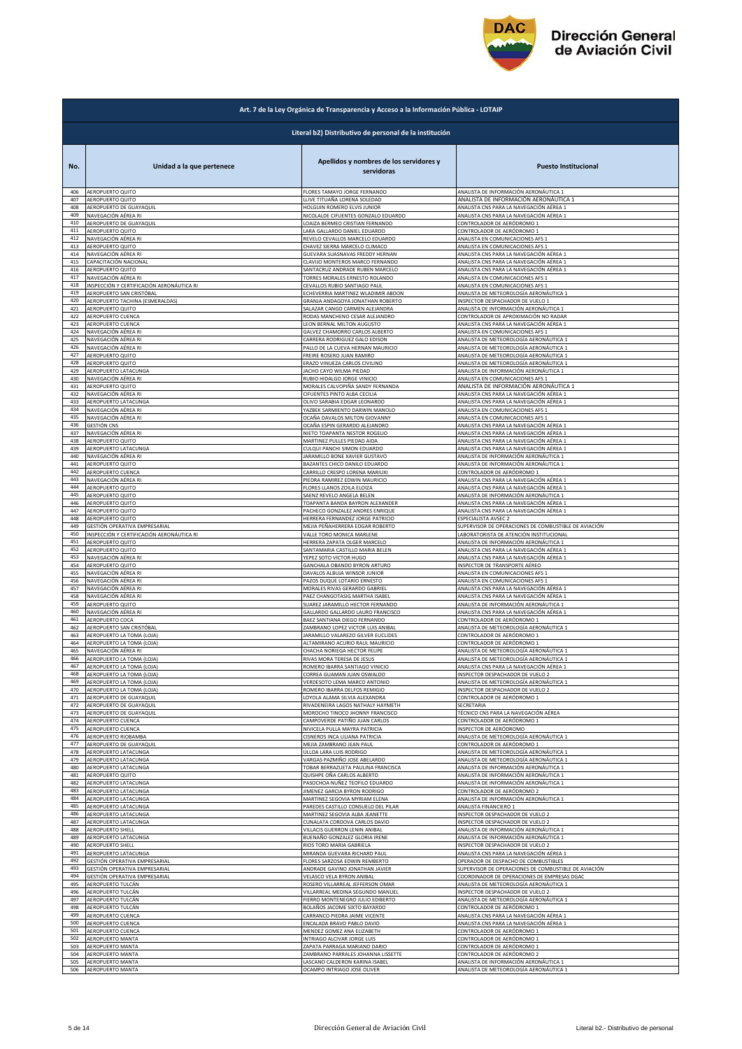# Art. 7 de la Ley Orgánica de Transparencia y Acceso a la Información Pública - LOTAIP

## Literal b2) Distributivo de personal de la institución

| No. | Unidad a la que pertenece | Apellidos y nombres de los servidores y servidoras | Puesto Institucional |
|---|---|---|---|
| 406 | AEROPUERTO QUITO | FLORES TAMAYO JORGE FERNANDO | ANALISTA DE INFORMACIÓN AERONÁUTICA 1 |
| 407 | AEROPUERTO QUITO | LLIVE TITUAÑA LORENA SOLEDAD | ANALISTA DE INFORMACIÓN AERONÁUTICA 1 |
| 408 | AEROPUERTO DE GUAYAQUIL | HOLGUIN ROMERO ELVIS JUNIOR | ANALISTA CNS PARA LA NAVEGACIÓN AÉREA 1 |
| 409 | NAVEGACIÓN AÉREA RI | NICOLALDE CIFUENTES GONZALO EDUARDO | ANALISTA CNS PARA LA NAVEGACIÓN AÉREA 1 |
| 410 | AEROPUERTO DE GUAYAQUIL | LOAIZA BERMEO CRISTIAN FERNANDO | CONTROLADOR DE AERÓDROMO 1 |
| 411 | AEROPUERTO QUITO | LARA GALLARDO DANIEL EDUARDO | CONTROLADOR DE AERÓDROMO 1 |
| 412 | NAVEGACIÓN AÉREA RI | REVELO CEVALLOS MARCELO EDUARDO | ANALISTA EN COMUNICACIONES AFS 1 |
| 413 | AEROPUERTO QUITO | CHAVEZ SIERRA MARCELO CLIMACO | ANALISTA EN COMUNICACIONES AFS 1 |
| 414 | NAVEGACIÓN AÉREA RI | GUEVARA SUASNAVAS FREDDY HERNAN | ANALISTA CNS PARA LA NAVEGACIÓN AÉREA 1 |
| 415 | CAPACITACIÓN NACIONAL | CLAVIJO MONTEROS MARCO FERNANDO | ANALISTA CNS PARA LA NAVEGACIÓN AÉREA 1 |
| 416 | AEROPUERTO QUITO | SANTACRUZ ANDRADE RUBEN MARCELO | ANALISTA CNS PARA LA NAVEGACIÓN AÉREA 1 |
| 417 | NAVEGACIÓN AÉREA RI | TORRES MORALES ERNESTO ROLANDO | ANALISTA EN COMUNICACIONES AFS 1 |
| 418 | INSPECCIÓN Y CERTIFICACIÓN AERONÁUTICA RI | CEVALLOS RUBIO SANTIAGO PAUL | ANALISTA EN COMUNICACIONES AFS 1 |
| 419 | AEROPUERTO SAN CRISTÓBAL | ECHEVERRIA MARTINEZ WLADIMIR ABDON | ANALISTA DE METEOROLOGÍA AERONÁUTICA 1 |
| 420 | AEROPUERTO TACHINA (ESMERALDAS) | GRANJA ANDAGOYA JONATHAN ROBERTO | INSPECTOR DESPACHADOR DE VUELO 1 |
| 421 | AEROPUERTO QUITO | SALAZAR CANGO CARMEN ALEJANDRA | ANALISTA DE INFORMACIÓN AERONÁUTICA 1 |
| 422 | AEROPUERTO CUENCA | RODAS MANCHENO CESAR ALEJANDRO | CONTROLADOR DE APROXIMACIÓN NO RADAR |
| 423 | AEROPUERTO CUENCA | LEON BERNAL MILTON AUGUSTO | ANALISTA CNS PARA LA NAVEGACIÓN AÉREA 1 |
| 424 | NAVEGACIÓN AÉREA RI | GALVEZ CHAMORRO CARLOS ALBERTO | ANALISTA EN COMUNICACIONES AFS 1 |
| 425 | NAVEGACIÓN AÉREA RI | CARRERA RODRIGUEZ GALO EDISON | ANALISTA DE METEOROLOGÍA AERONÁUTICA 1 |
| 426 | NAVEGACIÓN AÉREA RI | PALLO DE LA CUEVA HERNAN MAURICIO | ANALISTA DE METEOROLOGÍA AERONÁUTICA 1 |
| 427 | AEROPUERTO QUITO | FREIRE ROSERO JUAN RAMIRO | ANALISTA DE METEOROLOGÍA AERONÁUTICA 1 |
| 428 | AEROPUERTO QUITO | ERAZO VINUEZA CARLOS CIVILINO | ANALISTA DE METEOROLOGÍA AERONÁUTICA 1 |
| 429 | AEROPUERTO LATACUNGA | JACHO CAYO WILMA PIEDAD | ANALISTA DE INFORMACIÓN AERONÁUTICA 1 |
| 430 | NAVEGACIÓN AÉREA RI | RUBIO HIDALGO JORGE VINICIO | ANALISTA EN COMUNICACIONES AFS 1 |
| 431 | AEROPUERTO QUITO | MORALES CALVOPIÑA SANDY FERNANDA | ANALISTA DE INFORMACIÓN AERONÁUTICA 1 |
| 432 | NAVEGACIÓN AÉREA RI | CIFUENTES PINTO ALBA CECILIA | ANALISTA CNS PARA LA NAVEGACIÓN AÉREA 1 |
| 433 | AEROPUERTO LATACUNGA | OLIVO SARABIA EDGAR LEONARDO | ANALISTA CNS PARA LA NAVEGACIÓN AÉREA 1 |
| 434 | NAVEGACIÓN AÉREA RI | YAZBEK SARMIENTO DARWIN MANOLO | ANALISTA EN COMUNICACIONES AFS 1 |
| 435 | NAVEGACIÓN AÉREA RI | OCAÑA DAVALOS MILTON GIOVANNY | ANALISTA EN COMUNICACIONES AFS 1 |
| 436 | GESTIÓN CNS | OCAÑA ESPIN GERARDO ALEJANDRO | ANALISTA CNS PARA LA NAVEGACIÓN AÉREA 1 |
| 437 | NAVEGACIÓN AÉREA RI | NIETO TOAPANTA NESTOR ROGELIO | ANALISTA CNS PARA LA NAVEGACIÓN AÉREA 1 |
| 438 | AEROPUERTO QUITO | MARTINEZ PULLES PIEDAD AIDA | ANALISTA CNS PARA LA NAVEGACIÓN AÉREA 1 |
| 439 | AEROPUERTO LATACUNGA | CULQUI PANCHI SIMON EDUARDO | ANALISTA CNS PARA LA NAVEGACIÓN AÉREA 1 |
| 440 | NAVEGACIÓN AÉREA RI | JARAMILLO BONE XAVIER GUSTAVO | ANALISTA DE INFORMACIÓN AERONÁUTICA 1 |
| 441 | AEROPUERTO QUITO | BAZANTES CHICO DANILO EDUARDO | ANALISTA DE INFORMACIÓN AERONÁUTICA 1 |
| 442 | AEROPUERTO CUENCA | CARRILLO CRESPO LORENA MARIUXI | CONTROLADOR DE AERÓDROMO 1 |
| 443 | NAVEGACIÓN AÉREA RI | PIEDRA RAMIREZ EDWIN MAURICIO | ANALISTA CNS PARA LA NAVEGACIÓN AÉREA 1 |
| 444 | AEROPUERTO QUITO | FLORES LLANOS ZOILA ELOIZA | ANALISTA CNS PARA LA NAVEGACIÓN AÉREA 1 |
| 445 | AEROPUERTO QUITO | SAENZ REVELO ANGELA BELEN | ANALISTA DE INFORMACIÓN AERONÁUTICA 1 |
| 446 | AEROPUERTO QUITO | TOAPANTA BANDA BAYRON ALEXANDER | ANALISTA CNS PARA LA NAVEGACIÓN AÉREA 1 |
| 447 | AEROPUERTO QUITO | PACHECO GONZALEZ ANDRES ENRIQUE | ANALISTA CNS PARA LA NAVEGACIÓN AÉREA 1 |
| 448 | AEROPUERTO QUITO | HERRERA FERNANDEZ JORGE PATRICIO | ESPECIALISTA AVSEC 2 |
| 449 | GESTIÓN OPERATIVA EMPRESARIAL | MEJIA PEÑAHERRERA EDGAR ROBERTO | SUPERVISOR DE OPERACIONES DE COMBUSTIBLE DE AVIACIÓN |
| 450 | INSPECCIÓN Y CERTIFICACIÓN AERONÁUTICA RI | VALLE TORO MONICA MARLENE | LABORATORISTA DE ATENCIÓN INSTITUCIONAL |
| 451 | AEROPUERTO QUITO | HERRERA ZAPATA OLGER MARCELO | ANALISTA DE INFORMACIÓN AERONÁUTICA 1 |
| 452 | AEROPUERTO QUITO | SANTAMARIA CASTILLO MARIA BELEN | ANALISTA CNS PARA LA NAVEGACIÓN AÉREA 1 |
| 453 | NAVEGACIÓN AÉREA RI | YEPEZ SOTO VICTOR HUGO | ANALISTA CNS PARA LA NAVEGACIÓN AÉREA 1 |
| 454 | AEROPUERTO QUITO | GANCHALA OBANDO BYRON ARTURO | INSPECTOR DE TRANSPORTE AÉREO |
| 455 | NAVEGACIÓN AÉREA RI | DAVALOS ALBUJA WINSOR JUNIOR | ANALISTA EN COMUNICACIONES AFS 1 |
| 456 | NAVEGACIÓN AÉREA RI | PAZOS DUQUE LOTARIO ERNESTO | ANALISTA EN COMUNICACIONES AFS 1 |
| 457 | NAVEGACIÓN AÉREA RI | MORALES RIVAS GERARDO GABRIEL | ANALISTA CNS PARA LA NAVEGACIÓN AÉREA 1 |
| 458 | NAVEGACIÓN AÉREA RI | PAEZ CHANGOTASIG MARTHA ISABEL | ANALISTA CNS PARA LA NAVEGACIÓN AÉREA 1 |
| 459 | AEROPUERTO QUITO | SUAREZ JARAMILLO HECTOR FERNANDO | ANALISTA DE INFORMACIÓN AERONÁUTICA 1 |
| 460 | NAVEGACIÓN AÉREA RI | GALLARDO GALLARDO LAURO FRANCISCO | ANALISTA CNS PARA LA NAVEGACIÓN AÉREA 1 |
| 461 | AEROPUERTO COCA | BAEZ SANTIANA DIEGO FERNANDO | CONTROLADOR DE AERÓDROMO 1 |
| 462 | AEROPUERTO SAN CRISTÓBAL | ZAMBRANO LOPEZ VICTOR LUIS ANIBAL | ANALISTA DE METEOROLOGÍA AERONÁUTICA 1 |
| 463 | AEROPUERTO LA TOMA (LOJA) | JARAMILLO VALAREZO GILVER EUCLIDES | CONTROLADOR DE AERÓDROMO 1 |
| 464 | AEROPUERTO LA TOMA (LOJA) | ALTAMIRANO ACURIO RAUL MAURICIO | CONTROLADOR DE AERÓDROMO 1 |
| 465 | NAVEGACIÓN AÉREA RI | CHACHA NORIEGA HECTOR FELIPE | ANALISTA DE METEOROLOGÍA AERONÁUTICA 1 |
| 466 | AEROPUERTO LA TOMA (LOJA) | RIVAS MORA TERESA DE JESUS | ANALISTA DE METEOROLOGÍA AERONÁUTICA 1 |
| 467 | AEROPUERTO LA TOMA (LOJA) | ROMERO IBARRA SANTIAGO VINICIO | ANALISTA CNS PARA LA NAVEGACIÓN AÉREA 1 |
| 468 | AEROPUERTO LA TOMA (LOJA) | CORREA GUAMAN JUAN OSWALDO | INSPECTOR DESPACHADOR DE VUELO 2 |
| 469 | AEROPUERTO LA TOMA (LOJA) | VERDESOTO LEMA MARCO ANTONIO | ANALISTA DE METEOROLOGÍA AERONÁUTICA 1 |
| 470 | AEROPUERTO LA TOMA (LOJA) | ROMERO IBARRA DELFOS REMIGIO | INSPECTOR DESPACHADOR DE VUELO 2 |
| 471 | AEROPUERTO DE GUAYAQUIL | LOYOLA ALAMA SILVIA ALEXANDRA | CONTROLADOR DE AERÓDROMO 1 |
| 472 | AEROPUERTO DE GUAYAQUIL | RIVADENEIRA LAGOS NATHALY HAYMETH | SECRETARIA |
| 473 | AEROPUERTO DE GUAYAQUIL | MOROCHO TINOCO JHONNY FRANCISCO | TÉCNICO CNS PARA LA NAVEGACIÓN AÉREA |
| 474 | AEROPUERTO CUENCA | CAMPOVERDE PATIÑO JUAN CARLOS | CONTROLADOR DE AERÓDROMO 1 |
| 475 | AEROPUERTO CUENCA | NIVICELA PULLA MAYRA PATRICIA | INSPECTOR DE AERÓDROMO |
| 476 | AEROPUERTO RIOBAMBA | CISNEROS INCA LILIANA PATRICIA | ANALISTA DE METEOROLOGÍA AERONÁUTICA 1 |
| 477 | AEROPUERTO DE GUAYAQUIL | MEJIA ZAMBRANO JEAN PAUL | CONTROLADOR DE AERÓDROMO 1 |
| 478 | AEROPUERTO LATACUNGA | ULLOA LARA LUIS RODRIGO | ANALISTA DE METEOROLOGÍA AERONÁUTICA 1 |
| 479 | AEROPUERTO LATACUNGA | VARGAS PAZMIÑO JOSE ABELARDO | ANALISTA DE METEOROLOGÍA AERONÁUTICA 1 |
| 480 | AEROPUERTO LATACUNGA | TOBAR BERRAZUETA PAULINA FRANCISCA | ANALISTA DE INFORMACIÓN AERONÁUTICA 1 |
| 481 | AEROPUERTO QUITO | QUISHPE OÑA CARLOS ALBERTO | ANALISTA DE INFORMACIÓN AERONÁUTICA 1 |
| 482 | AEROPUERTO LATACUNGA | PASOCHOA NUÑEZ TEOFILO EDUARDO | ANALISTA DE INFORMACIÓN AERONÁUTICA 1 |
| 483 | AEROPUERTO LATACUNGA | JIMENEZ GARCIA BYRON RODRIGO | CONTROLADOR DE AERÓDROMO 2 |
| 484 | AEROPUERTO LATACUNGA | MARTINEZ SEGOVIA MYRIAM ELENA | ANALISTA DE INFORMACIÓN AERONÁUTICA 1 |
| 485 | AEROPUERTO LATACUNGA | PAREDES CASTILLO CONSUELO DEL PILAR | ANALISTA FINANCIERO 1 |
| 486 | AEROPUERTO LATACUNGA | MARTINEZ SEGOVIA ALBA JEANETTE | INSPECTOR DESPACHADOR DE VUELO 2 |
| 487 | AEROPUERTO LATACUNGA | CUNALATA CORDOVA CARLOS DAVID | INSPECTOR DESPACHADOR DE VUELO 2 |
| 488 | AEROPUERTO SHELL | VILLACIS GUERRON LENIN ANIBAL | ANALISTA DE INFORMACIÓN AERONÁUTICA 1 |
| 489 | AEROPUERTO LATACUNGA | BUENAÑO GONZALEZ GLORIA IRENE | ANALISTA DE INFORMACIÓN AERONÁUTICA 1 |
| 490 | AEROPUERTO SHELL | RIOS TORO MARIA GABRIELA | INSPECTOR DESPACHADOR DE VUELO 2 |
| 491 | AEROPUERTO LATACUNGA | MIRANDA GUEVARA RICHARD PAUL | ANALISTA CNS PARA LA NAVEGACIÓN AÉREA 1 |
| 492 | GESTIÓN OPERATIVA EMPRESARIAL | FLORES SARZOSA EDWIN REMBERTO | OPERADOR DE DESPACHO DE COMBUSTIBLES |
| 493 | GESTIÓN OPERATIVA EMPRESARIAL | ANDRADE GAVINO JONATHAN JAVIER | SUPERVISOR DE OPERACIONES DE COMBUSTIBLE DE AVIACIÓN |
| 494 | GESTIÓN OPERATIVA EMPRESARIAL | VELASCO VELA BYRON ANIBAL | COORDINADOR DE OPERACIONES DE EMPRESAS DGAC |
| 495 | AEROPUERTO TULCÁN | ROSERO VILLARREAL JEFFERSON OMAR | ANALISTA DE METEOROLOGÍA AERONÁUTICA 1 |
| 496 | AEROPUERTO TULCÁN | VILLARREAL MEDINA SEGUNDO MANUEL | INSPECTOR DESPACHADOR DE VUELO 2 |
| 497 | AEROPUERTO TULCÁN | FIERRO MONTENEGRO JULIO EDIBERTO | ANALISTA DE METEOROLOGÍA AERONÁUTICA 1 |
| 498 | AEROPUERTO TULCÁN | BOLAÑOS JACOME SIXTO BAYARDO | CONTROLADOR DE AERÓDROMO 1 |
| 499 | AEROPUERTO CUENCA | CARRANCO PIEDRA JAIME VICENTE | ANALISTA CNS PARA LA NAVEGACIÓN AÉREA 1 |
| 500 | AEROPUERTO CUENCA | ENCALADA BRAVO PABLO DAVID | ANALISTA CNS PARA LA NAVEGACIÓN AÉREA 1 |
| 501 | AEROPUERTO CUENCA | MENDEZ GOMEZ ANA ELIZABETH | CONTROLADOR DE AERÓDROMO 1 |
| 502 | AEROPUERTO MANTA | INTRIAGO ALCIVAR JORGE LUIS | CONTROLADOR DE AERÓDROMO 1 |
| 503 | AEROPUERTO MANTA | ZAPATA PARRAGA MARIANO DARIO | CONTROLADOR DE AERÓDROMO 1 |
| 504 | AEROPUERTO MANTA | ZAMBRANO PARRALES JOHANNA LISSETTE | CONTROLADOR DE AERÓDROMO 2 |
| 505 | AEROPUERTO MANTA | LASCANO CALDERON KARINA ISABEL | ANALISTA DE INFORMACIÓN AERONÁUTICA 1 |
| 506 | AEROPUERTO MANTA | OCAMPO INTRIAGO JOSE OLIVER | ANALISTA DE METEOROLOGÍA AERONÁUTICA 1 |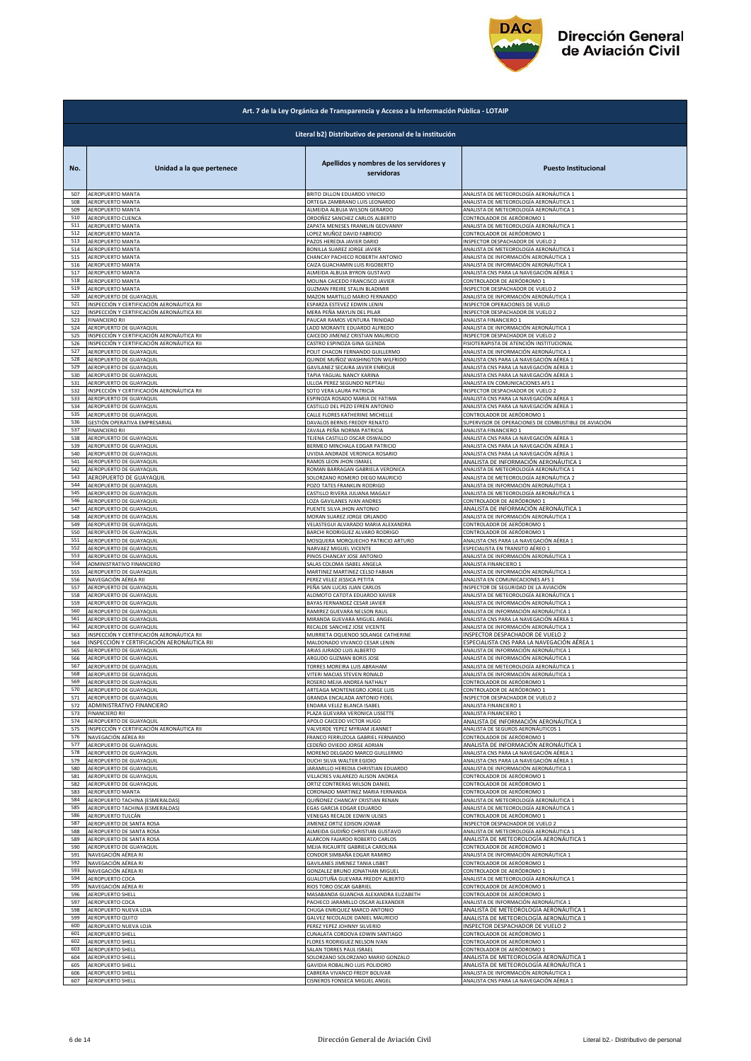Art. 7 de la Ley Orgánica de Transparencia y Acceso a la Información Pública - LOTAIP

Literal b2) Distributivo de personal de la institución

| No. | Unidad a la que pertenece | Apellidos y nombres de los servidores y servidoras | Puesto Institucional |
|---|---|---|---|
| 507 | AEROPUERTO MANTA | BRITO DILLON EDUARDO VINICIO | ANALISTA DE METEOROLOGÍA AERONÁUTICA 1 |
| 508 | AEROPUERTO MANTA | ORTEGA ZAMBRANO LUIS LEONARDO | ANALISTA DE METEOROLOGÍA AERONÁUTICA 1 |
| 509 | AEROPUERTO MANTA | ALMEIDA ALBUJA WILSON GERARDO | ANALISTA DE METEOROLOGÍA AERONÁUTICA 1 |
| 510 | AEROPUERTO CUENCA | ORDOÑEZ SANCHEZ CARLOS ALBERTO | CONTROLADOR DE AERÓDROMO 1 |
| 511 | AEROPUERTO MANTA | ZAPATA MENESES FRANKLIN GEOVANNY | ANALISTA DE METEOROLOGÍA AERONÁUTICA 1 |
| 512 | AEROPUERTO MANTA | LOPEZ MUÑOZ DAVID FABRICIO | CONTROLADOR DE AERÓDROMO 1 |
| 513 | AEROPUERTO MANTA | PAZOS HEREDIA JAVIER DARIO | INSPECTOR DESPACHADOR DE VUELO 2 |
| 514 | AEROPUERTO MANTA | BONILLA SUAREZ JORGE JAVIER | ANALISTA DE METEOROLOGÍA AERONÁUTICA 1 |
| 515 | AEROPUERTO MANTA | CHANCAY PACHECO ROBERTH ANTONIO | ANALISTA DE INFORMACIÓN AERONÁUTICA 1 |
| 516 | AEROPUERTO MANTA | CAIZA GUACHAMIN LUIS RIGOBERTO | ANALISTA DE INFORMACIÓN AERONÁUTICA 1 |
| 517 | AEROPUERTO MANTA | ALMEIDA ALBUJA BYRON GUSTAVO | ANALISTA CNS PARA LA NAVEGACIÓN AÉREA 1 |
| 518 | AEROPUERTO MANTA | MOLINA CAICEDO FRANCISCO JAVIER | CONTROLADOR DE AERÓDROMO 1 |
| 519 | AEROPUERTO MANTA | GUZMAN FREIRE STALIN BLADIMIR | INSPECTOR DESPACHADOR DE VUELO 2 |
| 520 | AEROPUERTO DE GUAYAQUIL | MAZON MARTILLO MARIO FERNANDO | ANALISTA DE INFORMACIÓN AERONÁUTICA 1 |
| 521 | INSPECCIÓN Y CERTIFICACIÓN AERONÁUTICA RII | ESPARZA ESTEVEZ EDWIN LENIN | INSPECTOR OPERACIONES DE VUELO |
| 522 | INSPECCIÓN Y CERTIFICACIÓN AERONÁUTICA RII | MERA PEÑA MAYLIN DEL PILAR | INSPECTOR DESPACHADOR DE VUELO 2 |
| 523 | FINANCIERO RII | PAUCAR RAMOS VENTURA TRINIDAD | ANALISTA FINANCIERO 1 |
| 524 | AEROPUERTO DE GUAYAQUIL | LADD MORANTE EDUARDO ALFREDO | ANALISTA DE INFORMACIÓN AERONÁUTICA 1 |
| 525 | INSPECCIÓN Y CERTIFICACIÓN AERONÁUTICA RII | CAICEDO JIMENEZ CRISTIAN MAURICIO | INSPECTOR DESPACHADOR DE VUELO 2 |
| 526 | INSPECCIÓN Y CERTIFICACIÓN AERONÁUTICA RII | CASTRO ESPINOZA GINA GLENDA | FISIOTERAPISTA DE ATENCIÓN INSTITUCIONAL |
| 527 | AEROPUERTO DE GUAYAQUIL | POLIT CHACON FERNANDO GUILLERMO | ANALISTA DE INFORMACIÓN AERONÁUTICA 1 |
| 528 | AEROPUERTO DE GUAYAQUIL | QUINDE MUÑOZ WASHINGTON WILFRIDO | ANALISTA CNS PARA LA NAVEGACIÓN AÉREA 1 |
| 529 | AEROPUERTO DE GUAYAQUIL | GAVILANEZ SECAIRA JAVIER ENRIQUE | ANALISTA CNS PARA LA NAVEGACIÓN AÉREA 1 |
| 530 | AEROPUERTO DE GUAYAQUIL | TAPIA YAGUAL NANCY KARINA | ANALISTA CNS PARA LA NAVEGACIÓN AÉREA 1 |
| 531 | AEROPUERTO DE GUAYAQUIL | ULLOA PEREZ SEGUNDO NEPTALI | ANALISTA EN COMUNICACIONES AFS 1 |
| 532 | INSPECCIÓN Y CERTIFICACIÓN AERONÁUTICA RII | SOTO VERA LAURA PATRICIA | INSPECTOR DESPACHADOR DE VUELO 2 |
| 533 | AEROPUERTO DE GUAYAQUIL | ESPINOZA ROSADO MARIA DE FATIMA | ANALISTA CNS PARA LA NAVEGACIÓN AÉREA 1 |
| 534 | AEROPUERTO DE GUAYAQUIL | CASTILLO DEL PEZO EFREN ANTONIO | ANALISTA CNS PARA LA NAVEGACIÓN AÉREA 1 |
| 535 | AEROPUERTO DE GUAYAQUIL | CALLE FLORES KATHERINE MICHELLE | CONTROLADOR DE AERÓDROMO 1 |
| 536 | GESTIÓN OPERATIVA EMPRESARIAL | DAVALOS BERNIS FREDDY RENATO | SUPERVISOR DE OPERACIONES DE COMBUSTIBLE DE AVIACIÓN |
| 537 | FINANCIERO RII | ZAVALA PEÑA NORMA PATRICIA | ANALISTA FINANCIERO 1 |
| 538 | AEROPUERTO DE GUAYAQUIL | TEJENA CASTILLO OSCAR OSWALDO | ANALISTA CNS PARA LA NAVEGACIÓN AÉREA 1 |
| 539 | AEROPUERTO DE GUAYAQUIL | BERMEO MINCHALA EDGAR PATRICIO | ANALISTA CNS PARA LA NAVEGACIÓN AÉREA 1 |
| 540 | AEROPUERTO DE GUAYAQUIL | UVIDIA ANDRADE VERONICA ROSARIO | ANALISTA CNS PARA LA NAVEGACIÓN AÉREA 1 |
| 541 | AEROPUERTO DE GUAYAQUIL | RAMOS LEON JHON ISMAEL | ANALISTA DE INFORMACIÓN AERONÁUTICA 1 |
| 542 | AEROPUERTO DE GUAYAQUIL | ROMAN BARRAGAN GABRIELA VERONICA | ANALISTA DE METEOROLOGÍA AERONÁUTICA 1 |
| 543 | AEROPUERTO DE GUAYAQUIL | SOLORZANO ROMERO DIEGO MAURICIO | ANALISTA DE METEOROLOGÍA AERONÁUTICA 2 |
| 544 | AEROPUERTO DE GUAYAQUIL | POZO TATES FRANKLIN RODRIGO | ANALISTA DE INFORMACIÓN AERONÁUTICA 1 |
| 545 | AEROPUERTO DE GUAYAQUIL | CASTILLO RIVERA JULIANA MAGALY | ANALISTA DE METEOROLOGÍA AERONÁUTICA 1 |
| 546 | AEROPUERTO DE GUAYAQUIL | LOZA GAVILANES IVAN ANDRES | CONTROLADOR DE AERÓDROMO 1 |
| 547 | AEROPUERTO DE GUAYAQUIL | PUENTE SILVA JHON ANTONIO | ANALISTA DE INFORMACIÓN AERONÁUTICA 1 |
| 548 | AEROPUERTO DE GUAYAQUIL | MORAN SUAREZ JORGE ORLANDO | ANALISTA DE INFORMACIÓN AERONÁUTICA 1 |
| 549 | AEROPUERTO DE GUAYAQUIL | VELASTEGUI ALVARADO MARIA ALEXANDRA | CONTROLADOR DE AERÓDROMO 1 |
| 550 | AEROPUERTO DE GUAYAQUIL | BARCHI RODRIGUEZ ALVARO RODRIGO | CONTROLADOR DE AERÓDROMO 1 |
| 551 | AEROPUERTO DE GUAYAQUIL | MOSQUERA MORQUECHO PATRICIO ARTURO | ANALISTA CNS PARA LA NAVEGACIÓN AÉREA 1 |
| 552 | AEROPUERTO DE GUAYAQUIL | NARVAEZ MIGUEL VICENTE | ESPECIALISTA EN TRANSITO AÉREO 1 |
| 553 | AEROPUERTO DE GUAYAQUIL | PINOS CHANCAY JOSE ANTONIO | ANALISTA DE INFORMACIÓN AERONÁUTICA 1 |
| 554 | ADMINISTRATIVO FINANCIERO | SALAS COLOMA ISABEL ANGELA | ANALISTA FINANCIERO 1 |
| 555 | AEROPUERTO DE GUAYAQUIL | MARTINEZ MARTINEZ CELSO FABIAN | ANALISTA DE INFORMACIÓN AERONÁUTICA 1 |
| 556 | NAVEGACIÓN AÉREA RII | PEREZ VELEZ JESSICA PETITA | ANALISTA EN COMUNICACIONES AFS 1 |
| 557 | AEROPUERTO DE GUAYAQUIL | PEÑA SAN LUCAS JUAN CARLOS | INSPECTOR DE SEGURIDAD DE LA AVIACIÓN |
| 558 | AEROPUERTO DE GUAYAQUIL | ALOMOTO CATOTA EDUARDO XAVIER | ANALISTA DE METEOROLOGÍA AERONÁUTICA 1 |
| 559 | AEROPUERTO DE GUAYAQUIL | BAYAS FERNANDEZ CESAR JAVIER | ANALISTA DE INFORMACIÓN AERONÁUTICA 1 |
| 560 | AEROPUERTO DE GUAYAQUIL | RAMIREZ GUEVARA NELSON RAUL | ANALISTA DE INFORMACIÓN AERONÁUTICA 1 |
| 561 | AEROPUERTO DE GUAYAQUIL | MIRANDA GUEVARA MIGUEL ANGEL | ANALISTA CNS PARA LA NAVEGACIÓN AÉREA 1 |
| 562 | AEROPUERTO DE GUAYAQUIL | RECALDE SANCHEZ JOSE VICENTE | ANALISTA DE INFORMACIÓN AERONÁUTICA 1 |
| 563 | INSPECCIÓN Y CERTIFICACIÓN AERONÁUTICA RII | MURRIETA OQUENDO SOLANGE CATHERINE | INSPECTOR DESPACHADOR DE VUELO 2 |
| 564 | INSPECCIÓN Y CERTIFICACIÓN AERONÁUTICA RII | MALDONADO VIVANCO CESAR LENIN | ESPECIALISTA CNS PARA LA NAVEGACIÓN AÉREA 1 |
| 565 | AEROPUERTO DE GUAYAQUIL | ARIAS JURADO LUIS ALBERTO | ANALISTA DE INFORMACIÓN AERONÁUTICA 1 |
| 566 | AEROPUERTO DE GUAYAQUIL | ARGUDO GUZMAN BORIS JOSE | ANALISTA DE INFORMACIÓN AERONÁUTICA 1 |
| 567 | AEROPUERTO DE GUAYAQUIL | TORRES MOREIRA LUIS ABRAHAM | ANALISTA DE METEOROLOGÍA AERONÁUTICA 1 |
| 568 | AEROPUERTO DE GUAYAQUIL | VITERI MACIAS STEVEN RONALD | ANALISTA DE INFORMACIÓN AERONÁUTICA 1 |
| 569 | AEROPUERTO DE GUAYAQUIL | ROSERO MEJIA ANDREA NATHALY | CONTROLADOR DE AERÓDROMO 1 |
| 570 | AEROPUERTO DE GUAYAQUIL | ARTEAGA MONTENEGRO JORGE LUIS | CONTROLADOR DE AERÓDROMO 1 |
| 571 | AEROPUERTO DE GUAYAQUIL | GRANDA ENCALADA ANTONIO FIDEL | INSPECTOR DESPACHADOR DE VUELO 2 |
| 572 | ADMINISTRATIVO FINANCIERO | ENDARA VELEZ BLANCA ISABEL | ANALISTA FINANCIERO 1 |
| 573 | FINANCIERO RII | PLAZA GUEVARA VERONICA LISSETTE | ANALISTA FINANCIERO 1 |
| 574 | AEROPUERTO DE GUAYAQUIL | APOLO CAICEDO VICTOR HUGO | ANALISTA DE INFORMACIÓN AERONÁUTICA 1 |
| 575 | INSPECCIÓN Y CERTIFICACIÓN AERONÁUTICA RII | VALVERDE YEPEZ MYRIAM JEANNET | ANALISTA DE SEGUROS AERONÁUTICOS 1 |
| 576 | NAVEGACIÓN AÉREA RII | FRANCO FERRUZOLA GABRIEL FERNANDO | CONTROLADOR DE AERÓDROMO 1 |
| 577 | AEROPUERTO DE GUAYAQUIL | CEDEÑO OVIEDO JORGE ADRIAN | ANALISTA DE INFORMACIÓN AERONÁUTICA 1 |
| 578 | AEROPUERTO DE GUAYAQUIL | MORENO DELGADO MARCO GUILLERMO | ANALISTA CNS PARA LA NAVEGACIÓN AÉREA 1 |
| 579 | AEROPUERTO DE GUAYAQUIL | DUCHI SILVA WALTER EGIDIO | ANALISTA CNS PARA LA NAVEGACIÓN AÉREA 1 |
| 580 | AEROPUERTO DE GUAYAQUIL | JARAMILLO HEREDIA CHRISTIAN EDUARDO | ANALISTA DE INFORMACIÓN AERONÁUTICA 1 |
| 581 | AEROPUERTO DE GUAYAQUIL | VILLACRES VALAREZO ALISON ANDREA | CONTROLADOR DE AERÓDROMO 1 |
| 582 | AEROPUERTO DE GUAYAQUIL | ORTIZ CONTRERAS WILSON DANIEL | CONTROLADOR DE AERÓDROMO 1 |
| 583 | AEROPUERTO MANTA | CORONADO MARTINEZ MARIA FERNANDA | CONTROLADOR DE AERÓDROMO 1 |
| 584 | AEROPUERTO TACHINA (ESMERALDAS) | QUIÑONEZ CHANCAY CRISTIAN RENAN | ANALISTA DE METEOROLOGÍA AERONÁUTICA 1 |
| 585 | AEROPUERTO TACHINA (ESMERALDAS) | EGAS GARCIA EDGAR EDUARDO | ANALISTA DE METEOROLOGÍA AERONÁUTICA 1 |
| 586 | AEROPUERTO TULCÁN | VENEGAS RECALDE EDWIN ULISES | CONTROLADOR DE AERÓDROMO 1 |
| 587 | AEROPUERTO DE SANTA ROSA | JIMENEZ ORTIZ EDISON JOWAR | INSPECTOR DESPACHADOR DE VUELO 2 |
| 588 | AEROPUERTO DE SANTA ROSA | ALMEIDA GUDIÑO CHRISTIAN GUSTAVO | ANALISTA DE METEOROLOGÍA AERONÁUTICA 1 |
| 589 | AEROPUERTO DE SANTA ROSA | ALARCON FAJARDO ROBERTO CARLOS | ANALISTA DE METEOROLOGÍA AERONÁUTICA 1 |
| 590 | AEROPUERTO DE GUAYAQUIL | MEJIA RICAURTE GABRIELA CAROLINA | CONTROLADOR DE AERÓDROMO 1 |
| 591 | NAVEGACIÓN AÉREA RI | CONDOR SIMBAÑA EDGAR RAMIRO | ANALISTA DE INFORMACIÓN AERONÁUTICA 1 |
| 592 | NAVEGACIÓN AÉREA RI | GAVILANES JIMENEZ TANIA LISBET | CONTROLADOR DE AERÓDROMO 1 |
| 593 | NAVEGACIÓN AÉREA RI | GONZALEZ BRUNO JONATHAN MIGUEL | CONTROLADOR DE AERÓDROMO 1 |
| 594 | AEROPUERTO COCA | GUALOTUÑA GUEVARA FREDDY ALBERTO | ANALISTA DE METEOROLOGÍA AERONÁUTICA 1 |
| 595 | NAVEGACIÓN AÉREA RI | RIOS TORO OSCAR GABRIEL | CONTROLADOR DE AERÓDROMO 1 |
| 596 | AEROPUERTO SHELL | MASABANDA GUANCHA ALEXANDRA ELIZABETH | CONTROLADOR DE AERÓDROMO 1 |
| 597 | AEROPUERTO COCA | PACHECO JARAMILLO OSCAR ALEXANDER | ANALISTA DE INFORMACIÓN AERONÁUTICA 1 |
| 598 | AEROPUERTO NUEVA LOJA | CHUGA ENRIQUEZ MARCO ANTONIO | ANALISTA DE METEOROLOGÍA AERONÁUTICA 1 |
| 599 | AEROPUERTO QUITO | GALVEZ NICOLALDE DANIEL MAURICIO | ANALISTA DE METEOROLOGÍA AERONÁUTICA 1 |
| 600 | AEROPUERTO NUEVA LOJA | PEREZ YEPEZ JOHNNY SILVERIO | INSPECTOR DESPACHADOR DE VUELO 2 |
| 601 | AEROPUERTO SHELL | CUNALATA CORDOVA EDWIN SANTIAGO | CONTROLADOR DE AERÓDROMO 1 |
| 602 | AEROPUERTO SHELL | FLORES RODRIGUEZ NELSON IVAN | CONTROLADOR DE AERÓDROMO 1 |
| 603 | AEROPUERTO SHELL | SALAN TORRES PAUL ISRAEL | CONTROLADOR DE AERÓDROMO 1 |
| 604 | AEROPUERTO SHELL | SOLORZANO SOLORZANO MARIO GONZALO | ANALISTA DE METEOROLOGÍA AERONÁUTICA 1 |
| 605 | AEROPUERTO SHELL | GAVIDIA ROBALINO LUIS POLIDORO | ANALISTA DE METEOROLOGÍA AERONÁUTICA 1 |
| 606 | AEROPUERTO SHELL | CABRERA VIVANCO FREDY BOLIVAR | ANALISTA DE INFORMACIÓN AERONÁUTICA 1 |
| 607 | AEROPUERTO SHELL | CISNEROS FONSECA MIGUEL ANGEL | ANALISTA CNS PARA LA NAVEGACIÓN AÉREA 1 |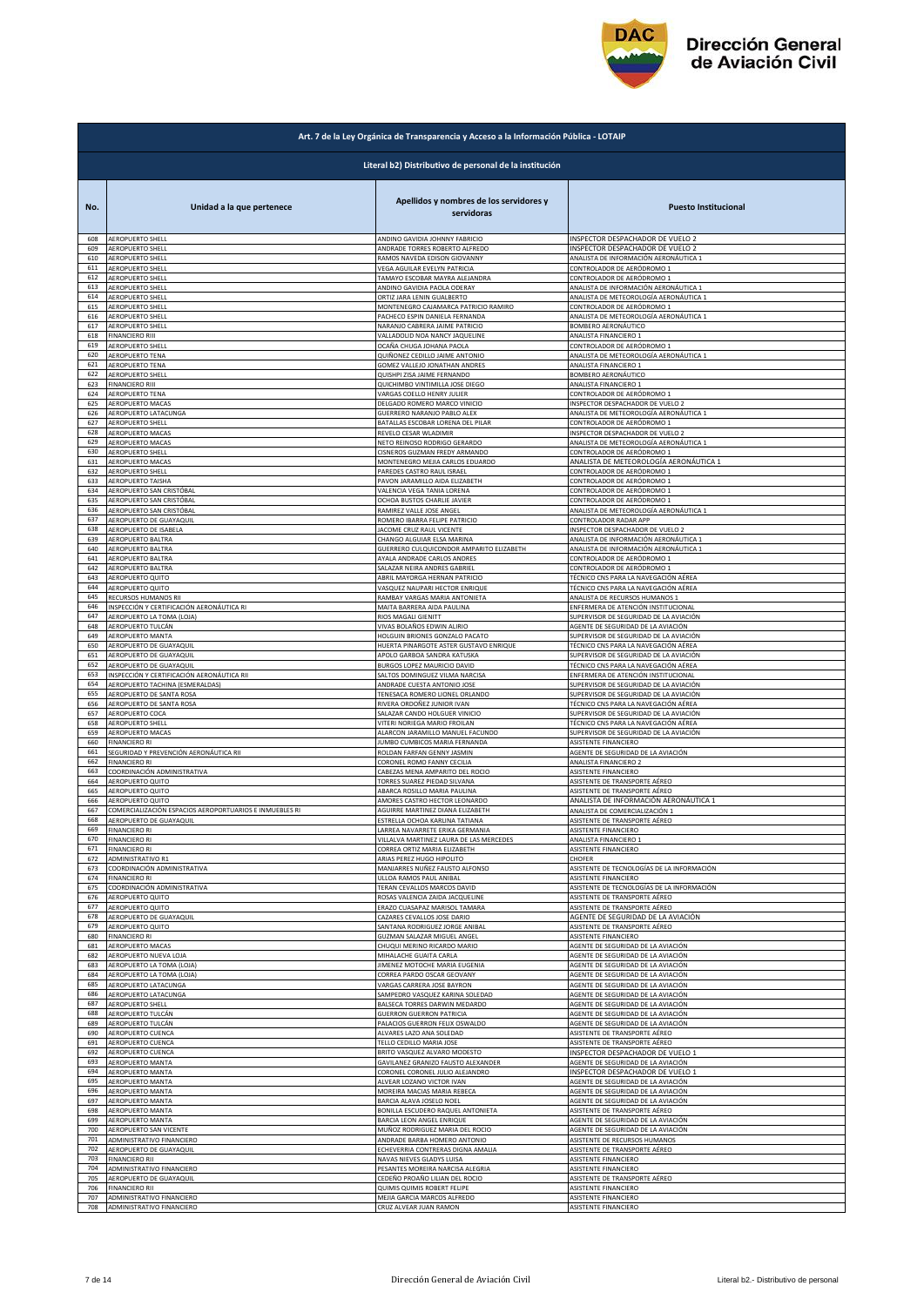## Art. 7 de la Ley Orgánica de Transparencia y Acceso a la Información Pública - LOTAIP

### Literal b2) Distributivo de personal de la institución

| No. | Unidad a la que pertenece | Apellidos y nombres de los servidores y servidoras | Puesto Institucional |
|---|---|---|---|
| 608 | AEROPUERTO SHELL | ANDINO GAVIDIA JOHNNY FABRICIO | INSPECTOR DESPACHADOR DE VUELO 2 |
| 609 | AEROPUERTO SHELL | ANDRADE TORRES ROBERTO ALFREDO | INSPECTOR DESPACHADOR DE VUELO 2 |
| 610 | AEROPUERTO SHELL | RAMOS NAVEDA EDISON GIOVANNY | ANALISTA DE INFORMACIÓN AERONÁUTICA 1 |
| 611 | AEROPUERTO SHELL | VEGA AGUILAR EVELYN PATRICIA | CONTROLADOR DE AERÓDROMO 1 |
| 612 | AEROPUERTO SHELL | TAMAYO ESCOBAR MAYRA ALEJANDRA | CONTROLADOR DE AERÓDROMO 1 |
| 613 | AEROPUERTO SHELL | ANDINO GAVIDIA PAOLA ODERAY | ANALISTA DE INFORMACIÓN AERONÁUTICA 1 |
| 614 | AEROPUERTO SHELL | ORTIZ JARA LENIN GUALBERTO | ANALISTA DE METEOROLOGÍA AERONÁUTICA 1 |
| 615 | AEROPUERTO SHELL | MONTENEGRO CAJAMARCA PATRICIO RAMIRO | CONTROLADOR DE AERÓDROMO 1 |
| 616 | AEROPUERTO SHELL | PACHECO ESPIN DANIELA FERNANDA | ANALISTA DE METEOROLOGÍA AERONÁUTICA 1 |
| 617 | AEROPUERTO SHELL | NARANJO CABRERA JAIME PATRICIO | BOMBERO AERONÁUTICO |
| 618 | FINANCIERO RIII | VALLADOLID NOA NANCY JAQUELINE | ANALISTA FINANCIERO 1 |
| 619 | AEROPUERTO SHELL | OCAÑA CHUGA JOHANA PAOLA | CONTROLADOR DE AERÓDROMO 1 |
| 620 | AEROPUERTO TENA | QUIÑONEZ CEDILLO JAIME ANTONIO | ANALISTA DE METEOROLOGÍA AERONÁUTICA 1 |
| 621 | AEROPUERTO TENA | GOMEZ VALLEJO JONATHAN ANDRES | ANALISTA FINANCIERO 1 |
| 622 | AEROPUERTO SHELL | QUISHPI ZISA JAIME FERNANDO | BOMBERO AERONÁUTICO |
| 623 | FINANCIERO RIII | QUICHIMBO VINTIMILLA JOSE DIEGO | ANALISTA FINANCIERO 1 |
| 624 | AEROPUERTO TENA | VARGAS COELLO HENRY JULIER | CONTROLADOR DE AERÓDROMO 1 |
| 625 | AEROPUERTO MACAS | DELGADO ROMERO MARCO VINICIO | INSPECTOR DESPACHADOR DE VUELO 2 |
| 626 | AEROPUERTO LATACUNGA | GUERRERO NARANJO PABLO ALEX | ANALISTA DE METEOROLOGÍA AERONÁUTICA 1 |
| 627 | AEROPUERTO SHELL | BATALLAS ESCOBAR LORENA DEL PILAR | CONTROLADOR DE AERÓDROMO 1 |
| 628 | AEROPUERTO MACAS | REVELO CESAR WLADIMIR | INSPECTOR DESPACHADOR DE VUELO 2 |
| 629 | AEROPUERTO MACAS | NETO REINOSO RODRIGO GERARDO | ANALISTA DE METEOROLOGÍA AERONÁUTICA 1 |
| 630 | AEROPUERTO SHELL | CISNEROS GUZMAN FREDY ARMANDO | CONTROLADOR DE AERÓDROMO 1 |
| 631 | AEROPUERTO MACAS | MONTENEGRO MEJIA CARLOS EDUARDO | ANALISTA DE METEOROLOGÍA AERONÁUTICA 1 |
| 632 | AEROPUERTO SHELL | PAREDES CASTRO RAUL ISRAEL | CONTROLADOR DE AERÓDROMO 1 |
| 633 | AEROPUERTO TAISHA | PAVON JARAMILLO AIDA ELIZABETH | CONTROLADOR DE AERÓDROMO 1 |
| 634 | AEROPUERTO SAN CRISTÓBAL | VALENCIA VEGA TANIA LORENA | CONTROLADOR DE AERÓDROMO 1 |
| 635 | AEROPUERTO SAN CRISTÓBAL | OCHOA BUSTOS CHARLIE JAVIER | CONTROLADOR DE AERÓDROMO 1 |
| 636 | AEROPUERTO SAN CRISTÓBAL | RAMIREZ VALLE JOSE ANGEL | ANALISTA DE METEOROLOGÍA AERONÁUTICA 1 |
| 637 | AEROPUERTO DE GUAYAQUIL | ROMERO IBARRA FELIPE PATRICIO | CONTROLADOR RADAR APP |
| 638 | AEROPUERTO DE ISABELA | JACOME CRUZ RAUL VICENTE | INSPECTOR DESPACHADOR DE VUELO 2 |
| 639 | AEROPUERTO BALTRA | CHANGO ALGUIAR ELSA MARINA | ANALISTA DE INFORMACIÓN AERONÁUTICA 1 |
| 640 | AEROPUERTO BALTRA | GUERRERO CULQUICONDOR AMPARITO ELIZABETH | ANALISTA DE INFORMACIÓN AERONÁUTICA 1 |
| 641 | AEROPUERTO BALTRA | AYALA ANDRADE CARLOS ANDRES | CONTROLADOR DE AERÓDROMO 1 |
| 642 | AEROPUERTO BALTRA | SALAZAR NEIRA ANDRES GABRIEL | CONTROLADOR DE AERÓDROMO 1 |
| 643 | AEROPUERTO QUITO | ABRIL MAYORGA HERNAN PATRICIO | TÉCNICO CNS PARA LA NAVEGACIÓN AÉREA |
| 644 | AEROPUERTO QUITO | VASQUEZ NAUPARI HECTOR ENRIQUE | TÉCNICO CNS PARA LA NAVEGACIÓN AÉREA |
| 645 | RECURSOS HUMANOS RII | RAMBAY VARGAS MARIA ANTONIETA | ANALISTA DE RECURSOS HUMANOS 1 |
| 646 | INSPECCIÓN Y CERTIFICACIÓN AERONÁUTICA RI | MAITA BARRERA AIDA PAULINA | ENFERMERA DE ATENCIÓN INSTITUCIONAL |
| 647 | AEROPUERTO LA TOMA (LOJA) | RIOS MAGALI GIENITT | SUPERVISOR DE SEGURIDAD DE LA AVIACIÓN |
| 648 | AEROPUERTO TULCÁN | VIVAS BOLAÑOS EDWIN ALIRIO | AGENTE DE SEGURIDAD DE LA AVIACIÓN |
| 649 | AEROPUERTO MANTA | HOLGUIN BRIONES GONZALO PACATO | SUPERVISOR DE SEGURIDAD DE LA AVIACIÓN |
| 650 | AEROPUERTO DE GUAYAQUIL | HUERTA PINARGOTE ASTER GUSTAVO ENRIQUE | TÉCNICO CNS PARA LA NAVEGACIÓN AÉREA |
| 651 | AEROPUERTO DE GUAYAQUIL | APOLO GARBOA SANDRA KATUSKA | SUPERVISOR DE SEGURIDAD DE LA AVIACIÓN |
| 652 | AEROPUERTO DE GUAYAQUIL | BURGOS LOPEZ MAURICIO DAVID | TÉCNICO CNS PARA LA NAVEGACIÓN AÉREA |
| 653 | INSPECCIÓN Y CERTIFICACIÓN AERONÁUTICA RII | SALTOS DOMINGUEZ VILMA NARCISA | ENFERMERA DE ATENCIÓN INSTITUCIONAL |
| 654 | AEROPUERTO TACHINA (ESMERALDAS) | ANDRADE CUESTA ANTONIO JOSE | SUPERVISOR DE SEGURIDAD DE LA AVIACIÓN |
| 655 | AEROPUERTO DE SANTA ROSA | TENESACA ROMERO LIONEL ORLANDO | SUPERVISOR DE SEGURIDAD DE LA AVIACIÓN |
| 656 | AEROPUERTO DE SANTA ROSA | RIVERA ORDOÑEZ JUNIOR IVAN | TÉCNICO CNS PARA LA NAVEGACIÓN AÉREA |
| 657 | AEROPUERTO COCA | SALAZAR CANDO HOLGUER VINICIO | SUPERVISOR DE SEGURIDAD DE LA AVIACIÓN |
| 658 | AEROPUERTO SHELL | VITERI NORIEGA MARIO FROILAN | TÉCNICO CNS PARA LA NAVEGACIÓN AÉREA |
| 659 | AEROPUERTO MACAS | ALARCON JARAMILLO MANUEL FACUNDO | SUPERVISOR DE SEGURIDAD DE LA AVIACIÓN |
| 660 | FINANCIERO RI | JUMBO CUMBICOS MARIA FERNANDA | ASISTENTE FINANCIERO |
| 661 | SEGURIDAD Y PREVENCIÓN AERONÁUTICA RII | ROLDAN FARFAN GENNY JASMIN | AGENTE DE SEGURIDAD DE LA AVIACIÓN |
| 662 | FINANCIERO RI | CORONEL ROMO FANNY CECILIA | ANALISTA FINANCIERO 2 |
| 663 | COORDINACIÓN ADMINISTRATIVA | CABEZAS MENA AMPARITO DEL ROCIO | ASISTENTE FINANCIERO |
| 664 | AEROPUERTO QUITO | TORRES SUAREZ PIEDAD SILVANA | ASISTENTE DE TRANSPORTE AÉREO |
| 665 | AEROPUERTO QUITO | ABARCA ROSILLO MARIA PAULINA | ASISTENTE DE TRANSPORTE AÉREO |
| 666 | AEROPUERTO QUITO | AMORES CASTRO HECTOR LEONARDO | ANALISTA DE INFORMACIÓN AERONÁUTICA 1 |
| 667 | COMERCIALIZACIÓN ESPACIOS AEROPORTUARIOS E INMUEBLES RI | AGUIRRE MARTINEZ DIANA ELIZABETH | ANALISTA DE COMERCIALIZACIÓN 1 |
| 668 | AEROPUERTO DE GUAYAQUIL | ESTRELLA OCHOA KARLINA TATIANA | ASISTENTE DE TRANSPORTE AÉREO |
| 669 | FINANCIERO RI | LARREA NAVARRETE ERIKA GERMANIA | ASISTENTE FINANCIERO |
| 670 | FINANCIERO RI | VILLALVA MARTINEZ LAURA DE LAS MERCEDES | ANALISTA FINANCIERO 1 |
| 671 | FINANCIERO RI | CORREA ORTIZ MARIA ELIZABETH | ASISTENTE FINANCIERO |
| 672 | ADMINISTRATIVO R1 | ARIAS PEREZ HUGO HIPOLITO | CHOFER |
| 673 | COORDINACIÓN ADMINISTRATIVA | MANJARRES NUÑEZ FAUSTO ALFONSO | ASISTENTE DE TECNOLOGÍAS DE LA INFORMACIÓN |
| 674 | FINANCIERO RI | ULLOA RAMOS PAUL ANIBAL | ASISTENTE FINANCIERO |
| 675 | COORDINACIÓN ADMINISTRATIVA | TERAN CEVALLOS MARCOS DAVID | ASISTENTE DE TECNOLOGÍAS DE LA INFORMACIÓN |
| 676 | AEROPUERTO QUITO | ROSAS VALENCIA ZAIDA JACQUELINE | ASISTENTE DE TRANSPORTE AÉREO |
| 677 | AEROPUERTO QUITO | ERAZO CUASAPAZ MARISOL TAMARA | ASISTENTE DE TRANSPORTE AÉREO |
| 678 | AEROPUERTO DE GUAYAQUIL | CAZARES CEVALLOS JOSE DARIO | AGENTE DE SEGURIDAD DE LA AVIACIÓN |
| 679 | AEROPUERTO QUITO | SANTANA RODRIGUEZ JORGE ANIBAL | ASISTENTE DE TRANSPORTE AÉREO |
| 680 | FINANCIERO RI | GUZMAN SALAZAR MIGUEL ANGEL | ASISTENTE FINANCIERO |
| 681 | AEROPUERTO MACAS | CHUQUI MERINO RICARDO MARIO | AGENTE DE SEGURIDAD DE LA AVIACIÓN |
| 682 | AEROPUERTO NUEVA LOJA | MIHALACHE GUAITA CARLA | AGENTE DE SEGURIDAD DE LA AVIACIÓN |
| 683 | AEROPUERTO LA TOMA (LOJA) | JIMENEZ MOTOCHE MARIA EUGENIA | AGENTE DE SEGURIDAD DE LA AVIACIÓN |
| 684 | AEROPUERTO LA TOMA (LOJA) | CORREA PARDO OSCAR GEOVANY | AGENTE DE SEGURIDAD DE LA AVIACIÓN |
| 685 | AEROPUERTO LATACUNGA | VARGAS CARRERA JOSE BAYRON | AGENTE DE SEGURIDAD DE LA AVIACIÓN |
| 686 | AEROPUERTO LATACUNGA | SAMPEDRO VASQUEZ KARINA SOLEDAD | AGENTE DE SEGURIDAD DE LA AVIACIÓN |
| 687 | AEROPUERTO SHELL | BALSECA TORRES DARWIN MEDARDO | AGENTE DE SEGURIDAD DE LA AVIACIÓN |
| 688 | AEROPUERTO TULCÁN | GUERRON GUERRON PATRICIA | AGENTE DE SEGURIDAD DE LA AVIACIÓN |
| 689 | AEROPUERTO TULCÁN | PALACIOS GUERRON FELIX OSWALDO | AGENTE DE SEGURIDAD DE LA AVIACIÓN |
| 690 | AEROPUERTO CUENCA | ALVARES LAZO ANA SOLEDAD | ASISTENTE DE TRANSPORTE AÉREO |
| 691 | AEROPUERTO CUENCA | TELLO CEDILLO MARIA JOSE | ASISTENTE DE TRANSPORTE AÉREO |
| 692 | AEROPUERTO CUENCA | BRITO VASQUEZ ALVARO MODESTO | INSPECTOR DESPACHADOR DE VUELO 1 |
| 693 | AEROPUERTO MANTA | GAVILANEZ GRANIZO FAUSTO ALEXANDER | AGENTE DE SEGURIDAD DE LA AVIACIÓN |
| 694 | AEROPUERTO MANTA | CORONEL CORONEL JULIO ALEJANDRO | INSPECTOR DESPACHADOR DE VUELO 1 |
| 695 | AEROPUERTO MANTA | ALVEAR LOZANO VICTOR IVAN | AGENTE DE SEGURIDAD DE LA AVIACIÓN |
| 696 | AEROPUERTO MANTA | MOREIRA MACIAS MARIA REBECA | AGENTE DE SEGURIDAD DE LA AVIACIÓN |
| 697 | AEROPUERTO MANTA | BARCIA ALAVA JOSELO NOEL | AGENTE DE SEGURIDAD DE LA AVIACIÓN |
| 698 | AEROPUERTO MANTA | BONILLA ESCUDERO RAQUEL ANTONIETA | ASISTENTE DE TRANSPORTE AÉREO |
| 699 | AEROPUERTO MANTA | BARCIA LEON ANGEL ENRIQUE | AGENTE DE SEGURIDAD DE LA AVIACIÓN |
| 700 | AEROPUERTO SAN VICENTE | MUÑOZ RODRIGUEZ MARIA DEL ROCIO | AGENTE DE SEGURIDAD DE LA AVIACIÓN |
| 701 | ADMINISTRATIVO FINANCIERO | ANDRADE BARBA HOMERO ANTONIO | ASISTENTE DE RECURSOS HUMANOS |
| 702 | AEROPUERTO DE GUAYAQUIL | ECHEVERRIA CONTRERAS DIGNA AMALIA | ASISTENTE DE TRANSPORTE AÉREO |
| 703 | FINANCIERO RII | NAVAS NIEVES GLADYS LUISA | ASISTENTE FINANCIERO |
| 704 | ADMINISTRATIVO FINANCIERO | PESANTES MOREIRA NARCISA ALEGRIA | ASISTENTE FINANCIERO |
| 705 | AEROPUERTO DE GUAYAQUIL | CEDEÑO PROAÑO LILIAN DEL ROCIO | ASISTENTE DE TRANSPORTE AÉREO |
| 706 | FINANCIERO RII | QUIMIS QUIMIS ROBERT FELIPE | ASISTENTE FINANCIERO |
| 707 | ADMINISTRATIVO FINANCIERO | MEJIA GARCIA MARCOS ALFREDO | ASISTENTE FINANCIERO |
| 708 | ADMINISTRATIVO FINANCIERO | CRUZ ALVEAR JUAN RAMON | ASISTENTE FINANCIERO |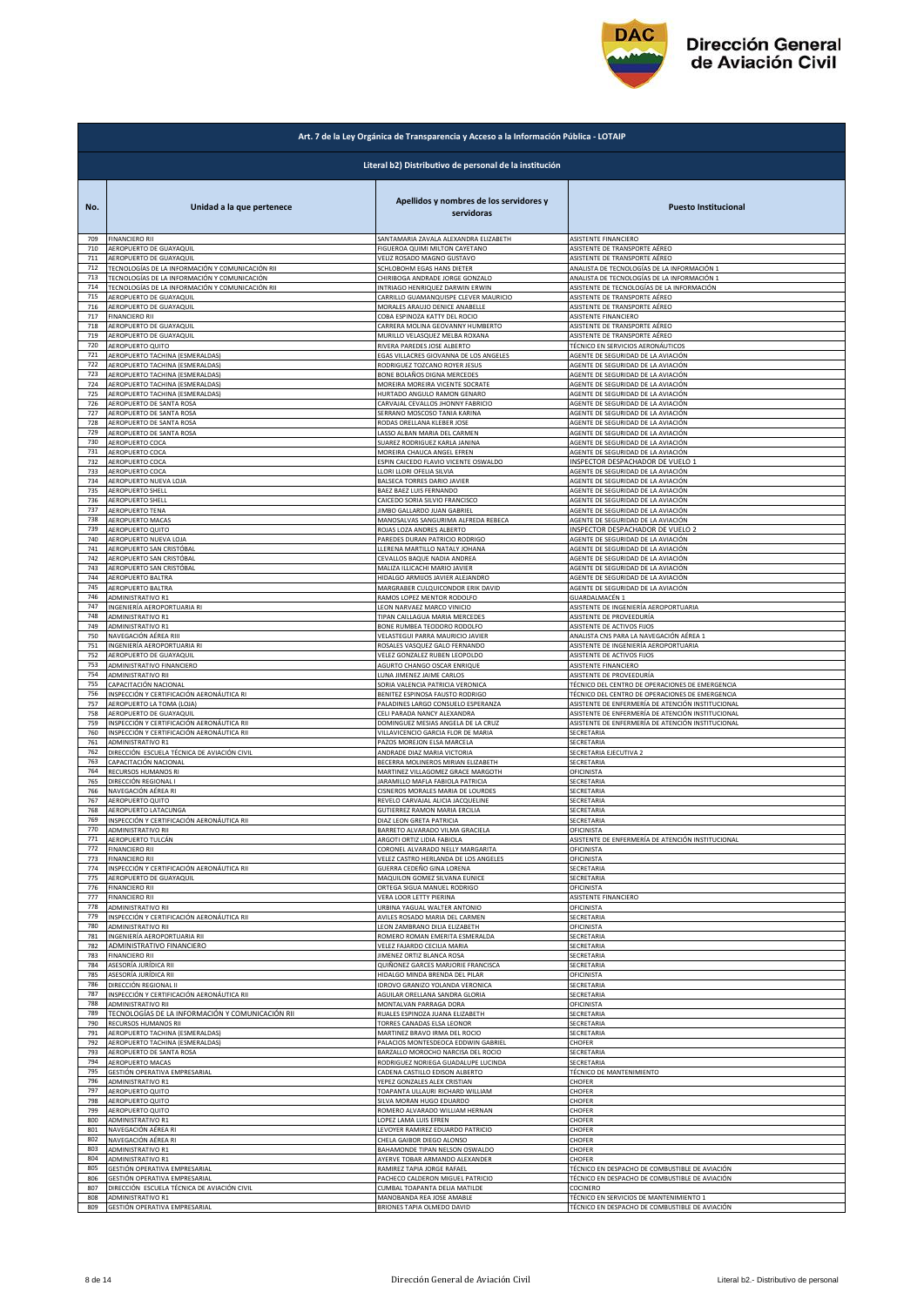## Art. 7 de la Ley Orgánica de Transparencia y Acceso a la Información Pública - LOTAIP

### Literal b2) Distributivo de personal de la institución

| No. | Unidad a la que pertenece | Apellidos y nombres de los servidores y servidoras | Puesto Institucional |
|---|---|---|---|
| 709 | FINANCIERO RII | SANTAMARIA ZAVALA ALEXANDRA ELIZABETH | ASISTENTE FINANCIERO |
| 710 | AEROPUERTO DE GUAYAQUIL | FIGUEROA QUIMI MILTON CAYETANO | ASISTENTE DE TRANSPORTE AÉREO |
| 711 | AEROPUERTO DE GUAYAQUIL | VELIZ ROSADO MAGNO GUSTAVO | ASISTENTE DE TRANSPORTE AÉREO |
| 712 | TECNOLOGÍAS DE LA INFORMACIÓN Y COMUNICACIÓN RII | SCHLOBOHM EGAS HANS DIETER | ANALISTA DE TECNOLOGÍAS DE LA INFORMACIÓN 1 |
| 713 | TECNOLOGÍAS DE LA INFORMACIÓN Y COMUNICACIÓN | CHIRIBOGA ANDRADE JORGE GONZALO | ANALISTA DE TECNOLOGÍAS DE LA INFORMACIÓN 1 |
| 714 | TECNOLOGÍAS DE LA INFORMACIÓN Y COMUNICACIÓN RII | INTRIAGO HENRIQUEZ DARWIN ERWIN | ASISTENTE DE TECNOLOGÍAS DE LA INFORMACIÓN |
| 715 | AEROPUERTO DE GUAYAQUIL | CARRILLO GUAMANQUISPE CLEVER MAURICIO | ASISTENTE DE TRANSPORTE AÉREO |
| 716 | AEROPUERTO DE GUAYAQUIL | MORALES ARAUJO DENICE ANABELLE | ASISTENTE DE TRANSPORTE AÉREO |
| 717 | FINANCIERO RII | COBA ESPINOZA KATTY DEL ROCIO | ASISTENTE FINANCIERO |
| 718 | AEROPUERTO DE GUAYAQUIL | CARRERA MOLINA GEOVANNY HUMBERTO | ASISTENTE DE TRANSPORTE AÉREO |
| 719 | AEROPUERTO DE GUAYAQUIL | MURILLO VELASQUEZ MELBA ROXANA | ASISTENTE DE TRANSPORTE AÉREO |
| 720 | AEROPUERTO QUITO | RIVERA PAREDES JOSE ALBERTO | TÉCNICO EN SERVICIOS AERONÁUTICOS |
| 721 | AEROPUERTO TACHINA (ESMERALDAS) | EGAS VILLACRES GIOVANNA DE LOS ANGELES | AGENTE DE SEGURIDAD DE LA AVIACIÓN |
| 722 | AEROPUERTO TACHINA (ESMERALDAS) | RODRIGUEZ TOZCANO ROYER JESUS | AGENTE DE SEGURIDAD DE LA AVIACIÓN |
| 723 | AEROPUERTO TACHINA (ESMERALDAS) | BONE BOLAÑOS DIGNA MERCEDES | AGENTE DE SEGURIDAD DE LA AVIACIÓN |
| 724 | AEROPUERTO TACHINA (ESMERALDAS) | MOREIRA MOREIRA VICENTE SOCRATE | AGENTE DE SEGURIDAD DE LA AVIACIÓN |
| 725 | AEROPUERTO TACHINA (ESMERALDAS) | HURTADO ANGULO RAMON GENARO | AGENTE DE SEGURIDAD DE LA AVIACIÓN |
| 726 | AEROPUERTO DE SANTA ROSA | CARVAJAL CEVALLOS JHONNY FABRICIO | AGENTE DE SEGURIDAD DE LA AVIACIÓN |
| 727 | AEROPUERTO DE SANTA ROSA | SERRANO MOSCOSO TANIA KARINA | AGENTE DE SEGURIDAD DE LA AVIACIÓN |
| 728 | AEROPUERTO DE SANTA ROSA | RODAS ORELLANA KLEBER JOSE | AGENTE DE SEGURIDAD DE LA AVIACIÓN |
| 729 | AEROPUERTO DE SANTA ROSA | LASSO ALBAN MARIA DEL CARMEN | AGENTE DE SEGURIDAD DE LA AVIACIÓN |
| 730 | AEROPUERTO COCA | SUAREZ RODRIGUEZ KARLA JANINA | AGENTE DE SEGURIDAD DE LA AVIACIÓN |
| 731 | AEROPUERTO COCA | MOREIRA CHAUCA ANGEL EFREN | AGENTE DE SEGURIDAD DE LA AVIACIÓN |
| 732 | AEROPUERTO COCA | ESPIN CAICEDO FLAVIO VICENTE OSWALDO | INSPECTOR DESPACHADOR DE VUELO 1 |
| 733 | AEROPUERTO COCA | LLORI LLORI OFELIA SILVIA | AGENTE DE SEGURIDAD DE LA AVIACIÓN |
| 734 | AEROPUERTO NUEVA LOJA | BALSECA TORRES DARIO JAVIER | AGENTE DE SEGURIDAD DE LA AVIACIÓN |
| 735 | AEROPUERTO SHELL | BAEZ BAEZ LUIS FERNANDO | AGENTE DE SEGURIDAD DE LA AVIACIÓN |
| 736 | AEROPUERTO SHELL | CAICEDO SORIA SILVIO FRANCISCO | AGENTE DE SEGURIDAD DE LA AVIACIÓN |
| 737 | AEROPUERTO TENA | JIMBO GALLARDO JUAN GABRIEL | AGENTE DE SEGURIDAD DE LA AVIACIÓN |
| 738 | AEROPUERTO MACAS | MANOSALVAS SANGURIMA ALFREDA REBECA | AGENTE DE SEGURIDAD DE LA AVIACIÓN |
| 739 | AEROPUERTO QUITO | ROJAS LOZA ANDRES ALBERTO | INSPECTOR DESPACHADOR DE VUELO 2 |
| 740 | AEROPUERTO NUEVA LOJA | PAREDES DURAN PATRICIO RODRIGO | AGENTE DE SEGURIDAD DE LA AVIACIÓN |
| 741 | AEROPUERTO SAN CRISTÓBAL | LLERENA MARTILLO NATALY JOHANA | AGENTE DE SEGURIDAD DE LA AVIACIÓN |
| 742 | AEROPUERTO SAN CRISTÓBAL | CEVALLOS BAQUE NADIA ANDREA | AGENTE DE SEGURIDAD DE LA AVIACIÓN |
| 743 | AEROPUERTO SAN CRISTÓBAL | MALIZA ILLICACHI MARIO JAVIER | AGENTE DE SEGURIDAD DE LA AVIACIÓN |
| 744 | AEROPUERTO BALTRA | HIDALGO ARMIJOS JAVIER ALEJANDRO | AGENTE DE SEGURIDAD DE LA AVIACIÓN |
| 745 | AEROPUERTO BALTRA | MARGRABER CULQUICONDOR ERIK DAVID | AGENTE DE SEGURIDAD DE LA AVIACIÓN |
| 746 | ADMINISTRATIVO R1 | RAMOS LOPEZ MENTOR RODOLFO | GUARDALMACÉN 1 |
| 747 | INGENIERÍA AEROPORTUARIA RI | LEON NARVAEZ MARCO VINICIO | ASISTENTE DE INGENIERÍA AEROPORTUARIA |
| 748 | ADMINISTRATIVO R1 | TIPAN CAILLAGUA MARIA MERCEDES | ASISTENTE DE PROVEEDURÍA |
| 749 | ADMINISTRATIVO R1 | BONE RUMBEA TEODORO RODOLFO | ASISTENTE DE ACTIVOS FIJOS |
| 750 | NAVEGACIÓN AÉREA RIII | VELASTEGUI PARRA MAURICIO JAVIER | ANALISTA CNS PARA LA NAVEGACIÓN AÉREA 1 |
| 751 | INGENIERÍA AEROPORTUARIA RI | ROSALES VASQUEZ GALO FERNANDO | ASISTENTE DE INGENIERÍA AEROPORTUARIA |
| 752 | AEROPUERTO DE GUAYAQUIL | VELEZ GONZALEZ RUBEN LEOPOLDO | ASISTENTE DE ACTIVOS FIJOS |
| 753 | ADMINISTRATIVO FINANCIERO | AGURTO CHANGO OSCAR ENRIQUE | ASISTENTE FINANCIERO |
| 754 | ADMINISTRATIVO RII | LUNA JIMENEZ JAIME CARLOS | ASISTENTE DE PROVEEDURÍA |
| 755 | CAPACITACIÓN NACIONAL | SORIA VALENCIA PATRICIA VERONICA | TÉCNICO DEL CENTRO DE OPERACIONES DE EMERGENCIA |
| 756 | INSPECCIÓN Y CERTIFICACIÓN AERONÁUTICA RI | BENITEZ ESPINOSA FAUSTO RODRIGO | TÉCNICO DEL CENTRO DE OPERACIONES DE EMERGENCIA |
| 757 | AEROPUERTO LA TOMA (LOJA) | PALADINES LARGO CONSUELO ESPERANZA | ASISTENTE DE ENFERMERÍA DE ATENCIÓN INSTITUCIONAL |
| 758 | AEROPUERTO DE GUAYAQUIL | CELI PARADA NANCY ALEXANDRA | ASISTENTE DE ENFERMERÍA DE ATENCIÓN INSTITUCIONAL |
| 759 | INSPECCIÓN Y CERTIFICACIÓN AERONÁUTICA RII | DOMINGUEZ MESIAS ANGELA DE LA CRUZ | ASISTENTE DE ENFERMERÍA DE ATENCIÓN INSTITUCIONAL |
| 760 | INSPECCIÓN Y CERTIFICACIÓN AERONÁUTICA RII | VILLAVICENCIO GARCIA FLOR DE MARIA | SECRETARIA |
| 761 | ADMINISTRATIVO R1 | PAZOS MOREJON ELSA MARCELA | SECRETARIA |
| 762 | DIRECCIÓN ESCUELA TÉCNICA DE AVIACIÓN CIVIL | ANDRADE DIAZ MARIA VICTORIA | SECRETARIA EJECUTIVA 2 |
| 763 | CAPACITACIÓN NACIONAL | BECERRA MOLINEROS MIRIAN ELIZABETH | SECRETARIA |
| 764 | RECURSOS HUMANOS RI | MARTINEZ VILLAGOMEZ GRACE MARGOTH | OFICINISTA |
| 765 | DIRECCIÓN REGIONAL I | JARAMILLO MAFLA FABIOLA PATRICIA | SECRETARIA |
| 766 | NAVEGACIÓN AÉREA RI | CISNEROS MORALES MARIA DE LOURDES | SECRETARIA |
| 767 | AEROPUERTO QUITO | REVELO CARVAJAL ALICIA JACQUELINE | SECRETARIA |
| 768 | AEROPUERTO LATACUNGA | GUTIERREZ RAMON MARIA ERCILIA | SECRETARIA |
| 769 | INSPECCIÓN Y CERTIFICACIÓN AERONÁUTICA RII | DIAZ LEON GRETA PATRICIA | SECRETARIA |
| 770 | ADMINISTRATIVO RII | BARRETO ALVARADO VILMA GRACIELA | OFICINISTA |
| 771 | AEROPUERTO TULCÁN | ARGOTI ORTIZ LIDIA FABIOLA | ASISTENTE DE ENFERMERÍA DE ATENCIÓN INSTITUCIONAL |
| 772 | FINANCIERO RII | CORONEL ALVARADO NELLY MARGARITA | OFICINISTA |
| 773 | FINANCIERO RII | VELEZ CASTRO HERLANDA DE LOS ANGELES | OFICINISTA |
| 774 | INSPECCIÓN Y CERTIFICACIÓN AERONÁUTICA RII | GUERRA CEDEÑO GINA LORENA | SECRETARIA |
| 775 | AEROPUERTO DE GUAYAQUIL | MAQUILON GOMEZ SILVANA EUNICE | SECRETARIA |
| 776 | FINANCIERO RII | ORTEGA SIGUA MANUEL RODRIGO | OFICINISTA |
| 777 | FINANCIERO RII | VERA LOOR LETTY PIERINA | ASISTENTE FINANCIERO |
| 778 | ADMINISTRATIVO RII | URBINA YAGUAL WALTER ANTONIO | OFICINISTA |
| 779 | INSPECCIÓN Y CERTIFICACIÓN AERONÁUTICA RII | AVILES ROSADO MARIA DEL CARMEN | SECRETARIA |
| 780 | ADMINISTRATIVO RII | LEON ZAMBRANO DILIA ELIZABETH | OFICINISTA |
| 781 | INGENIERÍA AEROPORTUARIA RII | ROMERO ROMAN EMERITA ESMERALDA | SECRETARIA |
| 782 | ADMINISTRATIVO FINANCIERO | VELEZ FAJARDO CECILIA MARIA | SECRETARIA |
| 783 | FINANCIERO RII | JIMENEZ ORTIZ BLANCA ROSA | SECRETARIA |
| 784 | ASESORÍA JURÍDICA RII | QUIÑONEZ GARCES MARJORIE FRANCISCA | SECRETARIA |
| 785 | ASESORÍA JURÍDICA RII | HIDALGO MINDA BRENDA DEL PILAR | OFICINISTA |
| 786 | DIRECCIÓN REGIONAL II | IDROVO GRANIZO YOLANDA VERONICA | SECRETARIA |
| 787 | INSPECCIÓN Y CERTIFICACIÓN AERONÁUTICA RII | AGUILAR ORELLANA SANDRA GLORIA | SECRETARIA |
| 788 | ADMINISTRATIVO RII | MONTALVAN PARRAGA DORA | OFICINISTA |
| 789 | TECNOLOGÍAS DE LA INFORMACIÓN Y COMUNICACIÓN RII | RUALES ESPINOZA JUANA ELIZABETH | SECRETARIA |
| 790 | RECURSOS HUMANOS RII | TORRES CANADAS ELSA LEONOR | SECRETARIA |
| 791 | AEROPUERTO TACHINA (ESMERALDAS) | MARTINEZ BRAVO IRMA DEL ROCIO | SECRETARIA |
| 792 | AEROPUERTO TACHINA (ESMERALDAS) | PALACIOS MONTESDEOCA EDDWIN GABRIEL | CHOFER |
| 793 | AEROPUERTO DE SANTA ROSA | BARZALLO MOROCHO NARCISA DEL ROCIO | SECRETARIA |
| 794 | AEROPUERTO MACAS | RODRIGUEZ NORIEGA GUADALUPE LUCINDA | SECRETARIA |
| 795 | GESTIÓN OPERATIVA EMPRESARIAL | CADENA CASTILLO EDISON ALBERTO | TÉCNICO DE MANTENIMIENTO |
| 796 | ADMINISTRATIVO R1 | YEPEZ GONZALES ALEX CRISTIAN | CHOFER |
| 797 | AEROPUERTO QUITO | TOAPANTA ULLAURI RICHARD WILLIAM | CHOFER |
| 798 | AEROPUERTO QUITO | SILVA MORAN HUGO EDUARDO | CHOFER |
| 799 | AEROPUERTO QUITO | ROMERO ALVARADO WILLIAM HERNAN | CHOFER |
| 800 | ADMINISTRATIVO R1 | LOPEZ LAMA LUIS EFREN | CHOFER |
| 801 | NAVEGACIÓN AÉREA RI | LEVOYER RAMIREZ EDUARDO PATRICIO | CHOFER |
| 802 | NAVEGACIÓN AÉREA RI | CHELA GAIBOR DIEGO ALONSO | CHOFER |
| 803 | ADMINISTRATIVO R1 | BAHAMONDE TIPAN NELSON OSWALDO | CHOFER |
| 804 | ADMINISTRATIVO R1 | AYERVE TOBAR ARMANDO ALEXANDER | CHOFER |
| 805 | GESTIÓN OPERATIVA EMPRESARIAL | RAMIREZ TAPIA JORGE RAFAEL | TÉCNICO EN DESPACHO DE COMBUSTIBLE DE AVIACIÓN |
| 806 | GESTIÓN OPERATIVA EMPRESARIAL | PACHECO CALDERON MIGUEL PATRICIO | TÉCNICO EN DESPACHO DE COMBUSTIBLE DE AVIACIÓN |
| 807 | DIRECCIÓN ESCUELA TÉCNICA DE AVIACIÓN CIVIL | CUMBAL TOAPANTA DELIA MATILDE | COCINERO |
| 808 | ADMINISTRATIVO R1 | MANOBANDA REA JOSE AMABLE | TÉCNICO EN SERVICIOS DE MANTENIMIENTO 1 |
| 809 | GESTIÓN OPERATIVA EMPRESARIAL | BRIONES TAPIA OLMEDO DAVID | TÉCNICO EN DESPACHO DE COMBUSTIBLE DE AVIACIÓN |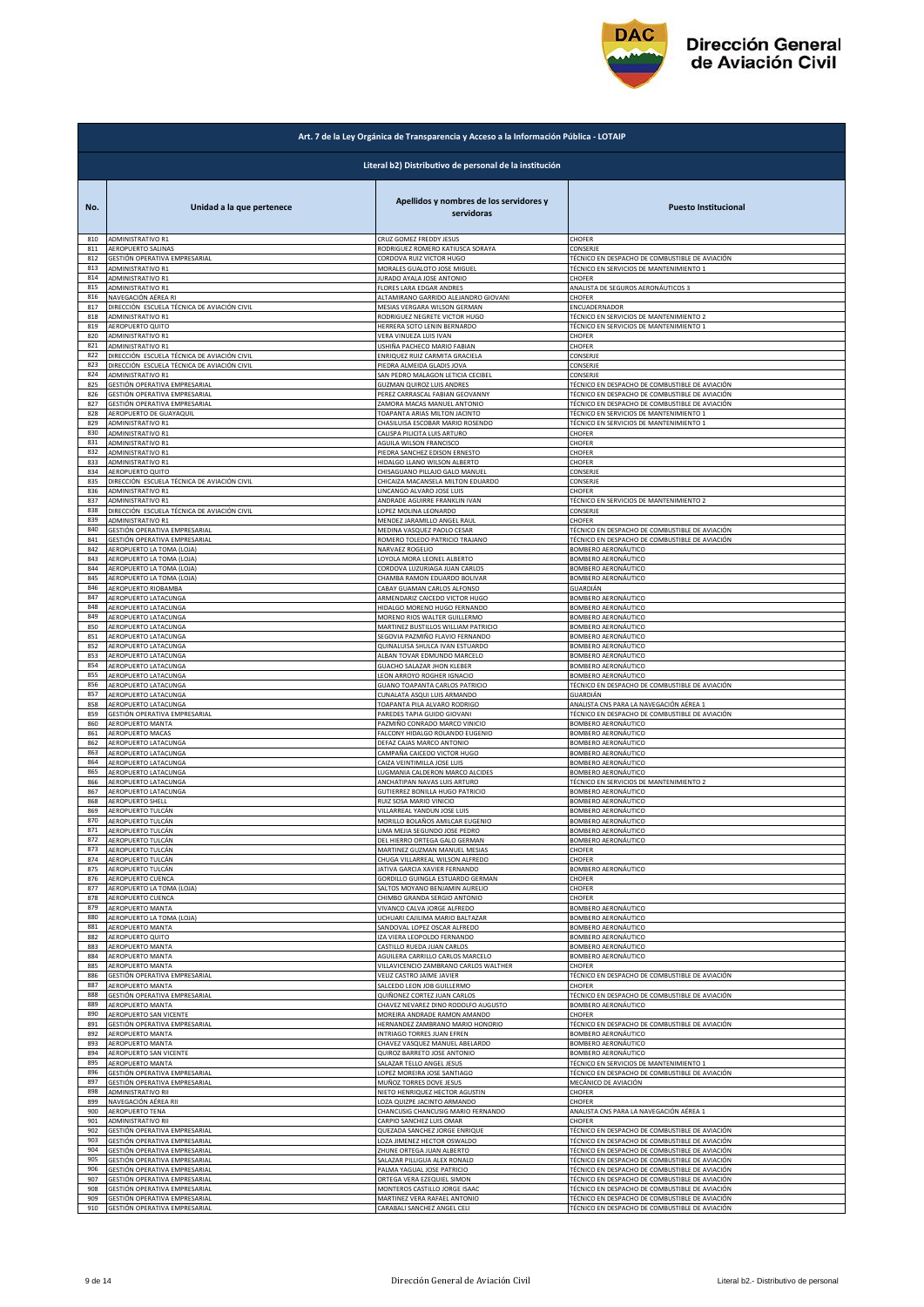Dirección General de Aviación Civil

## Art. 7 de la Ley Orgánica de Transparencia y Acceso a la Información Pública - LOTAIP

### Literal b2) Distributivo de personal de la institución

| No. | Unidad a la que pertenece | Apellidos y nombres de los servidores y servidoras | Puesto Institucional |
|---|---|---|---|
| 810 | ADMINISTRATIVO R1 | CRUZ GOMEZ FREDDY JESUS | CHOFER |
| 811 | AEROPUERTO SALINAS | RODRIGUEZ ROMERO KATIUSCA SORAYA | CONSERJE |
| 812 | GESTIÓN OPERATIVA EMPRESARIAL | CORDOVA RUIZ VICTOR HUGO | TÉCNICO EN DESPACHO DE COMBUSTIBLE DE AVIACIÓN |
| 813 | ADMINISTRATIVO R1 | MORALES GUALOTO JOSE MIGUEL | TÉCNICO EN SERVICIOS DE MANTENIMIENTO 1 |
| 814 | ADMINISTRATIVO R1 | JURADO AYALA JOSE ANTONIO | CHOFER |
| 815 | ADMINISTRATIVO R1 | FLORES LARA EDGAR ANDRES | ANALISTA DE SEGUROS AERONÁUTICOS 3 |
| 816 | NAVEGACIÓN AÉREA RI | ALTAMIRANO GARRIDO ALEJANDRO GIOVANI | CHOFER |
| 817 | DIRECCIÓN ESCUELA TÉCNICA DE AVIACIÓN CIVIL | MESIAS VERGARA WILSON GERMAN | ENCUADERNADOR |
| 818 | ADMINISTRATIVO R1 | RODRIGUEZ NEGRETE VICTOR HUGO | TÉCNICO EN SERVICIOS DE MANTENIMIENTO 2 |
| 819 | AEROPUERTO QUITO | HERRERA SOTO LENIN BERNARDO | TÉCNICO EN SERVICIOS DE MANTENIMIENTO 1 |
| 820 | ADMINISTRATIVO R1 | VERA VINUEZA LUIS IVAN | CHOFER |
| 821 | ADMINISTRATIVO R1 | USHIÑA PACHECO MARIO FABIAN | CHOFER |
| 822 | DIRECCIÓN ESCUELA TÉCNICA DE AVIACIÓN CIVIL | ENRIQUEZ RUIZ CARMITA GRACIELA | CONSERJE |
| 823 | DIRECCIÓN ESCUELA TÉCNICA DE AVIACIÓN CIVIL | PIEDRA ALMEIDA GLADIS JOVA | CONSERJE |
| 824 | ADMINISTRATIVO R1 | SAN PEDRO MALAGON LETICIA CECIBEL | CONSERJE |
| 825 | GESTIÓN OPERATIVA EMPRESARIAL | GUZMAN QUIROZ LUIS ANDRES | TÉCNICO EN DESPACHO DE COMBUSTIBLE DE AVIACIÓN |
| 826 | GESTIÓN OPERATIVA EMPRESARIAL | PEREZ CARRASCAL FABIAN GEOVANNY | TÉCNICO EN DESPACHO DE COMBUSTIBLE DE AVIACIÓN |
| 827 | GESTIÓN OPERATIVA EMPRESARIAL | ZAMORA MACAS MANUEL ANTONIO | TÉCNICO EN DESPACHO DE COMBUSTIBLE DE AVIACIÓN |
| 828 | AEROPUERTO DE GUAYAQUIL | TOAPANTA ARIAS MILTON JACINTO | TÉCNICO EN SERVICIOS DE MANTENIMIENTO 1 |
| 829 | ADMINISTRATIVO R1 | CHASILUISA ESCOBAR MARIO ROSENDO | TÉCNICO EN SERVICIOS DE MANTENIMIENTO 1 |
| 830 | ADMINISTRATIVO R1 | CALISPA PILICITA LUIS ARTURO | CHOFER |
| 831 | ADMINISTRATIVO R1 | AGUILA WILSON FRANCISCO | CHOFER |
| 832 | ADMINISTRATIVO R1 | PIEDRA SANCHEZ EDISON ERNESTO | CHOFER |
| 833 | ADMINISTRATIVO R1 | HIDALGO LLANO WILSON ALBERTO | CHOFER |
| 834 | AEROPUERTO QUITO | CHISAGUANO PILLAJO GALO MANUEL | CONSERJE |
| 835 | DIRECCIÓN ESCUELA TÉCNICA DE AVIACIÓN CIVIL | CHICAIZA MACANSELA MILTON EDUARDO | CONSERJE |
| 836 | ADMINISTRATIVO R1 | LINCANGO ALVARO JOSE LUIS | CHOFER |
| 837 | ADMINISTRATIVO R1 | ANDRADE AGUIRRE FRANKLIN IVAN | TÉCNICO EN SERVICIOS DE MANTENIMIENTO 2 |
| 838 | DIRECCIÓN ESCUELA TÉCNICA DE AVIACIÓN CIVIL | LOPEZ MOLINA LEONARDO | CONSERJE |
| 839 | ADMINISTRATIVO R1 | MENDEZ JARAMILLO ANGEL RAUL | CHOFER |
| 840 | GESTIÓN OPERATIVA EMPRESARIAL | MEDINA VASQUEZ PAOLO CESAR | TÉCNICO EN DESPACHO DE COMBUSTIBLE DE AVIACIÓN |
| 841 | GESTIÓN OPERATIVA EMPRESARIAL | ROMERO TOLEDO PATRICIO TRAJANO | TÉCNICO EN DESPACHO DE COMBUSTIBLE DE AVIACIÓN |
| 842 | AEROPUERTO LA TOMA (LOJA) | NARVAEZ ROGELIO | BOMBERO AERONÁUTICO |
| 843 | AEROPUERTO LA TOMA (LOJA) | LOYOLA MORA LEONEL ALBERTO | BOMBERO AERONÁUTICO |
| 844 | AEROPUERTO LA TOMA (LOJA) | CORDOVA LUZURIAGA JUAN CARLOS | BOMBERO AERONÁUTICO |
| 845 | AEROPUERTO LA TOMA (LOJA) | CHAMBA RAMON EDUARDO BOLIVAR | BOMBERO AERONÁUTICO |
| 846 | AEROPUERTO RIOBAMBA | CABAY GUAMAN CARLOS ALFONSO | GUARDIÁN |
| 847 | AEROPUERTO LATACUNGA | ARMENDARIZ CAICEDO VICTOR HUGO | BOMBERO AERONÁUTICO |
| 848 | AEROPUERTO LATACUNGA | HIDALGO MORENO HUGO FERNANDO | BOMBERO AERONÁUTICO |
| 849 | AEROPUERTO LATACUNGA | MORENO RIOS WALTER GUILLERMO | BOMBERO AERONÁUTICO |
| 850 | AEROPUERTO LATACUNGA | MARTINEZ BUSTILLOS WILLIAM PATRICIO | BOMBERO AERONÁUTICO |
| 851 | AEROPUERTO LATACUNGA | SEGOVIA PAZMIÑO FLAVIO FERNANDO | BOMBERO AERONÁUTICO |
| 852 | AEROPUERTO LATACUNGA | QUINALUISA SHULCA IVAN ESTUARDO | BOMBERO AERONÁUTICO |
| 853 | AEROPUERTO LATACUNGA | ALBAN TOVAR EDMUNDO MARCELO | BOMBERO AERONÁUTICO |
| 854 | AEROPUERTO LATACUNGA | GUACHO SALAZAR JHON KLEBER | BOMBERO AERONÁUTICO |
| 855 | AEROPUERTO LATACUNGA | LEON ARROYO ROGHER IGNACIO | BOMBERO AERONÁUTICO |
| 856 | AEROPUERTO LATACUNGA | GUANO TOAPANTA CARLOS PATRICIO | TÉCNICO EN DESPACHO DE COMBUSTIBLE DE AVIACIÓN |
| 857 | AEROPUERTO LATACUNGA | CUNALATA ASQUI LUIS ARMANDO | GUARDIÁN |
| 858 | AEROPUERTO LATACUNGA | TOAPANTA PILA ALVARO RODRIGO | ANALISTA CNS PARA LA NAVEGACIÓN AÉREA 1 |
| 859 | GESTIÓN OPERATIVA EMPRESARIAL | PAREDES TAPIA GUIDO GIOVANI | TÉCNICO EN DESPACHO DE COMBUSTIBLE DE AVIACIÓN |
| 860 | AEROPUERTO MANTA | PAZMIÑO CONRADO MARCO VINICIO | BOMBERO AERONÁUTICO |
| 861 | AEROPUERTO MACAS | FALCONY HIDALGO ROLANDO EUGENIO | BOMBERO AERONÁUTICO |
| 862 | AEROPUERTO LATACUNGA | DEFAZ CAJAS MARCO ANTONIO | BOMBERO AERONÁUTICO |
| 863 | AEROPUERTO LATACUNGA | CAMPAÑA CAICEDO VICTOR HUGO | BOMBERO AERONÁUTICO |
| 864 | AEROPUERTO LATACUNGA | CAIZA VEINTIMILLA JOSE LUIS | BOMBERO AERONÁUTICO |
| 865 | AEROPUERTO LATACUNGA | LUGMANIA CALDERON MARCO ALCIDES | BOMBERO AERONÁUTICO |
| 866 | AEROPUERTO LATACUNGA | ANCHATIPAN NAVAS LUIS ARTURO | TÉCNICO EN SERVICIOS DE MANTENIMIENTO 2 |
| 867 | AEROPUERTO LATACUNGA | GUTIERREZ BONILLA HUGO PATRICIO | BOMBERO AERONÁUTICO |
| 868 | AEROPUERTO SHELL | RUIZ SOSA MARIO VINICIO | BOMBERO AERONÁUTICO |
| 869 | AEROPUERTO TULCÁN | VILLARREAL YANDUN JOSE LUIS | BOMBERO AERONÁUTICO |
| 870 | AEROPUERTO TULCÁN | MORILLO BOLAÑOS AMILCAR EUGENIO | BOMBERO AERONÁUTICO |
| 871 | AEROPUERTO TULCÁN | LIMA MEJIA SEGUNDO JOSE PEDRO | BOMBERO AERONÁUTICO |
| 872 | AEROPUERTO TULCÁN | DEL HIERRO ORTEGA GALO GERMAN | BOMBERO AERONÁUTICO |
| 873 | AEROPUERTO TULCÁN | MARTINEZ GUZMAN MANUEL MESIAS | CHOFER |
| 874 | AEROPUERTO TULCÁN | CHUGA VILLARREAL WILSON ALFREDO | CHOFER |
| 875 | AEROPUERTO TULCÁN | JATIVA GARCIA XAVIER FERNANDO | BOMBERO AERONÁUTICO |
| 876 | AEROPUERTO CUENCA | GORDILLO GUINGLA ESTUARDO GERMAN | CHOFER |
| 877 | AEROPUERTO LA TOMA (LOJA) | SALTOS MOYANO BENJAMIN AURELIO | CHOFER |
| 878 | AEROPUERTO CUENCA | CHIMBO GRANDA SERGIO ANTONIO | CHOFER |
| 879 | AEROPUERTO MANTA | VIVANCO CALVA JORGE ALFREDO | BOMBERO AERONÁUTICO |
| 880 | AEROPUERTO LA TOMA (LOJA) | UCHUARI CAJILIMA MARIO BALTAZAR | BOMBERO AERONÁUTICO |
| 881 | AEROPUERTO MANTA | SANDOVAL LOPEZ OSCAR ALFREDO | BOMBERO AERONÁUTICO |
| 882 | AEROPUERTO QUITO | IZA VIERA LEOPOLDO FERNANDO | BOMBERO AERONÁUTICO |
| 883 | AEROPUERTO MANTA | CASTILLO RUEDA JUAN CARLOS | BOMBERO AERONÁUTICO |
| 884 | AEROPUERTO MANTA | AGUILERA CARRILLO CARLOS MARCELO | BOMBERO AERONÁUTICO |
| 885 | AEROPUERTO MANTA | VILLAVICENCIO ZAMBRANO CARLOS WALTHER | CHOFER |
| 886 | GESTIÓN OPERATIVA EMPRESARIAL | VELIZ CASTRO JAIME JAVIER | TÉCNICO EN DESPACHO DE COMBUSTIBLE DE AVIACIÓN |
| 887 | AEROPUERTO MANTA | SALCEDO LEON JOB GUILLERMO | CHOFER |
| 888 | GESTIÓN OPERATIVA EMPRESARIAL | QUIÑONEZ CORTEZ JUAN CARLOS | TÉCNICO EN DESPACHO DE COMBUSTIBLE DE AVIACIÓN |
| 889 | AEROPUERTO MANTA | CHAVEZ NEVAREZ DINO RODOLFO AUGUSTO | BOMBERO AERONÁUTICO |
| 890 | AEROPUERTO SAN VICENTE | MOREIRA ANDRADE RAMON AMANDO | CHOFER |
| 891 | GESTIÓN OPERATIVA EMPRESARIAL | HERNANDEZ ZAMBRANO MARIO HONORIO | TÉCNICO EN DESPACHO DE COMBUSTIBLE DE AVIACIÓN |
| 892 | AEROPUERTO MANTA | INTRIAGO TORRES JUAN EFREN | BOMBERO AERONÁUTICO |
| 893 | AEROPUERTO MANTA | CHAVEZ VASQUEZ MANUEL ABELARDO | BOMBERO AERONÁUTICO |
| 894 | AEROPUERTO SAN VICENTE | QUIROZ BARRETO JOSE ANTONIO | BOMBERO AERONÁUTICO |
| 895 | AEROPUERTO MANTA | SALAZAR TELLO ANGEL JESUS | TÉCNICO EN SERVICIOS DE MANTENIMIENTO 1 |
| 896 | GESTIÓN OPERATIVA EMPRESARIAL | LOPEZ MOREIRA JOSE SANTIAGO | TÉCNICO EN DESPACHO DE COMBUSTIBLE DE AVIACIÓN |
| 897 | GESTIÓN OPERATIVA EMPRESARIAL | MUÑOZ TORRES DOVE JESUS | MECÁNICO DE AVIACIÓN |
| 898 | ADMINISTRATIVO RII | NIETO HENRIQUEZ HECTOR AGUSTIN | CHOFER |
| 899 | NAVEGACIÓN AÉREA RII | LOZA QUIZPE JACINTO ARMANDO | CHOFER |
| 900 | AEROPUERTO TENA | CHANCUSIG CHANCUSIG MARIO FERNANDO | ANALISTA CNS PARA LA NAVEGACIÓN AÉREA 1 |
| 901 | ADMINISTRATIVO RII | CARPIO SANCHEZ LUIS OMAR | CHOFER |
| 902 | GESTIÓN OPERATIVA EMPRESARIAL | QUEZADA SANCHEZ JORGE ENRIQUE | TÉCNICO EN DESPACHO DE COMBUSTIBLE DE AVIACIÓN |
| 903 | GESTIÓN OPERATIVA EMPRESARIAL | LOZA JIMENEZ HECTOR OSWALDO | TÉCNICO EN DESPACHO DE COMBUSTIBLE DE AVIACIÓN |
| 904 | GESTIÓN OPERATIVA EMPRESARIAL | ZHUNE ORTEGA JUAN ALBERTO | TÉCNICO EN DESPACHO DE COMBUSTIBLE DE AVIACIÓN |
| 905 | GESTIÓN OPERATIVA EMPRESARIAL | SALAZAR PILLIGUA ALEX RONALD | TÉCNICO EN DESPACHO DE COMBUSTIBLE DE AVIACIÓN |
| 906 | GESTIÓN OPERATIVA EMPRESARIAL | PALMA YAGUAL JOSE PATRICIO | TÉCNICO EN DESPACHO DE COMBUSTIBLE DE AVIACIÓN |
| 907 | GESTIÓN OPERATIVA EMPRESARIAL | ORTEGA VERA EZEQUIEL SIMON | TÉCNICO EN DESPACHO DE COMBUSTIBLE DE AVIACIÓN |
| 908 | GESTIÓN OPERATIVA EMPRESARIAL | MONTEROS CASTILLO JORGE ISAAC | TÉCNICO EN DESPACHO DE COMBUSTIBLE DE AVIACIÓN |
| 909 | GESTIÓN OPERATIVA EMPRESARIAL | MARTINEZ VERA RAFAEL ANTONIO | TÉCNICO EN DESPACHO DE COMBUSTIBLE DE AVIACIÓN |
| 910 | GESTIÓN OPERATIVA EMPRESARIAL | CARABALI SANCHEZ ANGEL CELI | TÉCNICO EN DESPACHO DE COMBUSTIBLE DE AVIACIÓN |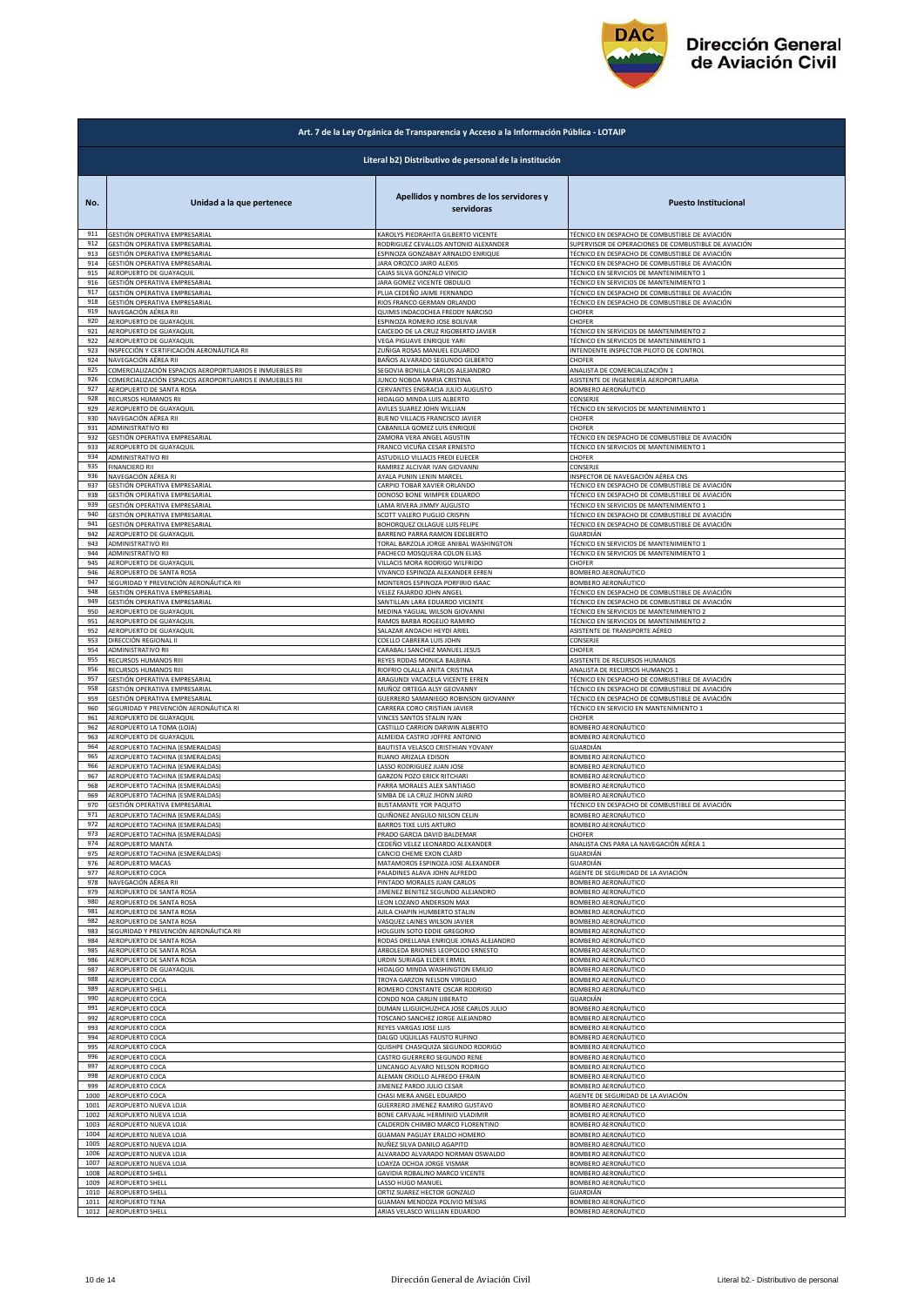## Art. 7 de la Ley Orgánica de Transparencia y Acceso a la Información Pública - LOTAIP

### Literal b2) Distributivo de personal de la institución

| No. | Unidad a la que pertenece | Apellidos y nombres de los servidores y servidoras | Puesto Institucional |
|---|---|---|---|
| 911 | GESTIÓN OPERATIVA EMPRESARIAL | KAROLYS PIEDRAHITA GILBERTO VICENTE | TÉCNICO EN DESPACHO DE COMBUSTIBLE DE AVIACIÓN |
| 912 | GESTIÓN OPERATIVA EMPRESARIAL | RODRIGUEZ CEVALLOS ANTONIO ALEXANDER | SUPERVISOR DE OPERACIONES DE COMBUSTIBLE DE AVIACIÓN |
| 913 | GESTIÓN OPERATIVA EMPRESARIAL | ESPINOZA GONZABAY ARNALDO ENRIQUE | TÉCNICO EN DESPACHO DE COMBUSTIBLE DE AVIACIÓN |
| 914 | GESTIÓN OPERATIVA EMPRESARIAL | JARA OROZCO JAIRO ALEXIS | TÉCNICO EN DESPACHO DE COMBUSTIBLE DE AVIACIÓN |
| 915 | AEROPUERTO DE GUAYAQUIL | CAJAS SILVA GONZALO VINICIO | TÉCNICO EN SERVICIOS DE MANTENIMIENTO 1 |
| 916 | GESTIÓN OPERATIVA EMPRESARIAL | JARA GOMEZ VICENTE OBDULIO | TÉCNICO EN SERVICIOS DE MANTENIMIENTO 1 |
| 917 | GESTIÓN OPERATIVA EMPRESARIAL | PLUA CEDEÑO JAIME FERNANDO | TÉCNICO EN DESPACHO DE COMBUSTIBLE DE AVIACIÓN |
| 918 | GESTIÓN OPERATIVA EMPRESARIAL | RIOS FRANCO GERMAN ORLANDO | TÉCNICO EN DESPACHO DE COMBUSTIBLE DE AVIACIÓN |
| 919 | NAVEGACIÓN AÉREA RII | QUIMIS INDACOCHEA FREDDY NARCISO | CHOFER |
| 920 | AEROPUERTO DE GUAYAQUIL | ESPINOZA ROMERO JOSE BOLIVAR | CHOFER |
| 921 | AEROPUERTO DE GUAYAQUIL | CAICEDO DE LA CRUZ RIGOBERTO JAVIER | TÉCNICO EN SERVICIOS DE MANTENIMIENTO 2 |
| 922 | AEROPUERTO DE GUAYAQUIL | VEGA PIGUAVE ENRIQUE YARI | TÉCNICO EN SERVICIOS DE MANTENIMIENTO 1 |
| 923 | INSPECCIÓN Y CERTIFICACIÓN AERONÁUTICA RII | ZUÑIGA ROSAS MANUEL EDUARDO | INTENDENTE INSPECTOR PILOTO DE CONTROL |
| 924 | NAVEGACIÓN AÉREA RII | BAÑOS ALVARADO SEGUNDO GILBERTO | CHOFER |
| 925 | COMERCIALIZACIÓN ESPACIOS AEROPORTUARIOS E INMUEBLES RII | SEGOVIA BONILLA CARLOS ALEJANDRO | ANALISTA DE COMERCIALIZACIÓN 1 |
| 926 | COMERCIALIZACIÓN ESPACIOS AEROPORTUARIOS E INMUEBLES RII | JUNCO NOBOA MARIA CRISTINA | ASISTENTE DE INGENIERÍA AEROPORTUARIA |
| 927 | AEROPUERTO DE SANTA ROSA | CERVANTES ENGRACIA JULIO AUGUSTO | BOMBERO AERONÁUTICO |
| 928 | RECURSOS HUMANOS RII | HIDALGO MINDA LUIS ALBERTO | CONSERJE |
| 929 | AEROPUERTO DE GUAYAQUIL | AVILES SUAREZ JOHN WILLIAN | TÉCNICO EN SERVICIOS DE MANTENIMIENTO 1 |
| 930 | NAVEGACIÓN AÉREA RII | BUENO VILLACIS FRANCISCO JAVIER | CHOFER |
| 931 | ADMINISTRATIVO RII | CABANILLA GOMEZ LUIS ENRIQUE | CHOFER |
| 932 | GESTIÓN OPERATIVA EMPRESARIAL | ZAMORA VERA ANGEL AGUSTIN | TÉCNICO EN DESPACHO DE COMBUSTIBLE DE AVIACIÓN |
| 933 | AEROPUERTO DE GUAYAQUIL | FRANCO VICUÑA CESAR ERNESTO | TÉCNICO EN SERVICIOS DE MANTENIMIENTO 1 |
| 934 | ADMINISTRATIVO RII | ASTUDILLO VILLACIS FREDI ELIECER | CHOFER |
| 935 | FINANCIERO RII | RAMIREZ ALCIVAR IVAN GIOVANNI | CONSERJE |
| 936 | NAVEGACIÓN AÉREA RI | AYALA PUNIN LENIN MARCEL | INSPECTOR DE NAVEGACIÓN AÉREA CNS |
| 937 | GESTIÓN OPERATIVA EMPRESARIAL | CARPIO TOBAR XAVIER ORLANDO | TÉCNICO EN DESPACHO DE COMBUSTIBLE DE AVIACIÓN |
| 938 | GESTIÓN OPERATIVA EMPRESARIAL | DONOSO BONE WIMPER EDUARDO | TÉCNICO EN DESPACHO DE COMBUSTIBLE DE AVIACIÓN |
| 939 | GESTIÓN OPERATIVA EMPRESARIAL | LAMA RIVERA JIMMY AUGUSTO | TÉCNICO EN SERVICIOS DE MANTENIMIENTO 1 |
| 940 | GESTIÓN OPERATIVA EMPRESARIAL | SCOTT VALERO PUGLIO CRISPIN | TÉCNICO EN DESPACHO DE COMBUSTIBLE DE AVIACIÓN |
| 941 | GESTIÓN OPERATIVA EMPRESARIAL | BOHORQUEZ OLLAGUE LUIS FELIPE | TÉCNICO EN DESPACHO DE COMBUSTIBLE DE AVIACIÓN |
| 942 | AEROPUERTO DE GUAYAQUIL | BARRENO PARRA RAMON EDELBERTO | GUARDIÁN |
| 943 | ADMINISTRATIVO RII | TORAL BARZOLA JORGE ANIBAL WASHINGTON | TÉCNICO EN SERVICIOS DE MANTENIMIENTO 1 |
| 944 | ADMINISTRATIVO RII | PACHECO MOSQUERA COLON ELIAS | TÉCNICO EN SERVICIOS DE MANTENIMIENTO 1 |
| 945 | AEROPUERTO DE GUAYAQUIL | VILLACIS MORA RODRIGO WILFRIDO | CHOFER |
| 946 | AEROPUERTO DE SANTA ROSA | VIVANCO ESPINOZA ALEXANDER EFREN | BOMBERO AERONÁUTICO |
| 947 | SEGURIDAD Y PREVENCIÓN AERONÁUTICA RII | MONTEROS ESPINOZA PORFIRIO ISAAC | BOMBERO AERONÁUTICO |
| 948 | GESTIÓN OPERATIVA EMPRESARIAL | VELEZ FAJARDO JOHN ANGEL | TÉCNICO EN DESPACHO DE COMBUSTIBLE DE AVIACIÓN |
| 949 | GESTIÓN OPERATIVA EMPRESARIAL | SANTILLAN LARA EDUARDO VICENTE | TÉCNICO EN DESPACHO DE COMBUSTIBLE DE AVIACIÓN |
| 950 | AEROPUERTO DE GUAYAQUIL | MEDINA YAGUAL WILSON GIOVANNI | TÉCNICO EN SERVICIOS DE MANTENIMIENTO 2 |
| 951 | AEROPUERTO DE GUAYAQUIL | RAMOS BARBA ROGELIO RAMIRO | TÉCNICO EN SERVICIOS DE MANTENIMIENTO 2 |
| 952 | AEROPUERTO DE GUAYAQUIL | SALAZAR ANDACHI HEYDI ARIEL | ASISTENTE DE TRANSPORTE AÉREO |
| 953 | DIRECCIÓN REGIONAL II | COELLO CABRERA LUIS JOHN | CONSERJE |
| 954 | ADMINISTRATIVO RII | CARABALI SANCHEZ MANUEL JESUS | CHOFER |
| 955 | RECURSOS HUMANOS RIII | REYES RODAS MONICA BALBINA | ASISTENTE DE RECURSOS HUMANOS |
| 956 | RECURSOS HUMANOS RIII | RIOFRIO OLALLA ANITA CRISTINA | ANALISTA DE RECURSOS HUMANOS 1 |
| 957 | GESTIÓN OPERATIVA EMPRESARIAL | ARAGUNDI VACACELA VICENTE EFREN | TÉCNICO EN DESPACHO DE COMBUSTIBLE DE AVIACIÓN |
| 958 | GESTIÓN OPERATIVA EMPRESARIAL | MUÑOZ ORTEGA ALSY GEOVANNY | TÉCNICO EN DESPACHO DE COMBUSTIBLE DE AVIACIÓN |
| 959 | GESTIÓN OPERATIVA EMPRESARIAL | GUERRERO SAMANIEGO ROBINSON GIOVANNY | TÉCNICO EN DESPACHO DE COMBUSTIBLE DE AVIACIÓN |
| 960 | SEGURIDAD Y PREVENCIÓN AERONÁUTICA RI | CARRERA CORO CRISTIAN JAVIER | TÉCNICO EN SERVICIO EN MANTENIMIENTO 1 |
| 961 | AEROPUERTO DE GUAYAQUIL | VINCES SANTOS STALIN IVAN | CHOFER |
| 962 | AEROPUERTO LA TOMA (LOJA) | CASTILLO CARRION DARWIN ALBERTO | BOMBERO AERONÁUTICO |
| 963 | AEROPUERTO DE GUAYAQUIL | ALMEIDA CASTRO JOFFRE ANTONIO | BOMBERO AERONÁUTICO |
| 964 | AEROPUERTO TACHINA (ESMERALDAS) | BAUTISTA VELASCO CRISTHIAN YOVANY | GUARDIÁN |
| 965 | AEROPUERTO TACHINA (ESMERALDAS) | RUANO ARIZALA EDISON | BOMBERO AERONÁUTICO |
| 966 | AEROPUERTO TACHINA (ESMERALDAS) | LASSO RODRIGUEZ JUAN JOSE | BOMBERO AERONÁUTICO |
| 967 | AEROPUERTO TACHINA (ESMERALDAS) | GARZON POZO ERICK RITCHARI | BOMBERO AERONÁUTICO |
| 968 | AEROPUERTO TACHINA (ESMERALDAS) | PARRA MORALES ALEX SANTIAGO | BOMBERO AERONÁUTICO |
| 969 | AEROPUERTO TACHINA (ESMERALDAS) | SIMBA DE LA CRUZ JHONN JAIRO | BOMBERO AERONÁUTICO |
| 970 | GESTIÓN OPERATIVA EMPRESARIAL | BUSTAMANTE YOR PAQUITO | TÉCNICO EN DESPACHO DE COMBUSTIBLE DE AVIACIÓN |
| 971 | AEROPUERTO TACHINA (ESMERALDAS) | QUIÑONEZ ANGULO NILSON CELIN | BOMBERO AERONÁUTICO |
| 972 | AEROPUERTO TACHINA (ESMERALDAS) | BARROS TIXE LUIS ARTURO | BOMBERO AERONÁUTICO |
| 973 | AEROPUERTO TACHINA (ESMERALDAS) | PRADO GARCIA DAVID BALDEMAR | CHOFER |
| 974 | AEROPUERTO MANTA | CEDEÑO VELEZ LEONARDO ALEXANDER | ANALISTA CNS PARA LA NAVEGACIÓN AÉREA 1 |
| 975 | AEROPUERTO TACHINA (ESMERALDAS) | CANCIO CHEME EXON CLARD | GUARDIÁN |
| 976 | AEROPUERTO MACAS | MATAMOROS ESPINOZA JOSE ALEXANDER | GUARDIÁN |
| 977 | AEROPUERTO COCA | PALADINES ALAVA JOHN ALFREDO | AGENTE DE SEGURIDAD DE LA AVIACIÓN |
| 978 | NAVEGACIÓN AÉREA RII | PINTADO MORALES JUAN CARLOS | BOMBERO AERONÁUTICO |
| 979 | AEROPUERTO DE SANTA ROSA | JIMENEZ BENITEZ SEGUNDO ALEJANDRO | BOMBERO AERONÁUTICO |
| 980 | AEROPUERTO DE SANTA ROSA | LEON LOZANO ANDERSON MAX | BOMBERO AERONÁUTICO |
| 981 | AEROPUERTO DE SANTA ROSA | AJILA CHAPIN HUMBERTO STALIN | BOMBERO AERONÁUTICO |
| 982 | AEROPUERTO DE SANTA ROSA | VASQUEZ LAINES WILSON JAVIER | BOMBERO AERONÁUTICO |
| 983 | SEGURIDAD Y PREVENCIÓN AERONÁUTICA RII | HOLGUIN SOTO EDDIE GREGORIO | BOMBERO AERONÁUTICO |
| 984 | AEROPUERTO DE SANTA ROSA | RODAS ORELLANA ENRIQUE JONAS ALEJANDRO | BOMBERO AERONÁUTICO |
| 985 | AEROPUERTO DE SANTA ROSA | ARBOLEDA BRIONES LEOPOLDO ERNESTO | BOMBERO AERONÁUTICO |
| 986 | AEROPUERTO DE SANTA ROSA | URDIN SURIAGA ELDER ERMEL | BOMBERO AERONÁUTICO |
| 987 | AEROPUERTO DE GUAYAQUIL | HIDALGO MINDA WASHINGTON EMILIO | BOMBERO AERONÁUTICO |
| 988 | AEROPUERTO COCA | TROYA GARZON NELSON VIRGILIO | BOMBERO AERONÁUTICO |
| 989 | AEROPUERTO SHELL | ROMERO CONSTANTE OSCAR RODRIGO | BOMBERO AERONÁUTICO |
| 990 | AEROPUERTO COCA | CONDO NOA CARLIN LIBERATO | GUARDIÁN |
| 991 | AEROPUERTO COCA | DUMAN LLIGUICHUZHCA JOSE CARLOS JULIO | BOMBERO AERONÁUTICO |
| 992 | AEROPUERTO COCA | TOSCANO SANCHEZ JORGE ALEJANDRO | BOMBERO AERONÁUTICO |
| 993 | AEROPUERTO COCA | REYES VARGAS JOSE LUIS | BOMBERO AERONÁUTICO |
| 994 | AEROPUERTO COCA | DALGO UQUILLAS FAUSTO RUFINO | BOMBERO AERONÁUTICO |
| 995 | AEROPUERTO COCA | QUISHPE CHASIQUIZA SEGUNDO RODRIGO | BOMBERO AERONÁUTICO |
| 996 | AEROPUERTO COCA | CASTRO GUERRERO SEGUNDO RENE | BOMBERO AERONÁUTICO |
| 997 | AEROPUERTO COCA | LINCANGO ALVARO NELSON RODRIGO | BOMBERO AERONÁUTICO |
| 998 | AEROPUERTO COCA | ALEMAN CRIOLLO ALFREDO EFRAIN | BOMBERO AERONÁUTICO |
| 999 | AEROPUERTO COCA | JIMENEZ PARDO JULIO CESAR | BOMBERO AERONÁUTICO |
| 1000 | AEROPUERTO COCA | CHASI MERA ANGEL EDUARDO | AGENTE DE SEGURIDAD DE LA AVIACIÓN |
| 1001 | AEROPUERTO NUEVA LOJA | GUERRERO JIMENEZ RAMIRO GUSTAVO | BOMBERO AERONÁUTICO |
| 1002 | AEROPUERTO NUEVA LOJA | BONE CARVAJAL HERMINIO VLADIMIR | BOMBERO AERONÁUTICO |
| 1003 | AEROPUERTO NUEVA LOJA | CALDERON CHIMBO MARCO FLORENTINO | BOMBERO AERONÁUTICO |
| 1004 | AEROPUERTO NUEVA LOJA | GUAMAN PAGUAY ERALDO HOMERO | BOMBERO AERONÁUTICO |
| 1005 | AEROPUERTO NUEVA LOJA | NUÑEZ SILVA DANILO AGAPITO | BOMBERO AERONÁUTICO |
| 1006 | AEROPUERTO NUEVA LOJA | ALVARADO ALVARADO NORMAN OSWALDO | BOMBERO AERONÁUTICO |
| 1007 | AEROPUERTO NUEVA LOJA | LOAYZA OCHOA JORGE VISMAR | BOMBERO AERONÁUTICO |
| 1008 | AEROPUERTO SHELL | GAVIDIA ROBALINO MARCO VICENTE | BOMBERO AERONÁUTICO |
| 1009 | AEROPUERTO SHELL | LASSO HUGO MANUEL | BOMBERO AERONÁUTICO |
| 1010 | AEROPUERTO SHELL | ORTIZ SUAREZ HECTOR GONZALO | GUARDIÁN |
| 1011 | AEROPUERTO TENA | GUAMAN MENDOZA POLIVIO MESIAS | BOMBERO AERONÁUTICO |
| 1012 | AEROPUERTO SHELL | ARIAS VELASCO WILLIAN EDUARDO | BOMBERO AERONÁUTICO |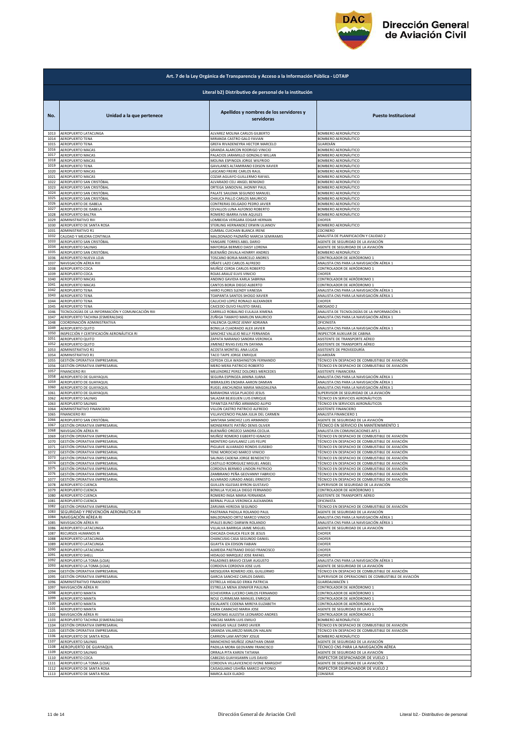## Art. 7 de la Ley Orgánica de Transparencia y Acceso a la Información Pública - LOTAIP

### Literal b2) Distributivo de personal de la institución

| No. | Unidad a la que pertenece | Apellidos y nombres de los servidores y servidoras | Puesto Institucional |
|---|---|---|---|
| 1013 | AEROPUERTO LATACUNGA | ALVAREZ MOLINA CARLOS GILBERTO | BOMBERO AERONÁUTICO |
| 1014 | AEROPUERTO TENA | MIRANDA CASTRO GALO FAVIAN | BOMBERO AERONÁUTICO |
| 1015 | AEROPUERTO TENA | GREFA RIVADENEYRA HECTOR MARCELO | GUARDIÁN |
| 1016 | AEROPUERTO MACAS | GRANDA ALARCON RODRIGO VINICIO | BOMBERO AERONÁUTICO |
| 1017 | AEROPUERTO MACAS | PALACIOS JARAMILLO GONZALO WILLAN | BOMBERO AERONÁUTICO |
| 1018 | AEROPUERTO MACAS | MOLINA ESPINOZA JORGE WILFRIDO | BOMBERO AERONÁUTICO |
| 1019 | AEROPUERTO TENA | GAVILANES ALTAMIRANO EDISON XAVIER | BOMBERO AERONÁUTICO |
| 1020 | AEROPUERTO MACAS | LASCANO FREIRE CARLOS RAUL | BOMBERO AERONÁUTICO |
| 1021 | AEROPUERTO MACAS | COZAR AGUAYO GUILLERMO RAFAEL | BOMBERO AERONÁUTICO |
| 1022 | AEROPUERTO SAN CRISTÓBAL | ALVARADO CELI ANGEL BENIGNO | BOMBERO AERONÁUTICO |
| 1023 | AEROPUERTO SAN CRISTÓBAL | ORTEGA SANDOVAL JHONNY PAUL | BOMBERO AERONÁUTICO |
| 1024 | AEROPUERTO SAN CRISTÓBAL | PALATE SAILEMA SEGUNDO MANUEL | BOMBERO AERONÁUTICO |
| 1025 | AEROPUERTO SAN CRISTÓBAL | CHAUCA PALLO CARLOS MAURICIO | BOMBERO AERONÁUTICO |
| 1026 | AEROPUERTO DE ISABELA | CONTRERAS DELGADO PEDRO JAVIER | BOMBERO AERONÁUTICO |
| 1027 | AEROPUERTO DE ISABELA | CEVALLOS LUNA ALFONSO ROBERTO | BOMBERO AERONÁUTICO |
| 1028 | AEROPUERTO BALTRA | ROMERO IBARRA IVAN AQUILES | BOMBERO AERONÁUTICO |
| 1029 | ADMINISTRATIVO RIII | LOMBEIDA VERGARA EDGAR HERNAN | CHOFER |
| 1030 | AEROPUERTO DE SANTA ROSA | STERLING HERNANDEZ ERWIN ULIANOV | BOMBERO AERONÁUTICO |
| 1031 | ADMINISTRATIVO R1 | CUMBAL CUICHAN BLANCA IRENE | COCINERO |
| 1032 | CALIDAD Y MEJORA CONTINUA | MALDONADO PAZMIÑO MARCIA SEMIRAMIS | ANALISTA DE PLANIFICACIÓN Y CALIDAD 2 |
| 1033 | AEROPUERTO SAN CRISTÓBAL | YANGARE TORRES ABEL DARIO | AGENTE DE SEGURIDAD DE LA AVIACIÓN |
| 1034 | AEROPUERTO SALINAS | MAYORGA BERMEO DAISY LORENA | AGENTE DE SEGURIDAD DE LA AVIACIÓN |
| 1035 | AEROPUERTO SAN CRISTÓBAL | BUENAÑO ZAVALA HENRRY ANDRES | BOMBERO AERONÁUTICO |
| 1036 | AEROPUERTO NUEVA LOJA | TOSCANO BORJA MARCELO ANDRES | CONTROLADOR DE AERÓDROMO 1 |
| 1037 | NAVEGACIÓN AÉREA RIII | OÑATE LAZO CARLOS ALFREDO | ANALISTA CNS PARA LA NAVEGACIÓN AÉREA 1 |
| 1038 | AEROPUERTO COCA | MUÑOZ CERDA CARLOS ROBERTO | CONTROLADOR DE AERÓDROMO 1 |
| 1039 | AEROPUERTO COCA | ROJAS ARAUZ ELVIS VINICIO | CHOFER |
| 1040 | AEROPUERTO MACAS | ANDINO GAVIDIA KARLA SABRINA | CONTROLADOR DE AERÓDROMO 1 |
| 1041 | AEROPUERTO MACAS | CANTOS BORJA DIEGO ALBERTO | CONTROLADOR DE AERÓDROMO 1 |
| 1042 | AEROPUERTO TENA | HARO FLORES SLENDY VANESSA | ANALISTA CNS PARA LA NAVEGACIÓN AÉREA 1 |
| 1043 | AEROPUERTO TENA | TOAPANTA SANTOS SHOGO XAVIER | ANALISTA CNS PARA LA NAVEGACIÓN AÉREA 1 |
| 1044 | AEROPUERTO TENA | CALUCHO LOPEZ RONALD ALEXANDER | CHOFER |
| 1045 | AEROPUERTO TENA | CAICEDO OLIVO FAUSTO ISRAEL | ABOGADO 2 |
| 1046 | TECNOLOGÍAS DE LA INFORMACIÓN Y COMUNICACIÓN RIII | CARRILLO ROBALINO EULALIA XIMENA | ANALISTA DE TECNOLOGÍAS DE LA INFORMACIÓN 1 |
| 1047 | AEROPUERTO TACHINA (ESMERALDAS) | ZUÑIGA TAMAYO MARLON MAURICIO | ANALISTA CNS PARA LA NAVEGACIÓN AÉREA 1 |
| 1048 | COORDINACIÓN ADMINISTRATIVA | VALENCIA QUIROZ JENNY ADRIANA | OFICINISTA |
| 1049 | AEROPUERTO QUITO | BONILLA CUADRADO ALEX JAVIER | ANALISTA CNS PARA LA NAVEGACIÓN AÉREA 1 |
| 1050 | INSPECCIÓN Y CERTIFICACIÓN AERONÁUTICA RI | SANCHEZ VALLEJO NELLY FERNANDA | INSPECTOR AUXILIAR DE CABINA |
| 1051 | AEROPUERTO QUITO | ZAPATA NARANJO SANDRA VERONICA | ASISTENTE DE TRANSPORTE AÉREO |
| 1052 | AEROPUERTO QUITO | JIMENEZ RIVAS EVELYN DAYANA | ASISTENTE DE TRANSPORTE AÉREO |
| 1053 | ADMINISTRATIVO R1 | ACOSTA MONTIEL ANA LUCIA | ASISTENTE DE PROVEEDURÍA |
| 1054 | ADMINISTRATIVO R1 | TACO TAIPE JORGE ENRIQUE | GUARDIÁN |
| 1055 | GESTIÓN OPERATIVA EMPRESARIAL | CEPEDA CELA WASHINGTON FERNANDO | TÉCNICO EN DESPACHO DE COMBUSTIBLE DE AVIACIÓN |
| 1056 | GESTIÓN OPERATIVA EMPRESARIAL | MERO MERA PATRICIO ROBERTO | TÉCNICO EN DESPACHO DE COMBUSTIBLE DE AVIACIÓN |
| 1057 | FINANCIERO RII | MELENDREZ PEREZ DOLORES MERCEDES | ASISTENTE FINANCIERA |
| 1058 | AEROPUERTO DE GUAYAQUIL | SEGURA ESPINOZA JANINA JUANA | ANALISTA CNS PARA LA NAVEGACIÓN AÉREA 1 |
| 1059 | AEROPUERTO DE GUAYAQUIL | WBRASLERS ENDARA AARON DAMIAN | ANALISTA CNS PARA LA NAVEGACIÓN AÉREA 1 |
| 1060 | AEROPUERTO DE GUAYAQUIL | RUGEL ANCHUNDIA MARIA MAGDALENA | ANALISTA CNS PARA LA NAVEGACIÓN AÉREA 1 |
| 1061 | AEROPUERTO DE GUAYAQUIL | BARAHONA VEGA PLACIDO JESUS | SUPERVISOR DE SEGURIDAD DE LA AVIACIÓN |
| 1062 | AEROPUERTO SALINAS | SALAZAR BEJEGUEN LUIS ENRIQUE | TÉCNICO EN SERVICIOS AERONÁUTICOS |
| 1063 | AEROPUERTO SALINAS | TIPANTIZA PATIÑO ARMANDO ALIPIO | TÉCNICO EN SERVICIOS AERONÁUTICOS |
| 1064 | ADMINISTRATIVO FINANCIERO | VILLON CASTRO PATRICIO ALFREDO | ASISTENTE FINANCIERO |
| 1065 | FINANCIERO RII | VILLAVICENCIO PALMA JULIA DEL CARMEN | ANALISTA FINANCIERO 1 |
| 1066 | AEROPUERTO SAN CRISTÓBAL | SANTANA SANCHEZ LUIS ARMANDO | AGENTE DE SEGURIDAD DE LA AVIACIÓN |
| 1067 | GESTIÓN OPERATIVA EMPRESARIAL | MONSERRATE PATIÑO DENIS OLIVER | TÉCNICO EN SERVICIO EN MANTENIMIENTO 1 |
| 1068 | NAVEGACIÓN AÉREA RI | BUENAÑO OROZCO SANDRA CECILIA | ANALISTA EN COMUNICACIONES AFS 1 |
| 1069 | GESTIÓN OPERATIVA EMPRESARIAL | MUÑOZ ROMERO EGBERTO IGNACIO | TÉCNICO EN DESPACHO DE COMBUSTIBLE DE AVIACIÓN |
| 1070 | GESTIÓN OPERATIVA EMPRESARIAL | MONTERO GAVILANEZ LUIS FELIPE | TÉCNICO EN DESPACHO DE COMBUSTIBLE DE AVIACIÓN |
| 1071 | GESTIÓN OPERATIVA EMPRESARIAL | PIGUAVE ALVARADO RONDIS EUSEBIO | TÉCNICO EN DESPACHO DE COMBUSTIBLE DE AVIACIÓN |
| 1072 | GESTIÓN OPERATIVA EMPRESARIAL | TENE MOROCHO MARCO VINICIO | TÉCNICO EN DESPACHO DE COMBUSTIBLE DE AVIACIÓN |
| 1073 | GESTIÓN OPERATIVA EMPRESARIAL | SALINAS CADENA JORGE BENEDICTO | TÉCNICO EN DESPACHO DE COMBUSTIBLE DE AVIACIÓN |
| 1074 | GESTIÓN OPERATIVA EMPRESARIAL | CASTILLO RODRIGUEZ MIGUEL ANGEL | TÉCNICO EN DESPACHO DE COMBUSTIBLE DE AVIACIÓN |
| 1075 | GESTIÓN OPERATIVA EMPRESARIAL | CORDOVA BERMEO LINDON PATRICIO | TÉCNICO EN DESPACHO DE COMBUSTIBLE DE AVIACIÓN |
| 1076 | GESTIÓN OPERATIVA EMPRESARIAL | ZAMBRANO PEÑA GEOVANNY FABRICIO | TÉCNICO EN DESPACHO DE COMBUSTIBLE DE AVIACIÓN |
| 1077 | GESTIÓN OPERATIVA EMPRESARIAL | ALVARADO JURADO ANGEL ERNESTO | TÉCNICO EN DESPACHO DE COMBUSTIBLE DE AVIACIÓN |
| 1078 | AEROPUERTO CUENCA | GUILLEN IGLESIAS BYRON GUSTAVO | SUPERVISOR DE SEGURIDAD DE LA AVIACIÓN |
| 1079 | AEROPUERTO CUENCA | BONILLA YUCAILLA DIEGO FERNANDO | CONTROLADOR DE AERÓDROMO 1 |
| 1080 | AEROPUERTO CUENCA | ROMERO INGA MARIA FERNANDA | ASISTENTE DE TRANSPORTE AÉREO |
| 1081 | AEROPUERTO CUENCA | BERNAL PULLA VERONICA ALEXANDRA | OFICINISTA |
| 1082 | GESTIÓN OPERATIVA EMPRESARIAL | ZARUMA HEREDIA SEGUNDO | TÉCNICO EN DESPACHO DE COMBUSTIBLE DE AVIACIÓN |
| 1083 | SEGURIDAD Y PREVENCIÓN AERONÁUTICA RI | PASTRANA PADILLA ROLANDO PAUL | AGENTE DE SEGURIDAD DE LA AVIACIÓN |
| 1084 | NAVEGACIÓN AÉREA RI | MALDONADO ORTIZ MARCO VINICIO | ANALISTA CNS PARA LA NAVEGACIÓN AÉREA 1 |
| 1085 | NAVEGACIÓN AÉREA RI | IPIALES BUNCI DARWIN ROLANDO | ANALISTA CNS PARA LA NAVEGACIÓN AÉREA 1 |
| 1086 | AEROPUERTO LATACUNGA | VILLALVA BARRIGA JAIME MIGUEL | AGENTE DE SEGURIDAD DE LA AVIACIÓN |
| 1087 | RECURSOS HUMANOS RI | CHICAIZA CHAUCA FELIX DE JESUS | CHOFER |
| 1088 | AEROPUERTO LATACUNGA | CHANCUSIG CASA SEGUNDO DANIEL | CHOFER |
| 1089 | AEROPUERTO LATACUNGA | GUAYTA IZA EDISON FABIAN | CHOFER |
| 1090 | AEROPUERTO LATACUNGA | ALMEIDA PASTRANO DIEGO FRANCISCO | CHOFER |
| 1091 | AEROPUERTO SHELL | HIDALGO MARQUEZ JOSE RAFAEL | CHOFER |
| 1092 | AEROPUERTO LA TOMA (LOJA) | PALADINES BRAVO CESAR AUGUSTO | ANALISTA CNS PARA LA NAVEGACIÓN AÉREA 1 |
| 1093 | AEROPUERTO LA TOMA (LOJA) | CORDOVA CORDOVA JOSE LUIS | AGENTE DE SEGURIDAD DE LA AVIACIÓN |
| 1094 | GESTIÓN OPERATIVA EMPRESARIAL | MOSQUERA ROMERO JOEL GUILLERMO | TÉCNICO EN DESPACHO DE COMBUSTIBLE DE AVIACIÓN |
| 1095 | GESTIÓN OPERATIVA EMPRESARIAL | GARCIA SANCHEZ CARLOS DANIEL | SUPERVISOR DE OPERACIONES DE COMBUSTIBLE DE AVIACIÓN |
| 1096 | ADMINISTRATIVO FINANCIERO | ESTRELLA HIDALGO ERIKA PATRICIA | GUARDALMACÉN 1 |
| 1097 | NAVEGACIÓN AÉREA RI | ESTRELLA MENA JENNIFER PAULINA | CONTROLADOR DE AERÓDROMO 1 |
| 1098 | AEROPUERTO MANTA | ECHEVERRIA LUCERO CARLOS FERNANDO | CONTROLADOR DE AERÓDROMO 1 |
| 1099 | AEROPUERTO MANTA | NOLE CURIMILMA MANUEL ENRIQUE | CONTROLADOR DE AERÓDROMO 1 |
| 1100 | AEROPUERTO MANTA | ESCALANTE CODENA MIREYA ELIZABETH | CONTROLADOR DE AERÓDROMO 1 |
| 1101 | AEROPUERTO MANTA | MERA CAMACHO MARIA JOSE | AGENTE DE SEGURIDAD DE LA AVIACIÓN |
| 1102 | NAVEGACIÓN AÉREA RI | CARDENAS AULESTIA LEONARDO ANDRES | CONTROLADOR DE AERÓDROMO 1 |
| 1103 | AEROPUERTO TACHINA (ESMERALDAS) | MACIAS MARIN LUIS EMILIO | BOMBERO AERONÁUTICO |
| 1104 | GESTIÓN OPERATIVA EMPRESARIAL | VANEGAS VALLE DARIO JAVIER | TÉCNICO EN DESPACHO DE COMBUSTIBLE DE AVIACIÓN |
| 1105 | GESTIÓN OPERATIVA EMPRESARIAL | GRANDA VALAREZO MARLON HALAIN | TÉCNICO EN DESPACHO DE COMBUSTIBLE DE AVIACIÓN |
| 1106 | AEROPUERTO DE SANTA ROSA | CARRION LAM ANTONY JOSUE | BOMBERO AERONÁUTICO |
| 1107 | AEROPUERTO SALINAS | MANCHENO MUÑOZ JONATHAN OMAR | AGENTE DE SEGURIDAD DE LA AVIACIÓN |
| 1108 | AEROPUERTO DE GUAYAQUIL | PADILLA MORA GEOVANNI FRANCISCO | TÉCNICO CNS PARA LA NAVEGACIÓN AÉREA |
| 1109 | AEROPUERTO SALINAS | ORRALA PITA KAREN TATIANA | AGENTE DE SEGURIDAD DE LA AVIACIÓN |
| 1110 | AEROPUERTO COCA | CABEZAS GUAYASAMIN LUIS DAVID | INSPECTOR DESPACHADOR DE VUELO 1 |
| 1111 | AEROPUERTO LA TOMA (LOJA) | CORDOVA VILLAVICENCIO IVONE MARGOHT | AGENTE DE SEGURIDAD DE LA AVIACIÓN |
| 1112 | AEROPUERTO DE SANTA ROSA | CAISAGUANO USHIÑA MARCO ANTONIO | INSPECTOR DESPACHADOR DE VUELO 2 |
| 1113 | AEROPUERTO DE SANTA ROSA | MARCA ALEX ELADIO | CONSERJE |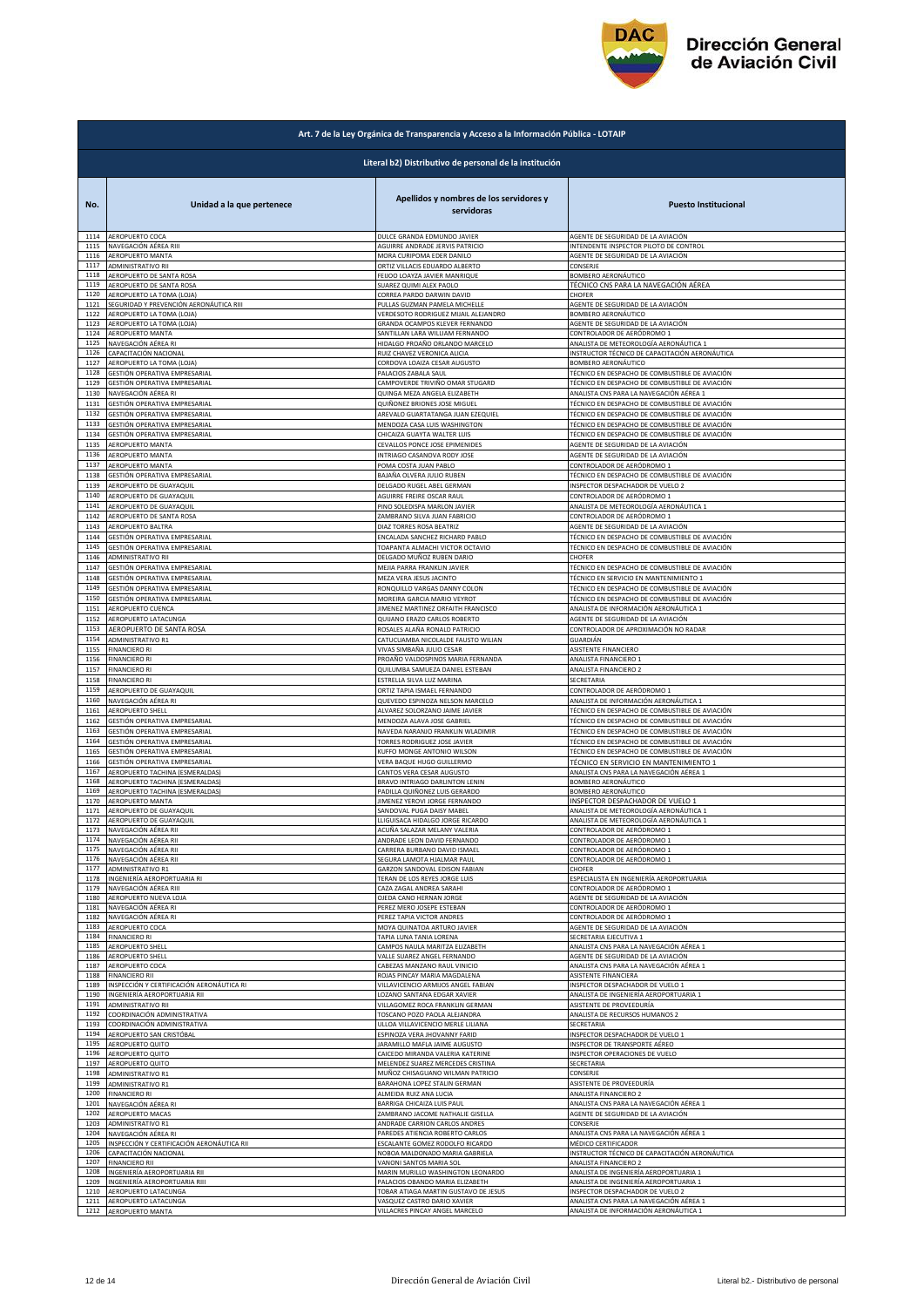Art. 7 de la Ley Orgánica de Transparencia y Acceso a la Información Pública - LOTAIP

Literal b2) Distributivo de personal de la institución

| No. | Unidad a la que pertenece | Apellidos y nombres de los servidores y servidoras | Puesto Institucional |
|---|---|---|---|
| 1114 | AEROPUERTO COCA | DULCE GRANDA EDMUNDO JAVIER | AGENTE DE SEGURIDAD DE LA AVIACIÓN |
| 1115 | NAVEGACIÓN AÉREA RIII | AGUIRRE ANDRADE JERVIS PATRICIO | INTENDENTE INSPECTOR PILOTO DE CONTROL |
| 1116 | AEROPUERTO MANTA | MORA CURIPOMA EDER DANILO | AGENTE DE SEGURIDAD DE LA AVIACIÓN |
| 1117 | ADMINISTRATIVO RII | ORTIZ VILLACIS EDUARDO ALBERTO | CONSERJE |
| 1118 | AEROPUERTO DE SANTA ROSA | FEIJOO LOAYZA JAVIER MANRIQUE | BOMBERO AERONÁUTICO |
| 1119 | AEROPUERTO DE SANTA ROSA | SUAREZ QUIMI ALEX PAOLO | TÉCNICO CNS PARA LA NAVEGACIÓN AÉREA |
| 1120 | AEROPUERTO LA TOMA (LOJA) | CORREA PARDO DARWIN DAVID | CHOFER |
| 1121 | SEGURIDAD Y PREVENCIÓN AERONÁUTICA RIII | PULLAS GUZMAN PAMELA MICHELLE | AGENTE DE SEGURIDAD DE LA AVIACIÓN |
| 1122 | AEROPUERTO LA TOMA (LOJA) | VERDESOTO RODRIGUEZ MIJAIL ALEJANDRO | BOMBERO AERONÁUTICO |
| 1123 | AEROPUERTO LA TOMA (LOJA) | GRANDA OCAMPOS KLEVER FERNANDO | AGENTE DE SEGURIDAD DE LA AVIACIÓN |
| 1124 | AEROPUERTO MANTA | SANTILLAN LARA WILLIAM FERNANDO | CONTROLADOR DE AERÓDROMO 1 |
| 1125 | NAVEGACIÓN AÉREA RI | HIDALGO PROAÑO ORLANDO MARCELO | ANALISTA DE METEOROLOGÍA AERONÁUTICA 1 |
| 1126 | CAPACITACIÓN NACIONAL | RUIZ CHAVEZ VERONICA ALICIA | INSTRUCTOR TÉCNICO DE CAPACITACIÓN AERONÁUTICA |
| 1127 | AEROPUERTO LA TOMA (LOJA) | CORDOVA LOAIZA CESAR AUGUSTO | BOMBERO AERONÁUTICO |
| 1128 | GESTIÓN OPERATIVA EMPRESARIAL | PALACIOS ZABALA SAUL | TÉCNICO EN DESPACHO DE COMBUSTIBLE DE AVIACIÓN |
| 1129 | GESTIÓN OPERATIVA EMPRESARIAL | CAMPOVERDE TRIVIÑO OMAR STUGARD | TÉCNICO EN DESPACHO DE COMBUSTIBLE DE AVIACIÓN |
| 1130 | NAVEGACIÓN AÉREA RI | QUINGA MEZA ANGELA ELIZABETH | ANALISTA CNS PARA LA NAVEGACIÓN AÉREA 1 |
| 1131 | GESTIÓN OPERATIVA EMPRESARIAL | QUIÑONEZ BRIONES JOSE MIGUEL | TÉCNICO EN DESPACHO DE COMBUSTIBLE DE AVIACIÓN |
| 1132 | GESTIÓN OPERATIVA EMPRESARIAL | AREVALO GUARTATANGA JUAN EZEQUIEL | TÉCNICO EN DESPACHO DE COMBUSTIBLE DE AVIACIÓN |
| 1133 | GESTIÓN OPERATIVA EMPRESARIAL | MENDOZA CASA LUIS WASHINGTON | TÉCNICO EN DESPACHO DE COMBUSTIBLE DE AVIACIÓN |
| 1134 | GESTIÓN OPERATIVA EMPRESARIAL | CHICAIZA GUAYTA WALTER LUIS | TÉCNICO EN DESPACHO DE COMBUSTIBLE DE AVIACIÓN |
| 1135 | AEROPUERTO MANTA | CEVALLOS PONCE JOSE EPIMENIDES | AGENTE DE SEGURIDAD DE LA AVIACIÓN |
| 1136 | AEROPUERTO MANTA | INTRIAGO CASANOVA RODY JOSE | AGENTE DE SEGURIDAD DE LA AVIACIÓN |
| 1137 | AEROPUERTO MANTA | POMA COSTA JUAN PABLO | CONTROLADOR DE AERÓDROMO 1 |
| 1138 | GESTIÓN OPERATIVA EMPRESARIAL | BAJAÑA OLVERA JULIO RUBEN | TÉCNICO EN DESPACHO DE COMBUSTIBLE DE AVIACIÓN |
| 1139 | AEROPUERTO DE GUAYAQUIL | DELGADO RUGEL ABEL GERMAN | INSPECTOR DESPACHADOR DE VUELO 2 |
| 1140 | AEROPUERTO DE GUAYAQUIL | AGUIRRE FREIRE OSCAR RAUL | CONTROLADOR DE AERÓDROMO 1 |
| 1141 | AEROPUERTO DE GUAYAQUIL | PINO SOLEDISPA MARLON JAVIER | ANALISTA DE METEOROLOGÍA AERONÁUTICA 1 |
| 1142 | AEROPUERTO DE SANTA ROSA | ZAMBRANO SILVA JUAN FABRICIO | CONTROLADOR DE AERÓDROMO 1 |
| 1143 | AEROPUERTO BALTRA | DIAZ TORRES ROSA BEATRIZ | AGENTE DE SEGURIDAD DE LA AVIACIÓN |
| 1144 | GESTIÓN OPERATIVA EMPRESARIAL | ENCALADA SANCHEZ RICHARD PABLO | TÉCNICO EN DESPACHO DE COMBUSTIBLE DE AVIACIÓN |
| 1145 | GESTIÓN OPERATIVA EMPRESARIAL | TOAPANTA ALMACHI VICTOR OCTAVIO | TÉCNICO EN DESPACHO DE COMBUSTIBLE DE AVIACIÓN |
| 1146 | ADMINISTRATIVO RII | DELGADO MUÑOZ RUBEN DARIO | CHOFER |
| 1147 | GESTIÓN OPERATIVA EMPRESARIAL | MEJIA PARRA FRANKLIN JAVIER | TÉCNICO EN DESPACHO DE COMBUSTIBLE DE AVIACIÓN |
| 1148 | GESTIÓN OPERATIVA EMPRESARIAL | MEZA VERA JESUS JACINTO | TÉCNICO EN SERVICIO EN MANTENIMIENTO 1 |
| 1149 | GESTIÓN OPERATIVA EMPRESARIAL | RONQUILLO VARGAS DANNY COLON | TÉCNICO EN DESPACHO DE COMBUSTIBLE DE AVIACIÓN |
| 1150 | GESTIÓN OPERATIVA EMPRESARIAL | MOREIRA GARCIA MARIO VEYROT | TÉCNICO EN DESPACHO DE COMBUSTIBLE DE AVIACIÓN |
| 1151 | AEROPUERTO CUENCA | JIMENEZ MARTINEZ ORFAITH FRANCISCO | ANALISTA DE INFORMACIÓN AERONÁUTICA 1 |
| 1152 | AEROPUERTO LATACUNGA | QUIJANO ERAZO CARLOS ROBERTO | AGENTE DE SEGURIDAD DE LA AVIACIÓN |
| 1153 | AEROPUERTO DE SANTA ROSA | ROSALES ALAÑA RONALD PATRICIO | CONTROLADOR DE APROXIMACIÓN NO RADAR |
| 1154 | ADMINISTRATIVO R1 | CATUCUAMBA NICOLALDE FAUSTO WILIAN | GUARDIÁN |
| 1155 | FINANCIERO RI | VIVAS SIMBAÑA JULIO CESAR | ASISTENTE FINANCIERO |
| 1156 | FINANCIERO RI | PROAÑO VALDOSPINOS MARIA FERNANDA | ANALISTA FINANCIERO 1 |
| 1157 | FINANCIERO RI | QUILUMBA SAMUEZA DANIEL ESTEBAN | ANALISTA FINANCIERO 2 |
| 1158 | FINANCIERO RI | ESTRELLA SILVA LUZ MARINA | SECRETARIA |
| 1159 | AEROPUERTO DE GUAYAQUIL | ORTIZ TAPIA ISMAEL FERNANDO | CONTROLADOR DE AERÓDROMO 1 |
| 1160 | NAVEGACIÓN AÉREA RI | QUEVEDO ESPINOZA NELSON MARCELO | ANALISTA DE INFORMACIÓN AERONÁUTICA 1 |
| 1161 | AEROPUERTO SHELL | ALVAREZ SOLORZANO JAIME JAVIER | TÉCNICO EN DESPACHO DE COMBUSTIBLE DE AVIACIÓN |
| 1162 | GESTIÓN OPERATIVA EMPRESARIAL | MENDOZA ALAVA JOSE GABRIEL | TÉCNICO EN DESPACHO DE COMBUSTIBLE DE AVIACIÓN |
| 1163 | GESTIÓN OPERATIVA EMPRESARIAL | NAVEDA NARANJO FRANKLIN WLADIMIR | TÉCNICO EN DESPACHO DE COMBUSTIBLE DE AVIACIÓN |
| 1164 | GESTIÓN OPERATIVA EMPRESARIAL | TORRES RODRIGUEZ JOSE JAVIER | TÉCNICO EN DESPACHO DE COMBUSTIBLE DE AVIACIÓN |
| 1165 | GESTIÓN OPERATIVA EMPRESARIAL | KUFFO MONGE ANTONIO WILSON | TÉCNICO EN DESPACHO DE COMBUSTIBLE DE AVIACIÓN |
| 1166 | GESTIÓN OPERATIVA EMPRESARIAL | VERA BAQUE HUGO GUILLERMO | TÉCNICO EN SERVICIO EN MANTENIMIENTO 1 |
| 1167 | AEROPUERTO TACHINA (ESMERALDAS) | CANTOS VERA CESAR AUGUSTO | ANALISTA CNS PARA LA NAVEGACIÓN AÉREA 1 |
| 1168 | AEROPUERTO TACHINA (ESMERALDAS) | BRAVO INTRIAGO DARLINTON LENIN | BOMBERO AERONÁUTICO |
| 1169 | AEROPUERTO TACHINA (ESMERALDAS) | PADILLA QUIÑONEZ LUIS GERARDO | BOMBERO AERONÁUTICO |
| 1170 | AEROPUERTO MANTA | JIMENEZ YEROVI JORGE FERNANDO | INSPECTOR DESPACHADOR DE VUELO 1 |
| 1171 | AEROPUERTO DE GUAYAQUIL | SANDOVAL PUGA DAISY MABEL | ANALISTA DE METEOROLOGÍA AERONÁUTICA 1 |
| 1172 | AEROPUERTO DE GUAYAQUIL | LLIGUISACA HIDALGO JORGE RICARDO | ANALISTA DE METEOROLOGÍA AERONÁUTICA 1 |
| 1173 | NAVEGACIÓN AÉREA RII | ACUÑA SALAZAR MELANY VALERIA | CONTROLADOR DE AERÓDROMO 1 |
| 1174 | NAVEGACIÓN AÉREA RII | ANDRADE LEON DAVID FERNANDO | CONTROLADOR DE AERÓDROMO 1 |
| 1175 | NAVEGACIÓN AÉREA RII | CARRERA BURBANO DAVID ISMAEL | CONTROLADOR DE AERÓDROMO 1 |
| 1176 | NAVEGACIÓN AÉREA RII | SEGURA LAMOTA HJALMAR PAUL | CONTROLADOR DE AERÓDROMO 1 |
| 1177 | ADMINISTRATIVO R1 | GARZON SANDOVAL EDISON FABIAN | CHOFER |
| 1178 | INGENIERÍA AEROPORTUARIA RI | TERAN DE LOS REYES JORGE LUIS | ESPECIALISTA EN INGENIERÍA AEROPORTUARIA |
| 1179 | NAVEGACIÓN AÉREA RIII | CAZA ZAGAL ANDREA SARAHI | CONTROLADOR DE AERÓDROMO 1 |
| 1180 | AEROPUERTO NUEVA LOJA | OJEDA CANO HERNAN JORGE | AGENTE DE SEGURIDAD DE LA AVIACIÓN |
| 1181 | NAVEGACIÓN AÉREA RI | PEREZ MERO JOSEPE ESTEBAN | CONTROLADOR DE AERÓDROMO 1 |
| 1182 | NAVEGACIÓN AÉREA RI | PEREZ TAPIA VICTOR ANDRES | CONTROLADOR DE AERÓDROMO 1 |
| 1183 | AEROPUERTO COCA | MOYA QUINATOA ARTURO JAVIER | AGENTE DE SEGURIDAD DE LA AVIACIÓN |
| 1184 | FINANCIERO RI | TAPIA LUNA TANIA LORENA | SECRETARIA EJECUTIVA 1 |
| 1185 | AEROPUERTO SHELL | CAMPOS NAULA MARITZA ELIZABETH | ANALISTA CNS PARA LA NAVEGACIÓN AÉREA 1 |
| 1186 | AEROPUERTO SHELL | VALLE SUAREZ ANGEL FERNANDO | AGENTE DE SEGURIDAD DE LA AVIACIÓN |
| 1187 | AEROPUERTO COCA | CABEZAS MANZANO RAUL VINICIO | ANALISTA CNS PARA LA NAVEGACIÓN AÉREA 1 |
| 1188 | FINANCIERO RII | ROJAS PINCAY MARIA MAGDALENA | ASISTENTE FINANCIERA |
| 1189 | INSPECCIÓN Y CERTIFICACIÓN AERONÁUTICA RI | VILLAVICENCIO ARMIJOS ANGEL FABIAN | INSPECTOR DESPACHADOR DE VUELO 1 |
| 1190 | INGENIERÍA AEROPORTUARIA RII | LOZANO SANTANA EDGAR XAVIER | ANALISTA DE INGENIERÍA AEROPORTUARIA 1 |
| 1191 | ADMINISTRATIVO RII | VILLAGOMEZ ROCA FRANKLIN GERMAN | ASISTENTE DE PROVEEDURÍA |
| 1192 | COORDINACIÓN ADMINISTRATIVA | TOSCANO POZO PAOLA ALEJANDRA | ANALISTA DE RECURSOS HUMANOS 2 |
| 1193 | COORDINACIÓN ADMINISTRATIVA | ULLOA VILLAVICENCIO MERLE LILIANA | SECRETARIA |
| 1194 | AEROPUERTO SAN CRISTÓBAL | ESPINOZA VERA JHOVANNY FARID | INSPECTOR DESPACHADOR DE VUELO 1 |
| 1195 | AEROPUERTO QUITO | JARAMILLO MAFLA JAIME AUGUSTO | INSPECTOR DE TRANSPORTE AÉREO |
| 1196 | AEROPUERTO QUITO | CAICEDO MIRANDA VALERIA KATERINE | INSPECTOR OPERACIONES DE VUELO |
| 1197 | AEROPUERTO QUITO | MELENDEZ SUAREZ MERCEDES CRISTINA | SECRETARIA |
| 1198 | ADMINISTRATIVO R1 | MUÑOZ CHISAGUANO WILMAN PATRICIO | CONSERJE |
| 1199 | ADMINISTRATIVO R1 | BARAHONA LOPEZ STALIN GERMAN | ASISTENTE DE PROVEEDURÍA |
| 1200 | FINANCIERO RI | ALMEIDA RUIZ ANA LUCIA | ANALISTA FINANCIERO 2 |
| 1201 | NAVEGACIÓN AÉREA RI | BARRIGA CHICAIZA LUIS PAUL | ANALISTA CNS PARA LA NAVEGACIÓN AÉREA 1 |
| 1202 | AEROPUERTO MACAS | ZAMBRANO JACOME NATHALIE GISELLA | AGENTE DE SEGURIDAD DE LA AVIACIÓN |
| 1203 | ADMINISTRATIVO R1 | ANDRADE CARRION CARLOS ANDRES | CONSERJE |
| 1204 | NAVEGACIÓN AÉREA RI | PAREDES ATIENCIA ROBERTO CARLOS | ANALISTA CNS PARA LA NAVEGACIÓN AÉREA 1 |
| 1205 | INSPECCIÓN Y CERTIFICACIÓN AERONÁUTICA RII | ESCALANTE GOMEZ RODOLFO RICARDO | MÉDICO CERTIFICADOR |
| 1206 | CAPACITACIÓN NACIONAL | NOBOA MALDONADO MARIA GABRIELA | INSTRUCTOR TÉCNICO DE CAPACITACIÓN AERONÁUTICA |
| 1207 | FINANCIERO RII | VANONI SANTOS MARIA SOL | ANALISTA FINANCIERO 2 |
| 1208 | INGENIERÍA AEROPORTUARIA RII | MARIN MURILLO WASHINGTON LEONARDO | ANALISTA DE INGENIERÍA AEROPORTUARIA 1 |
| 1209 | INGENIERÍA AEROPORTUARIA RIII | PALACIOS OBANDO MARIA ELIZABETH | ANALISTA DE INGENIERÍA AEROPORTUARIA 1 |
| 1210 | AEROPUERTO LATACUNGA | TOBAR ATIAGA MARTIN GUSTAVO DE JESUS | INSPECTOR DESPACHADOR DE VUELO 2 |
| 1211 | AEROPUERTO LATACUNGA | VASQUEZ CASTRO DARIO XAVIER | ANALISTA CNS PARA LA NAVEGACIÓN AÉREA 1 |
| 1212 | AEROPUERTO MANTA | VILLACRES PINCAY ANGEL MARCELO | ANALISTA DE INFORMACIÓN AERONÁUTICA 1 |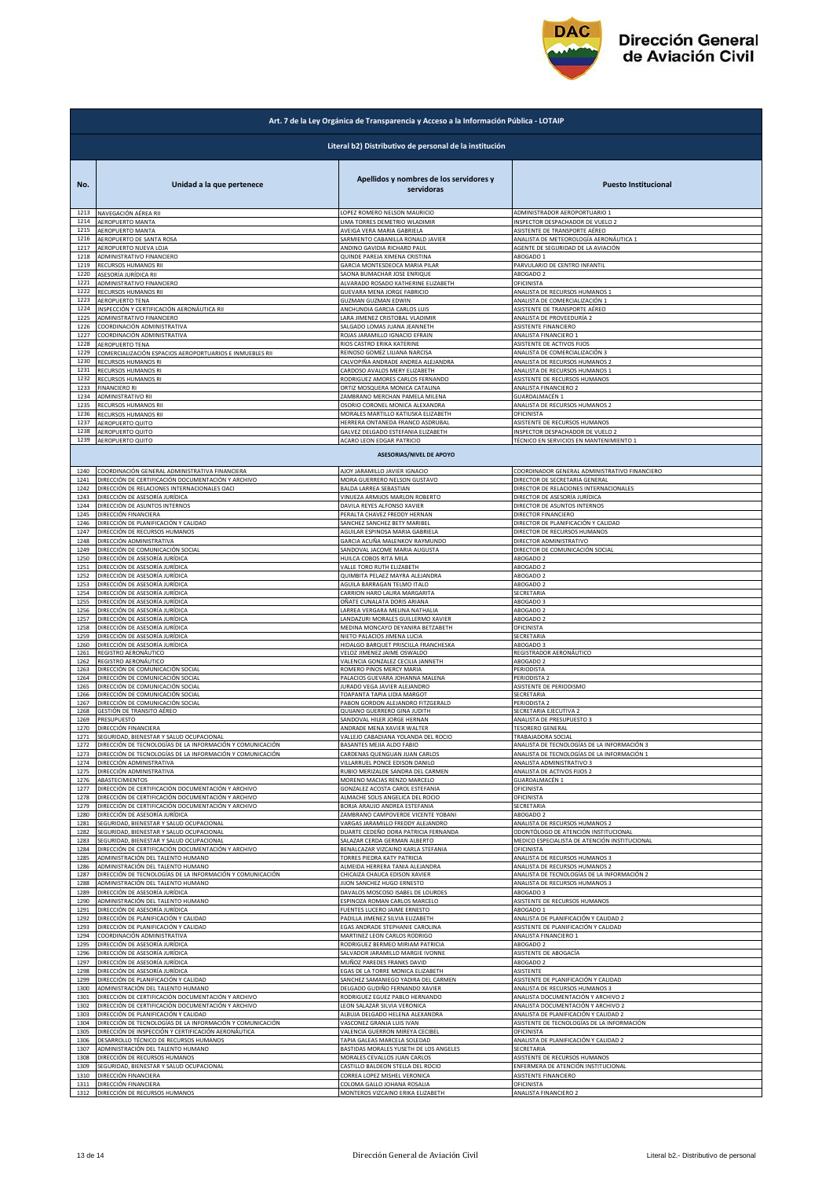# Dirección General de Aviación Civil

## Art. 7 de la Ley Orgánica de Transparencia y Acceso a la Información Pública - LOTAIP

### Literal b2) Distributivo de personal de la institución

| No. | Unidad a la que pertenece | Apellidos y nombres de los servidores y servidoras | Puesto Institucional |
|---|---|---|---|
| 1213 | NAVEGACIÓN AÉREA RII | LOPEZ ROMERO NELSON MAURICIO | ADMINISTRADOR AEROPORTUARIO 1 |
| 1214 | AEROPUERTO MANTA | LIMA TORRES DEMETRIO WLADIMIR | INSPECTOR DESPACHADOR DE VUELO 2 |
| 1215 | AEROPUERTO MANTA | AVEIGA VERA MARIA GABRIELA | ASISTENTE DE TRANSPORTE AÉREO |
| 1216 | AEROPUERTO DE SANTA ROSA | SARMIENTO CABANILLA RONALD JAVIER | ANALISTA DE METEOROLOGÍA AERONÁUTICA 1 |
| 1217 | AEROPUERTO NUEVA LOJA | ANDINO GAVIDIA RICHARD PAUL | AGENTE DE SEGURIDAD DE LA AVIACIÓN |
| 1218 | ADMINISTRATIVO FINANCIERO | QUINDE PAREJA XIMENA CRISTINA | ABOGADO 1 |
| 1219 | RECURSOS HUMANOS RII | GARCIA MONTESDEOCA MARIA PILAR | PARVULARIO DE CENTRO INFANTIL |
| 1220 | ASESORÍA JURÍDICA RII | SAONA BUMACHAR JOSE ENRIQUE | ABOGADO 2 |
| 1221 | ADMINISTRATIVO FINANCIERO | ALVARADO ROSADO KATHERINE ELIZABETH | OFICINISTA |
| 1222 | RECURSOS HUMANOS RII | GUEVARA MENA JORGE FABRICIO | ANALISTA DE RECURSOS HUMANOS 1 |
| 1223 | AEROPUERTO TENA | GUZMAN GUZMAN EDWIN | ANALISTA DE COMERCIALIZACIÓN 1 |
| 1224 | INSPECCIÓN Y CERTIFICACIÓN AERONÁUTICA RII | ANCHUNDIA GARCIA CARLOS LUIS | ASISTENTE DE TRANSPORTE AÉREO |
| 1225 | ADMINISTRATIVO FINANCIERO | LARA JIMENEZ CRISTOBAL VLADIMIR | ANALISTA DE PROVEEDURÍA 2 |
| 1226 | COORDINACIÓN ADMINISTRATIVA | SALGADO LOMAS JUANA JEANNETH | ASISTENTE FINANCIERO |
| 1227 | COORDINACIÓN ADMINISTRATIVA | ROJAS JARAMILLO IGNACIO EFRAIN | ANALISTA FINANCIERO 1 |
| 1228 | AEROPUERTO TENA | RIOS CASTRO ERIKA KATERINE | ASISTENTE DE ACTIVOS FIJOS |
| 1229 | COMERCIALIZACIÓN ESPACIOS AEROPORTUARIOS E INMUEBLES RII | REINOSO GOMEZ LILIANA NARCISA | ANALISTA DE COMERCIALIZACIÓN 3 |
| 1230 | RECURSOS HUMANOS RI | CALVOPIÑA ANDRADE ANDREA ALEJANDRA | ANALISTA DE RECURSOS HUMANOS 2 |
| 1231 | RECURSOS HUMANOS RI | CARDOSO AVALOS MERY ELIZABETH | ANALISTA DE RECURSOS HUMANOS 1 |
| 1232 | RECURSOS HUMANOS RI | RODRIGUEZ AMORES CARLOS FERNANDO | ASISTENTE DE RECURSOS HUMANOS |
| 1233 | FINANCIERO RI | ORTIZ MOSQUERA MONICA CATALINA | ANALISTA FINANCIERO 2 |
| 1234 | ADMINISTRATIVO RII | ZAMBRANO MERCHAN PAMELA MILENA | GUARDALMACÉN 1 |
| 1235 | RECURSOS HUMANOS RII | OSORIO CORONEL MONICA ALEXANDRA | ANALISTA DE RECURSOS HUMANOS 2 |
| 1236 | RECURSOS HUMANOS RII | MORALES MARTILLO KATIUSKA ELIZABETH | OFICINISTA |
| 1237 | AEROPUERTO QUITO | HERRERA ONTANEDA FRANCO ASDRUBAL | ASISTENTE DE RECURSOS HUMANOS |
| 1238 | AEROPUERTO QUITO | GALVEZ DELGADO ESTEFANIA ELIZABETH | INSPECTOR DESPACHADOR DE VUELO 2 |
| 1239 | AEROPUERTO QUITO | ACARO LEON EDGAR PATRICIO | TÉCNICO EN SERVICIOS EN MANTENIMIENTO 1 |
| | | **ASESORIAS/NIVEL DE APOYO** | |
| 1240 | COORDINACIÓN GENERAL ADMINISTRATIVA FINANCIERA | AJOY JARAMILLO JAVIER IGNACIO | COORDINADOR GENERAL ADMINISTRATIVO FINANCIERO |
| 1241 | DIRECCIÓN DE CERTIFICACIÓN DOCUMENTACIÓN Y ARCHIVO | MORA GUERRERO NELSON GUSTAVO | DIRECTOR DE SECRETARIA GENERAL |
| 1242 | DIRECCIÓN DE RELACIONES INTERNACIONALES OACI | BALDA LARREA SEBASTIAN | DIRECTOR DE RELACIONES INTERNACIONALES |
| 1243 | DIRECCIÓN DE ASESORÍA JURÍDICA | VINUEZA ARMIJOS MARLON ROBERTO | DIRECTOR DE ASESORÍA JURÍDICA |
| 1244 | DIRECCIÓN DE ASUNTOS INTERNOS | DAVILA REYES ALFONSO XAVIER | DIRECTOR DE ASUNTOS INTERNOS |
| 1245 | DIRECCIÓN FINANCIERA | PERALTA CHAVEZ FREDDY HERNAN | DIRECTOR FINANCIERO |
| 1246 | DIRECCIÓN DE PLANIFICACIÓN Y CALIDAD | SANCHEZ SANCHEZ BETY MARIBEL | DIRECTOR DE PLANIFICACIÓN Y CALIDAD |
| 1247 | DIRECCIÓN DE RECURSOS HUMANOS | AGUILAR ESPINOSA MARIA GABRIELA | DIRECTOR DE RECURSOS HUMANOS |
| 1248 | DIRECCIÓN ADMINISTRATIVA | GARCIA ACUÑA MALENKOV RAYMUNDO | DIRECTOR ADMINISTRATIVO |
| 1249 | DIRECCIÓN DE COMUNICACIÓN SOCIAL | SANDOVAL JACOME MARIA AUGUSTA | DIRECTOR DE COMUNICACIÓN SOCIAL |
| 1250 | DIRECCIÓN DE ASESORÍA JURÍDICA | HUILCA COBOS RITA MILA | ABOGADO 2 |
| 1251 | DIRECCIÓN DE ASESORÍA JURÍDICA | VALLE TORO RUTH ELIZABETH | ABOGADO 2 |
| 1252 | DIRECCIÓN DE ASESORÍA JURÍDICA | QUIMBITA PELAEZ MAYRA ALEJANDRA | ABOGADO 2 |
| 1253 | DIRECCIÓN DE ASESORÍA JURÍDICA | AGUILA BARRAGAN TELMO ITALO | ABOGADO 2 |
| 1254 | DIRECCIÓN DE ASESORÍA JURÍDICA | CARRION HARO LAURA MARGARITA | SECRETARIA |
| 1255 | DIRECCIÓN DE ASESORÍA JURÍDICA | OÑATE CUNALATA DORIS ARIANA | ABOGADO 3 |
| 1256 | DIRECCIÓN DE ASESORÍA JURÍDICA | LARREA VERGARA MELINA NATHALIA | ABOGADO 2 |
| 1257 | DIRECCIÓN DE ASESORÍA JURÍDICA | LANDAZURI MORALES GUILLERMO XAVIER | ABOGADO 2 |
| 1258 | DIRECCIÓN DE ASESORÍA JURÍDICA | MEDINA MONCAYO DEYANIRA BETZABETH | OFICINISTA |
| 1259 | DIRECCIÓN DE ASESORÍA JURÍDICA | NIETO PALACIOS JIMENA LUCIA | SECRETARIA |
| 1260 | DIRECCIÓN DE ASESORÍA JURÍDICA | HIDALGO BARQUET PRISCILLA FRANCHESKA | ABOGADO 3 |
| 1261 | REGISTRO AERONÁUTICO | VELOZ JIMENEZ JAIME OSWALDO | REGISTRADOR AERONÁUTICO |
| 1262 | REGISTRO AERONÁUTICO | VALENCIA GONZALEZ CECILIA JANNETH | ABOGADO 2 |
| 1263 | DIRECCIÓN DE COMUNICACIÓN SOCIAL | ROMERO PINOS MERCY MARIA | PERIODISTA |
| 1264 | DIRECCIÓN DE COMUNICACIÓN SOCIAL | PALACIOS GUEVARA JOHANNA MALENA | PERIODISTA 2 |
| 1265 | DIRECCIÓN DE COMUNICACIÓN SOCIAL | JURADO VEGA JAVIER ALEJANDRO | ASISTENTE DE PERIODISMO |
| 1266 | DIRECCIÓN DE COMUNICACIÓN SOCIAL | TOAPANTA TAPIA LIDIA MARGOT | SECRETARIA |
| 1267 | DIRECCIÓN DE COMUNICACIÓN SOCIAL | PABON GORDON ALEJANDRO FITZGERALD | PERIODISTA 2 |
| 1268 | GESTIÓN DE TRANSITO AÉREO | QUIJANO GUERRERO GINA JUDITH | SECRETARIA EJECUTIVA 2 |
| 1269 | PRESUPUESTO | SANDOVAL HILER JORGE HERNAN | ANALISTA DE PRESUPUESTO 3 |
| 1270 | DIRECCIÓN FINANCIERA | ANDRADE MENA XAVIER WALTER | TESORERO GENERAL |
| 1271 | SEGURIDAD, BIENESTAR Y SALUD OCUPACIONAL | VALLEJO CABADIANA YOLANDA DEL ROCIO | TRABAJADORA SOCIAL |
| 1272 | DIRECCIÓN DE TECNOLOGÍAS DE LA INFORMACIÓN Y COMUNICACIÓN | BASANTES MEJIA ALDO FABIO | ANALISTA DE TECNOLOGÍAS DE LA INFORMACIÓN 3 |
| 1273 | DIRECCIÓN DE TECNOLOGÍAS DE LA INFORMACIÓN Y COMUNICACIÓN | CARDENAS QUENGUAN JUAN CARLOS | ANALISTA DE TECNOLOGÍAS DE LA INFORMACIÓN 1 |
| 1274 | DIRECCIÓN ADMINISTRATIVA | VILLARRUEL PONCE EDISON DANILO | ANALISTA ADMINISTRATIVO 3 |
| 1275 | DIRECCIÓN ADMINISTRATIVA | RUBIO MERIZALDE SANDRA DEL CARMEN | ANALISTA DE ACTIVOS FIJOS 2 |
| 1276 | ABASTECIMIENTOS | MORENO MACIAS RENZO MARCELO | GUARDALMACÉN 1 |
| 1277 | DIRECCIÓN DE CERTIFICACIÓN DOCUMENTACIÓN Y ARCHIVO | GONZALEZ ACOSTA CAROL ESTEFANIA | OFICINISTA |
| 1278 | DIRECCIÓN DE CERTIFICACIÓN DOCUMENTACIÓN Y ARCHIVO | ALMACHE SOLIS ANGELICA DEL ROCIO | OFICINISTA |
| 1279 | DIRECCIÓN DE CERTIFICACIÓN DOCUMENTACIÓN Y ARCHIVO | BORJA ARAUJO ANDREA ESTEFANIA | SECRETARIA |
| 1280 | DIRECCIÓN DE ASESORÍA JURÍDICA | ZAMBRANO CAMPOVERDE VICENTE YOBANI | ABOGADO 2 |
| 1281 | SEGURIDAD, BIENESTAR Y SALUD OCUPACIONAL | VARGAS JARAMILLO FREDDY ALEJANDRO | ANALISTA DE RECURSOS HUMANOS 2 |
| 1282 | SEGURIDAD, BIENESTAR Y SALUD OCUPACIONAL | DUARTE CEDEÑO DORA PATRICIA FERNANDA | ODONTÓLOGO DE ATENCIÓN INSTITUCIONAL |
| 1283 | SEGURIDAD, BIENESTAR Y SALUD OCUPACIONAL | SALAZAR CERDA GERMAN ALBERTO | MEDICO ESPECIALISTA DE ATENCIÓN INSTITUCIONAL |
| 1284 | DIRECCIÓN DE CERTIFICACIÓN DOCUMENTACIÓN Y ARCHIVO | BENALCAZAR VIZCAINO KARLA STEFANIA | OFICINISTA |
| 1285 | ADMINISTRACIÓN DEL TALENTO HUMANO | TORRES PIEDRA KATY PATRICIA | ANALISTA DE RECURSOS HUMANOS 3 |
| 1286 | ADMINISTRACIÓN DEL TALENTO HUMANO | ALMEIDA HERRERA TANIA ALEJANDRA | ANALISTA DE RECURSOS HUMANOS 2 |
| 1287 | DIRECCIÓN DE TECNOLOGÍAS DE LA INFORMACIÓN Y COMUNICACIÓN | CHICAIZA CHAUCA EDISON XAVIER | ANALISTA DE TECNOLOGÍAS DE LA INFORMACIÓN 2 |
| 1288 | ADMINISTRACIÓN DEL TALENTO HUMANO | JIJON SANCHEZ HUGO ERNESTO | ANALISTA DE RECURSOS HUMANOS 3 |
| 1289 | DIRECCIÓN DE ASESORÍA JURÍDICA | DAVALOS MOSCOSO ISABEL DE LOURDES | ABOGADO 3 |
| 1290 | ADMINISTRACIÓN DEL TALENTO HUMANO | ESPINOZA ROMAN CARLOS MARCELO | ASISTENTE DE RECURSOS HUMANOS |
| 1291 | DIRECCIÓN DE ASESORÍA JURÍDICA | FUENTES LUCERO JAIME ERNESTO | ABOGADO 1 |
| 1292 | DIRECCIÓN DE PLANIFICACIÓN Y CALIDAD | PADILLA JIMENEZ SILVIA ELIZABETH | ANALISTA DE PLANIFICACIÓN Y CALIDAD 2 |
| 1293 | DIRECCIÓN DE PLANIFICACIÓN Y CALIDAD | EGAS ANDRADE STEPHANIE CAROLINA | ASISTENTE DE PLANIFICACIÓN Y CALIDAD |
| 1294 | COORDINACIÓN ADMINISTRATIVA | MARTINEZ LEON CARLOS RODRIGO | ANALISTA FINANCIERO 1 |
| 1295 | DIRECCIÓN DE ASESORÍA JURÍDICA | RODRIGUEZ BERMEO MIRIAM PATRICIA | ABOGADO 2 |
| 1296 | DIRECCIÓN DE ASESORÍA JURÍDICA | SALVADOR JARAMILLO MARGIE IVONNE | ASISTENTE DE ABOGACÍA |
| 1297 | DIRECCIÓN DE ASESORÍA JURÍDICA | MUÑOZ PAREDES FRANKS DAVID | ABOGADO 2 |
| 1298 | DIRECCIÓN DE ASESORÍA JURÍDICA | EGAS DE LA TORRE MONICA ELIZABETH | ASISTENTE |
| 1299 | DIRECCIÓN DE PLANIFICACIÓN Y CALIDAD | SANCHEZ SAMANIEGO YADIRA DEL CARMEN | ASISTENTE DE PLANIFICACIÓN Y CALIDAD |
| 1300 | ADMINISTRACIÓN DEL TALENTO HUMANO | DELGADO GUDIÑO FERNANDO XAVIER | ANALISTA DE RECURSOS HUMANOS 3 |
| 1301 | DIRECCIÓN DE CERTIFICACIÓN DOCUMENTACIÓN Y ARCHIVO | RODRIGUEZ EGUEZ PABLO HERNANDO | ANALISTA DOCUMENTACIÓN Y ARCHIVO 2 |
| 1302 | DIRECCIÓN DE CERTIFICACIÓN DOCUMENTACIÓN Y ARCHIVO | LEON SALAZAR SILVIA VERONICA | ANALISTA DOCUMENTACIÓN Y ARCHIVO 2 |
| 1303 | DIRECCIÓN DE PLANIFICACIÓN Y CALIDAD | ALBUJA DELGADO HELENA ALEXANDRA | ANALISTA DE PLANIFICACIÓN Y CALIDAD 2 |
| 1304 | DIRECCIÓN DE TECNOLOGÍAS DE LA INFORMACIÓN Y COMUNICACIÓN | VASCONEZ GRANJA LUIS IVAN | ASISTENTE DE TECNOLOGÍAS DE LA INFORMACIÓN |
| 1305 | DIRECCIÓN DE INSPECCIÓN Y CERTIFICACIÓN AERONÁUTICA | VALENCIA GUERRON MIREYA CECIBEL | OFICINISTA |
| 1306 | DESARROLLO TÉCNICO DE RECURSOS HUMANOS | TAPIA GALEAS MARCELA SOLEDAD | ANALISTA DE PLANIFICACIÓN Y CALIDAD 2 |
| 1307 | ADMINISTRACIÓN DEL TALENTO HUMANO | BASTIDAS MORALES YUSETH DE LOS ANGELES | SECRETARIA |
| 1308 | DIRECCIÓN DE RECURSOS HUMANOS | MORALES CEVALLOS JUAN CARLOS | ASISTENTE DE RECURSOS HUMANOS |
| 1309 | SEGURIDAD, BIENESTAR Y SALUD OCUPACIONAL | CASTILLO BALDEON STELLA DEL ROCIO | ENFERMERA DE ATENCIÓN INSTITUCIONAL |
| 1310 | DIRECCIÓN FINANCIERA | CORREA LOPEZ MISHEL VERONICA | ASISTENTE FINANCIERO |
| 1311 | DIRECCIÓN FINANCIERA | COLOMA GALLO JOHANA ROSALIA | OFICINISTA |
| 1312 | DIRECCIÓN DE RECURSOS HUMANOS | MONTEROS VIZCAINO ERIKA ELIZABETH | ANALISTA FINANCIERO 2 |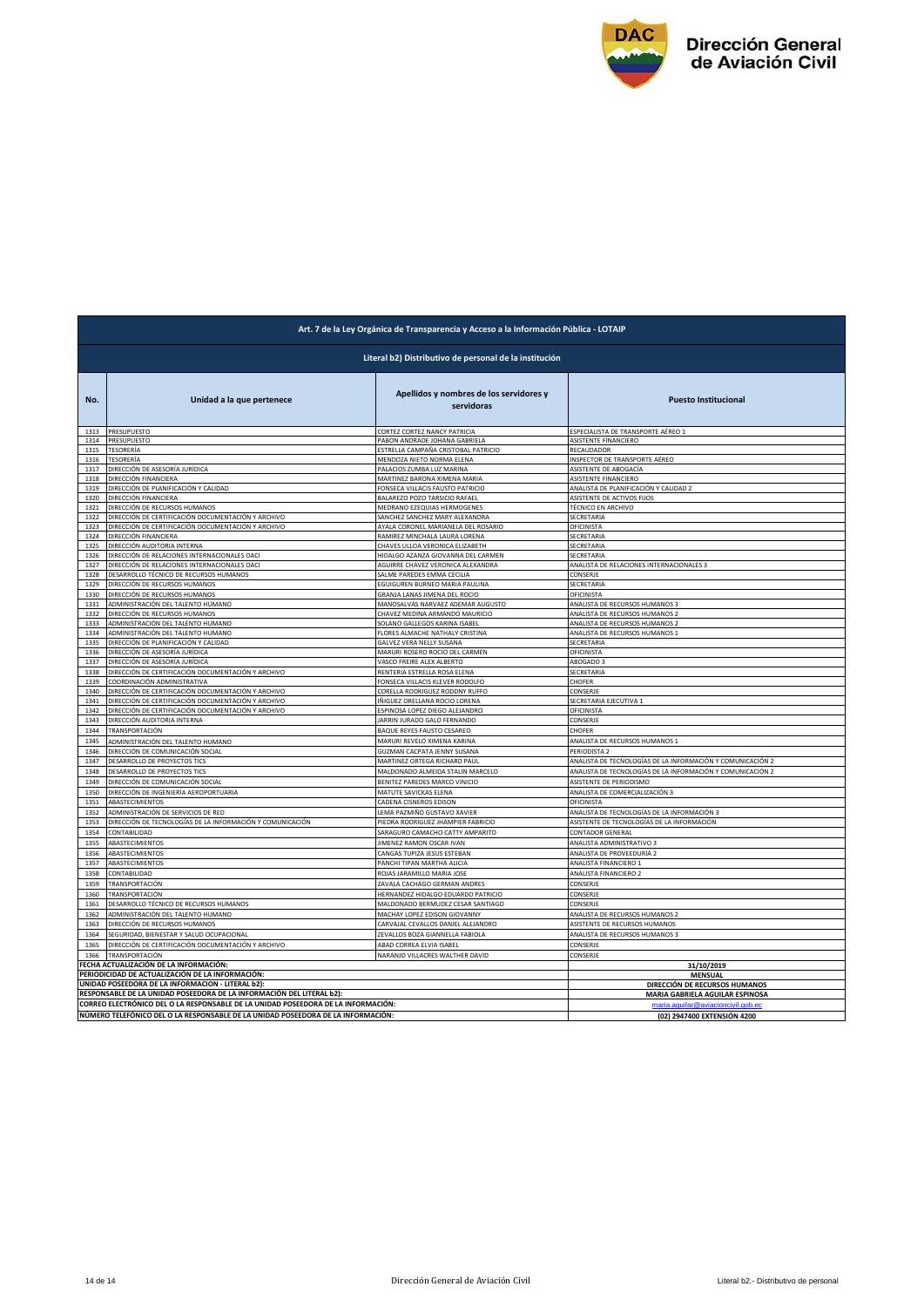Dirección General de Aviación Civil

| Art. 7 de la Ley Orgánica de Transparencia y Acceso a la Información Pública - LOTAIP | | | |
|---|---|---|---|
| Literal b2) Distributivo de personal de la institución | | | |
| No. | Unidad a la que pertenece | Apellidos y nombres de los servidores y servidoras | Puesto Institucional |
| 1313 | PRESUPUESTO | CORTEZ CORTEZ NANCY PATRICIA | ESPECIALISTA DE TRANSPORTE AÉREO 1 |
| 1314 | PRESUPUESTO | PABON ANDRADE JOHANA GABRIELA | ASISTENTE FINANCIERO |
| 1315 | TESORERÍA | ESTRELLA CAMPAÑA CRISTOBAL PATRICIO | RECAUDADOR |
| 1316 | TESORERÍA | MENDOZA NIETO NORMA ELENA | INSPECTOR DE TRANSPORTE AÉREO |
| 1317 | DIRECCIÓN DE ASESORÍA JURÍDICA | PALACIOS ZUMBA LUZ MARINA | ASISTENTE DE ABOGACÍA |
| 1318 | DIRECCIÓN FINANCIERA | MARTINEZ BARONA XIMENA MARIA | ASISTENTE FINANCIERO |
| 1319 | DIRECCIÓN DE PLANIFICACIÓN Y CALIDAD | FONSECA VILLACIS FAUSTO PATRICIO | ANALISTA DE PLANIFICACIÓN Y CALIDAD 2 |
| 1320 | DIRECCIÓN FINANCIERA | BALAREZO POZO TARSICIO RAFAEL | ASISTENTE DE ACTIVOS FIJOS |
| 1321 | DIRECCIÓN DE RECURSOS HUMANOS | MEDRANO EZEQUIAS HERMOGENES | TÉCNICO EN ARCHIVO |
| 1322 | DIRECCIÓN DE CERTIFICACIÓN DOCUMENTACIÓN Y ARCHIVO | SANCHEZ SANCHEZ MARY ALEXANDRA | SECRETARIA |
| 1323 | DIRECCIÓN DE CERTIFICACIÓN DOCUMENTACIÓN Y ARCHIVO | AYALA CORONEL MARIANELA DEL ROSARIO | OFICINISTA |
| 1324 | DIRECCIÓN FINANCIERA | RAMIREZ MINCHALA LAURA LORENA | SECRETARIA |
| 1325 | DIRECCIÓN AUDITORIA INTERNA | CHAVES ULLOA VERONICA ELIZABETH | SECRETARIA |
| 1326 | DIRECCIÓN DE RELACIONES INTERNACIONALES OACI | HIDALGO AZANZA GIOVANNA DEL CARMEN | SECRETARIA |
| 1327 | DIRECCIÓN DE RELACIONES INTERNACIONALES OACI | AGUIRRE CHAVEZ VERONICA ALEXANDRA | ANALISTA DE RELACIONES INTERNACIONALES 3 |
| 1328 | DESARROLLO TÉCNICO DE RECURSOS HUMANOS | SALME PAREDES EMMA CECILIA | CONSERJE |
| 1329 | DIRECCIÓN DE RECURSOS HUMANOS | EGUIGUREN BURNEO MARIA PAULINA | SECRETARIA |
| 1330 | DIRECCIÓN DE RECURSOS HUMANOS | GRANJA LANAS JIMENA DEL ROCIO | OFICINISTA |
| 1331 | ADMINISTRACIÓN DEL TALENTO HUMANO | MANOSALVAS NARVAEZ ADEMAR AUGUSTO | ANALISTA DE RECURSOS HUMANOS 3 |
| 1332 | DIRECCIÓN DE RECURSOS HUMANOS | CHAVEZ MEDINA ARMANDO MAURICIO | ANALISTA DE RECURSOS HUMANOS 2 |
| 1333 | ADMINISTRACIÓN DEL TALENTO HUMANO | SOLANO GALLEGOS KARINA ISABEL | ANALISTA DE RECURSOS HUMANOS 2 |
| 1334 | ADMINISTRACIÓN DEL TALENTO HUMANO | FLORES ALMACHE NATHALY CRISTINA | ANALISTA DE RECURSOS HUMANOS 1 |
| 1335 | DIRECCIÓN DE PLANIFICACIÓN Y CALIDAD | GALVEZ VERA NELLY SUSANA | SECRETARIA |
| 1336 | DIRECCIÓN DE ASESORÍA JURÍDICA | MARURI ROSERO ROCIO DEL CARMEN | OFICINISTA |
| 1337 | DIRECCIÓN DE ASESORÍA JURÍDICA | VASCO FREIRE ALEX ALBERTO | ABOGADO 3 |
| 1338 | DIRECCIÓN DE CERTIFICACIÓN DOCUMENTACIÓN Y ARCHIVO | RENTERIA ESTRELLA ROSA ELENA | SECRETARIA |
| 1339 | COORDINACIÓN ADMINISTRATIVA | FONSECA VILLACIS KLEVER RODOLFO | CHOFER |
| 1340 | DIRECCIÓN DE CERTIFICACIÓN DOCUMENTACIÓN Y ARCHIVO | CORELLA RODRIGUEZ RODDNY RUFFO | CONSERJE |
| 1341 | DIRECCIÓN DE CERTIFICACIÓN DOCUMENTACIÓN Y ARCHIVO | IÑIGUEZ ORELLANA ROCIO LORENA | SECRETARIA EJECUTIVA 1 |
| 1342 | DIRECCIÓN DE CERTIFICACIÓN DOCUMENTACIÓN Y ARCHIVO | ESPINOSA LOPEZ DIEGO ALEJANDRO | OFICINISTA |
| 1343 | DIRECCIÓN AUDITORIA INTERNA | JARRIN JURADO GALO FERNANDO | CONSERJE |
| 1344 | TRANSPORTACIÓN | BAQUE REYES FAUSTO CESAREO | CHOFER |
| 1345 | ADMINISTRACIÓN DEL TALENTO HUMANO | MARURI REVELO XIMENA KARINA | ANALISTA DE RECURSOS HUMANOS 1 |
| 1346 | DIRECCIÓN DE COMUNICACIÓN SOCIAL | GUZMAN CACPATA JENNY SUSANA | PERIODISTA 2 |
| 1347 | DESARROLLO DE PROYECTOS TICS | MARTINEZ ORTEGA RICHARD PAUL | ANALISTA DE TECNOLOGÍAS DE LA INFORMACIÓN Y COMUNICACIÓN 2 |
| 1348 | DESARROLLO DE PROYECTOS TICS | MALDONADO ALMEIDA STALIN MARCELO | ANALISTA DE TECNOLOGÍAS DE LA INFORMACIÓN Y COMUNICACIÓN 2 |
| 1349 | DIRECCIÓN DE COMUNICACIÓN SOCIAL | BENITEZ PAREDES MARCO VINICIO | ASISTENTE DE PERIODISMO |
| 1350 | DIRECCIÓN DE INGENIERÍA AEROPORTUARIA | MATUTE SAVICKAS ELENA | ANALISTA DE COMERCIALIZACIÓN 3 |
| 1351 | ABASTECIMIENTOS | CADENA CISNEROS EDISON | OFICINISTA |
| 1352 | ADMINISTRACIÓN DE SERVICIOS DE RED | LEMA PAZMIÑO GUSTAVO XAVIER | ANALISTA DE TECNOLOGÍAS DE LA INFORMACIÓN 3 |
| 1353 | DIRECCIÓN DE TECNOLOGÍAS DE LA INFORMACIÓN Y COMUNICACIÓN | PIEDRA RODRIGUEZ JHAMPIER FABRICIO | ASISTENTE DE TECNOLOGÍAS DE LA INFORMACIÓN |
| 1354 | CONTABILIDAD | SARAGURO CAMACHO CATTY AMPARITO | CONTADOR GENERAL |
| 1355 | ABASTECIMIENTOS | JIMENEZ RAMON OSCAR IVAN | ANALISTA ADMINISTRATIVO 3 |
| 1356 | ABASTECIMIENTOS | CANGAS TUPIZA JESUS ESTEBAN | ANALISTA DE PROVEEDURÍA 2 |
| 1357 | ABASTECIMIENTOS | PANCHI TIPAN MARTHA ALICIA | ANALISTA FINANCIERO 1 |
| 1358 | CONTABILIDAD | ROJAS JARAMILLO MARIA JOSE | ANALISTA FINANCIERO 2 |
| 1359 | TRANSPORTACIÓN | ZAVALA CACHAGO GERMAN ANDRES | CONSERJE |
| 1360 | TRANSPORTACIÓN | HERNANDEZ HIDALGO EDUARDO PATRICIO | CONSERJE |
| 1361 | DESARROLLO TÉCNICO DE RECURSOS HUMANOS | MALDONADO BERMUDEZ CESAR SANTIAGO | CONSERJE |
| 1362 | ADMINISTRACIÓN DEL TALENTO HUMANO | MACHAY LOPEZ EDISON GIOVANNY | ANALISTA DE RECURSOS HUMANOS 2 |
| 1363 | DIRECCIÓN DE RECURSOS HUMANOS | CARVAJAL CEVALLOS DANIEL ALEJANDRO | ASISTENTE DE RECURSOS HUMANOS |
| 1364 | SEGURIDAD, BIENESTAR Y SALUD OCUPACIONAL | ZEVALLOS BOZA GIANNELLA FABIOLA | ANALISTA DE RECURSOS HUMANOS 3 |
| 1365 | DIRECCIÓN DE CERTIFICACIÓN DOCUMENTACIÓN Y ARCHIVO | ABAD CORREA ELVIA ISABEL | CONSERJE |
| 1366 | TRANSPORTACIÓN | NARANJO VILLACRES WALTHER DAVID | CONSERJE |
| FECHA ACTUALIZACIÓN DE LA INFORMACIÓN: | | | 31/10/2019 |
| PERIODICIDAD DE ACTUALIZACIÓN DE LA INFORMACIÓN: | | | MENSUAL |
| UNIDAD POSEEDORA DE LA INFORMACION - LITERAL b2): | | | DIRECCIÓN DE RECURSOS HUMANOS |
| RESPONSABLE DE LA UNIDAD POSEEDORA DE LA INFORMACIÓN DEL LITERAL b2): | | | MARIA GABRIELA AGUILAR ESPINOSA |
| CORREO ELECTRÓNICO DEL O LA RESPONSABLE DE LA UNIDAD POSEEDORA DE LA INFORMACIÓN: | | | maria.aguilar@aviacioncivil.gob.ec |
| NÚMERO TELEFÓNICO DEL O LA RESPONSABLE DE LA UNIDAD POSEEDORA DE LA INFORMACIÓN: | | | (02) 2947400 EXTENSIÓN 4200 |